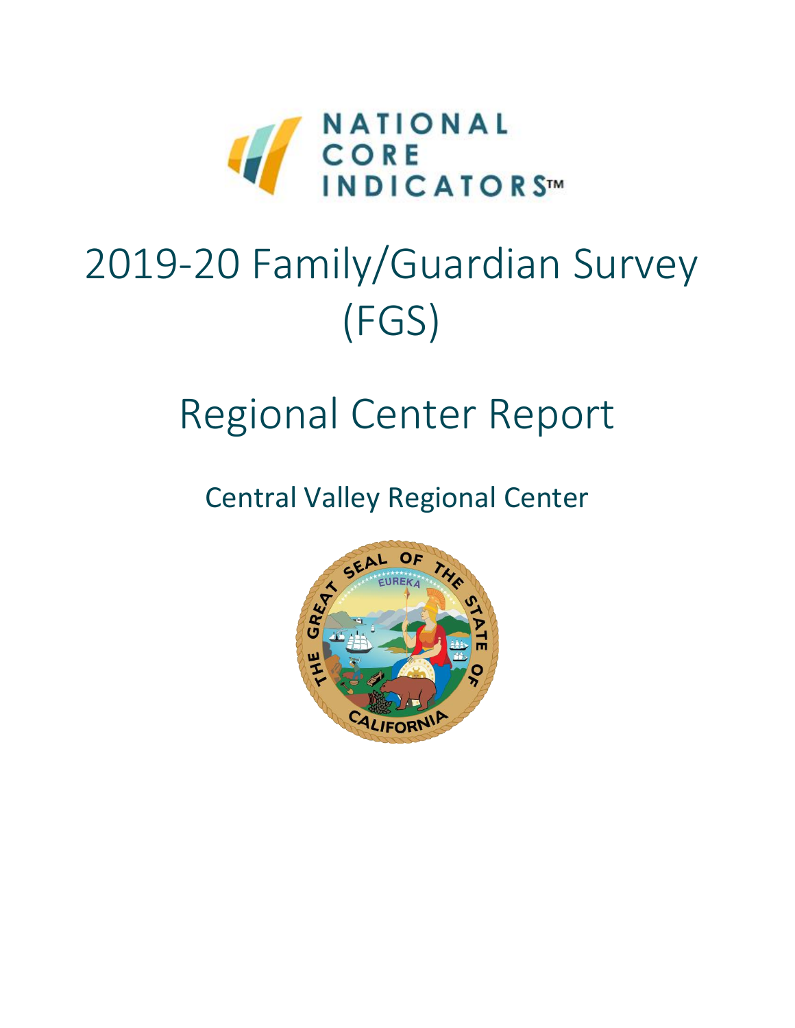NATIONAL CORE INDICATORS™

# 2019-20 Family/Guardian Survey (FGS)

# Regional Center Report

## Central Valley Regional Center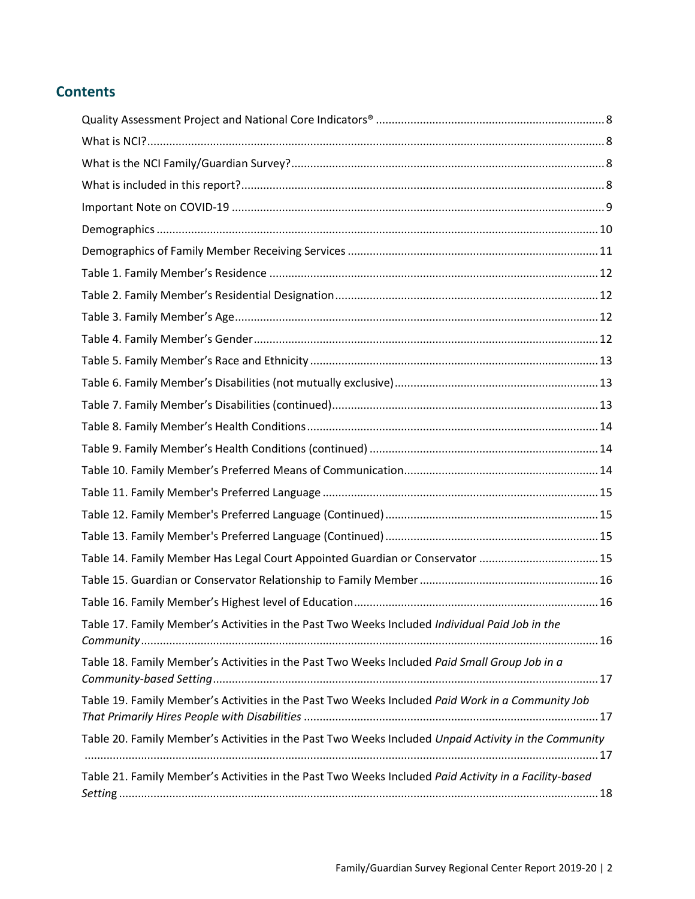## Contents

Quality Assessment Project and National Core Indicators® ........................................................................ 8
What is NCI?................................................................................................................................................ 8
What is the NCI Family/Guardian Survey?................................................................................................... 8
What is included in this report?.................................................................................................................. 8
Important Note on COVID-19 ...................................................................................................................... 9
Demographics ........................................................................................................................................... 10
Demographics of Family Member Receiving Services ............................................................................... 11
Table 1. Family Member's Residence ........................................................................................................ 12
Table 2. Family Member's Residential Designation ................................................................................... 12
Table 3. Family Member's Age................................................................................................................... 12
Table 4. Family Member's Gender............................................................................................................. 12
Table 5. Family Member's Race and Ethnicity ........................................................................................... 13
Table 6. Family Member's Disabilities (not mutually exclusive)................................................................. 13
Table 7. Family Member's Disabilities (continued)..................................................................................... 13
Table 8. Family Member's Health Conditions............................................................................................ 14
Table 9. Family Member's Health Conditions (continued) ......................................................................... 14
Table 10. Family Member's Preferred Means of Communication.............................................................. 14
Table 11. Family Member's Preferred Language ....................................................................................... 15
Table 12. Family Member's Preferred Language (Continued).................................................................... 15
Table 13. Family Member's Preferred Language (Continued).................................................................... 15
Table 14. Family Member Has Legal Court Appointed Guardian or Conservator ...................................... 15
Table 15. Guardian or Conservator Relationship to Family Member ......................................................... 16
Table 16. Family Member's Highest level of Education.............................................................................. 16
Table 17. Family Member's Activities in the Past Two Weeks Included *Individual Paid Job in the Community* ................................................................................................................................................ 16
Table 18. Family Member's Activities in the Past Two Weeks Included *Paid Small Group Job in a Community-based Setting* .......................................................................................................................... 17
Table 19. Family Member's Activities in the Past Two Weeks Included *Paid Work in a Community Job That Primarily Hires People with Disabilities* ............................................................................................. 17
Table 20. Family Member's Activities in the Past Two Weeks Included *Unpaid Activity in the Community* ................................................................................................................................................. 17
Table 21. Family Member's Activities in the Past Two Weeks Included *Paid Activity in a Facility-based Setting* ....................................................................................................................................................... 18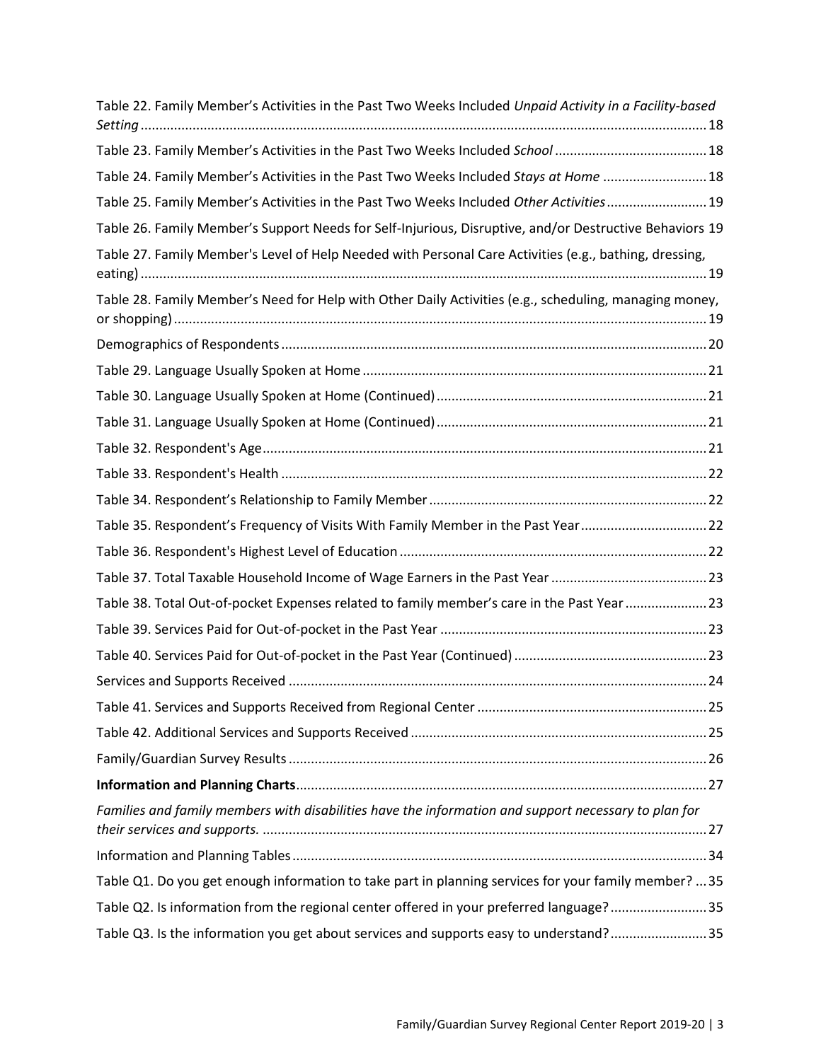Table 22. Family Member's Activities in the Past Two Weeks Included *Unpaid Activity in a Facility-based Setting* .......... 18

Table 23. Family Member's Activities in the Past Two Weeks Included *School* .......... 18

Table 24. Family Member's Activities in the Past Two Weeks Included *Stays at Home* .......... 18

Table 25. Family Member's Activities in the Past Two Weeks Included *Other Activities* .......... 19

Table 26. Family Member's Support Needs for Self-Injurious, Disruptive, and/or Destructive Behaviors 19

Table 27. Family Member's Level of Help Needed with Personal Care Activities (e.g., bathing, dressing, eating) .......... 19

Table 28. Family Member's Need for Help with Other Daily Activities (e.g., scheduling, managing money, or shopping) .......... 19

Demographics of Respondents .......... 20

Table 29. Language Usually Spoken at Home .......... 21

Table 30. Language Usually Spoken at Home (Continued) .......... 21

Table 31. Language Usually Spoken at Home (Continued) .......... 21

Table 32. Respondent's Age .......... 21

Table 33. Respondent's Health .......... 22

Table 34. Respondent's Relationship to Family Member .......... 22

Table 35. Respondent's Frequency of Visits With Family Member in the Past Year .......... 22

Table 36. Respondent's Highest Level of Education .......... 22

Table 37. Total Taxable Household Income of Wage Earners in the Past Year .......... 23

Table 38. Total Out-of-pocket Expenses related to family member's care in the Past Year .......... 23

Table 39. Services Paid for Out-of-pocket in the Past Year .......... 23

Table 40. Services Paid for Out-of-pocket in the Past Year (Continued) .......... 23

Services and Supports Received .......... 24

Table 41. Services and Supports Received from Regional Center .......... 25

Table 42. Additional Services and Supports Received .......... 25

Family/Guardian Survey Results .......... 26

**Information and Planning Charts** .......... 27

*Families and family members with disabilities have the information and support necessary to plan for their services and supports.* .......... 27

Information and Planning Tables .......... 34

Table Q1. Do you get enough information to take part in planning services for your family member? .......... 35

Table Q2. Is information from the regional center offered in your preferred language? .......... 35

Table Q3. Is the information you get about services and supports easy to understand? .......... 35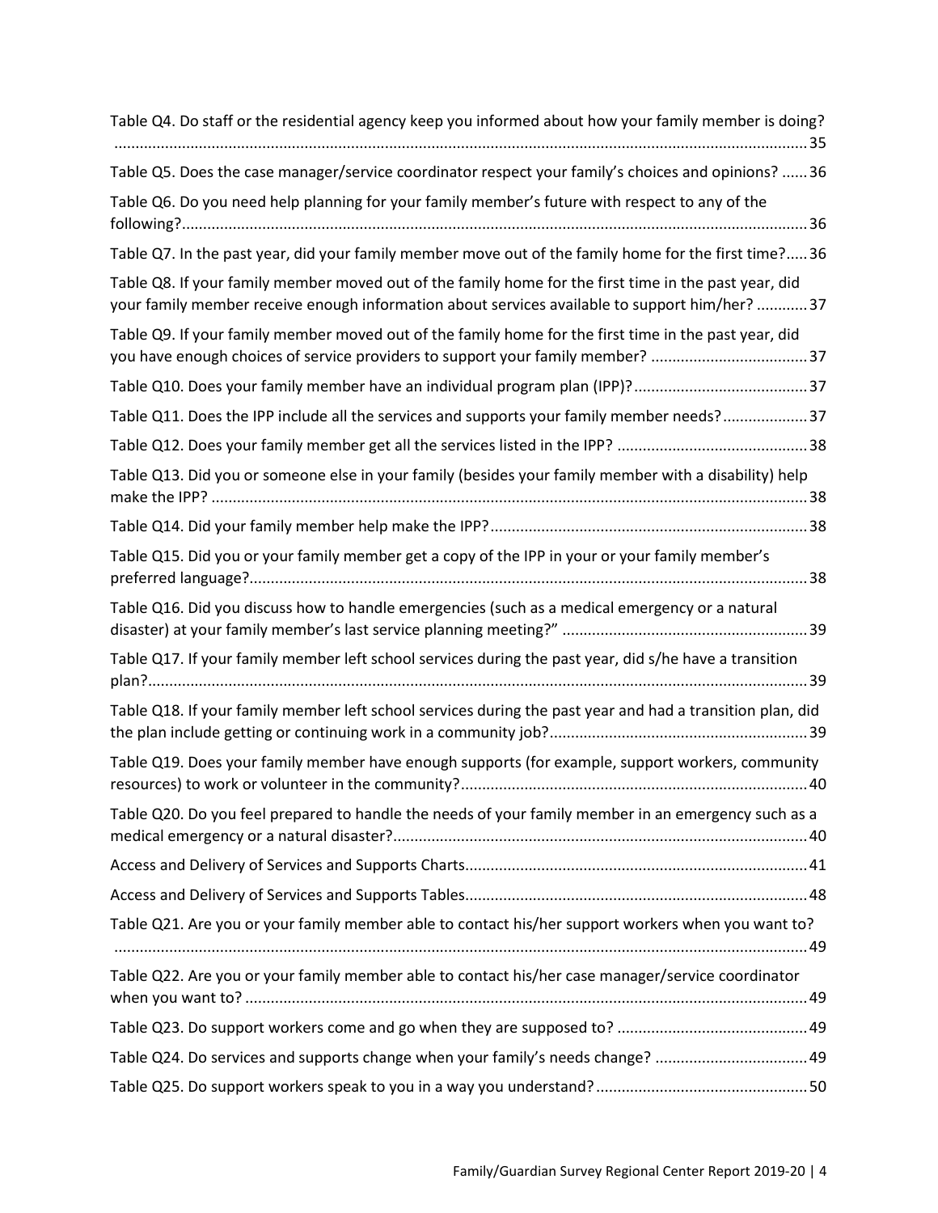Table Q4. Do staff or the residential agency keep you informed about how your family member is doing? ..... 35

Table Q5. Does the case manager/service coordinator respect your family's choices and opinions? ..... 36

Table Q6. Do you need help planning for your family member's future with respect to any of the following? ..... 36

Table Q7. In the past year, did your family member move out of the family home for the first time? ..... 36

Table Q8. If your family member moved out of the family home for the first time in the past year, did your family member receive enough information about services available to support him/her? ..... 37

Table Q9. If your family member moved out of the family home for the first time in the past year, did you have enough choices of service providers to support your family member? ..... 37

Table Q10. Does your family member have an individual program plan (IPP)? ..... 37

Table Q11. Does the IPP include all the services and supports your family member needs? ..... 37

Table Q12. Does your family member get all the services listed in the IPP? ..... 38

Table Q13. Did you or someone else in your family (besides your family member with a disability) help make the IPP? ..... 38

Table Q14. Did your family member help make the IPP? ..... 38

Table Q15. Did you or your family member get a copy of the IPP in your or your family member's preferred language? ..... 38

Table Q16. Did you discuss how to handle emergencies (such as a medical emergency or a natural disaster) at your family member's last service planning meeting?" ..... 39

Table Q17. If your family member left school services during the past year, did s/he have a transition plan? ..... 39

Table Q18. If your family member left school services during the past year and had a transition plan, did the plan include getting or continuing work in a community job? ..... 39

Table Q19. Does your family member have enough supports (for example, support workers, community resources) to work or volunteer in the community? ..... 40

Table Q20. Do you feel prepared to handle the needs of your family member in an emergency such as a medical emergency or a natural disaster? ..... 40

Access and Delivery of Services and Supports Charts ..... 41

Access and Delivery of Services and Supports Tables ..... 48

Table Q21. Are you or your family member able to contact his/her support workers when you want to? ..... 49

Table Q22. Are you or your family member able to contact his/her case manager/service coordinator when you want to? ..... 49

Table Q23. Do support workers come and go when they are supposed to? ..... 49

Table Q24. Do services and supports change when your family's needs change? ..... 49

Table Q25. Do support workers speak to you in a way you understand? ..... 50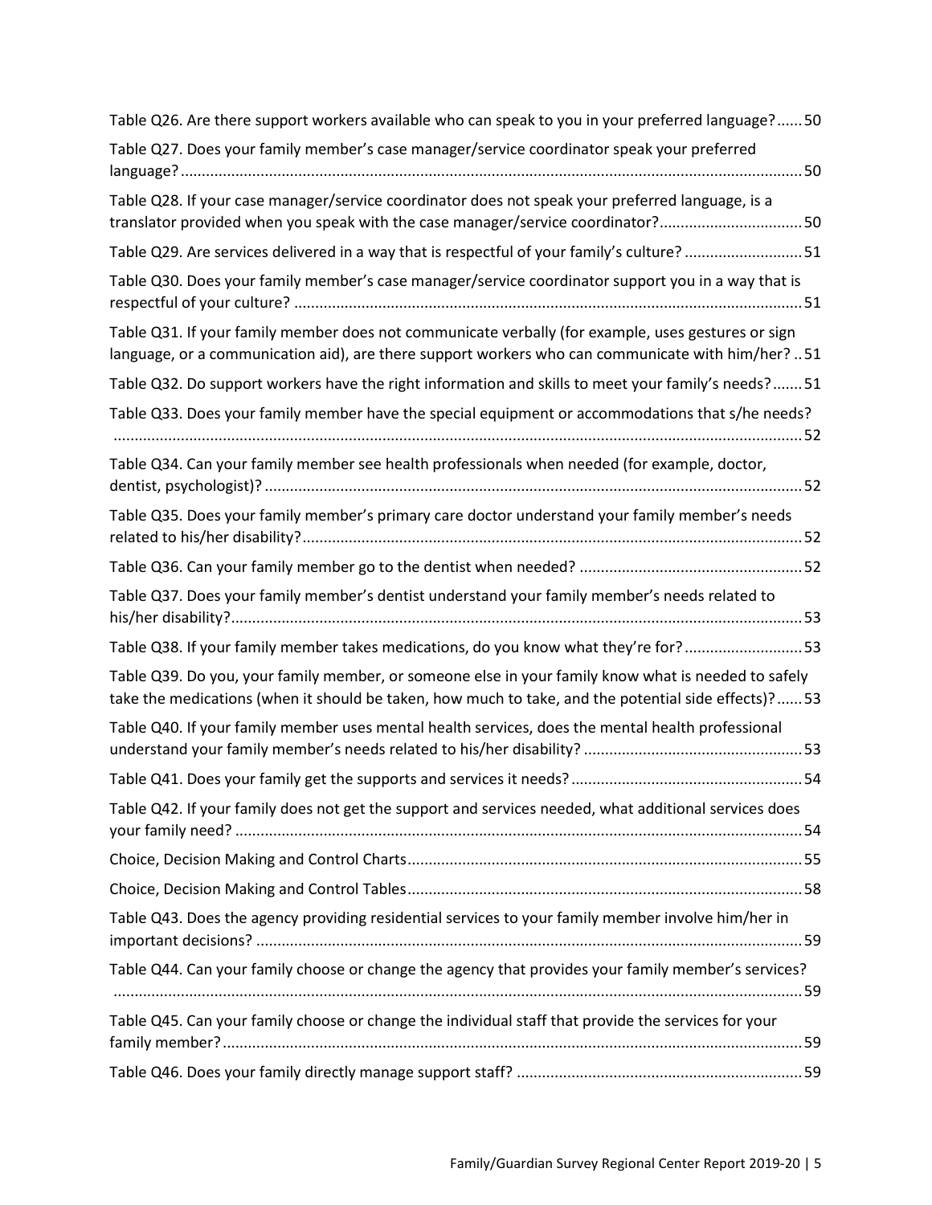Table Q26. Are there support workers available who can speak to you in your preferred language? ...... 50

Table Q27. Does your family member's case manager/service coordinator speak your preferred language? ...... 50

Table Q28. If your case manager/service coordinator does not speak your preferred language, is a translator provided when you speak with the case manager/service coordinator? ...... 50

Table Q29. Are services delivered in a way that is respectful of your family's culture? ...... 51

Table Q30. Does your family member's case manager/service coordinator support you in a way that is respectful of your culture? ...... 51

Table Q31. If your family member does not communicate verbally (for example, uses gestures or sign language, or a communication aid), are there support workers who can communicate with him/her? .. 51

Table Q32. Do support workers have the right information and skills to meet your family's needs? ...... 51

Table Q33. Does your family member have the special equipment or accommodations that s/he needs? ...... 52

Table Q34. Can your family member see health professionals when needed (for example, doctor, dentist, psychologist)? ...... 52

Table Q35. Does your family member's primary care doctor understand your family member's needs related to his/her disability? ...... 52

Table Q36. Can your family member go to the dentist when needed? ...... 52

Table Q37. Does your family member's dentist understand your family member's needs related to his/her disability? ...... 53

Table Q38. If your family member takes medications, do you know what they're for? ...... 53

Table Q39. Do you, your family member, or someone else in your family know what is needed to safely take the medications (when it should be taken, how much to take, and the potential side effects)? ...... 53

Table Q40. If your family member uses mental health services, does the mental health professional understand your family member's needs related to his/her disability? ...... 53

Table Q41. Does your family get the supports and services it needs? ...... 54

Table Q42. If your family does not get the support and services needed, what additional services does your family need? ...... 54

Choice, Decision Making and Control Charts ...... 55

Choice, Decision Making and Control Tables ...... 58

Table Q43. Does the agency providing residential services to your family member involve him/her in important decisions? ...... 59

Table Q44. Can your family choose or change the agency that provides your family member's services? ...... 59

Table Q45. Can your family choose or change the individual staff that provide the services for your family member? ...... 59

Table Q46. Does your family directly manage support staff? ...... 59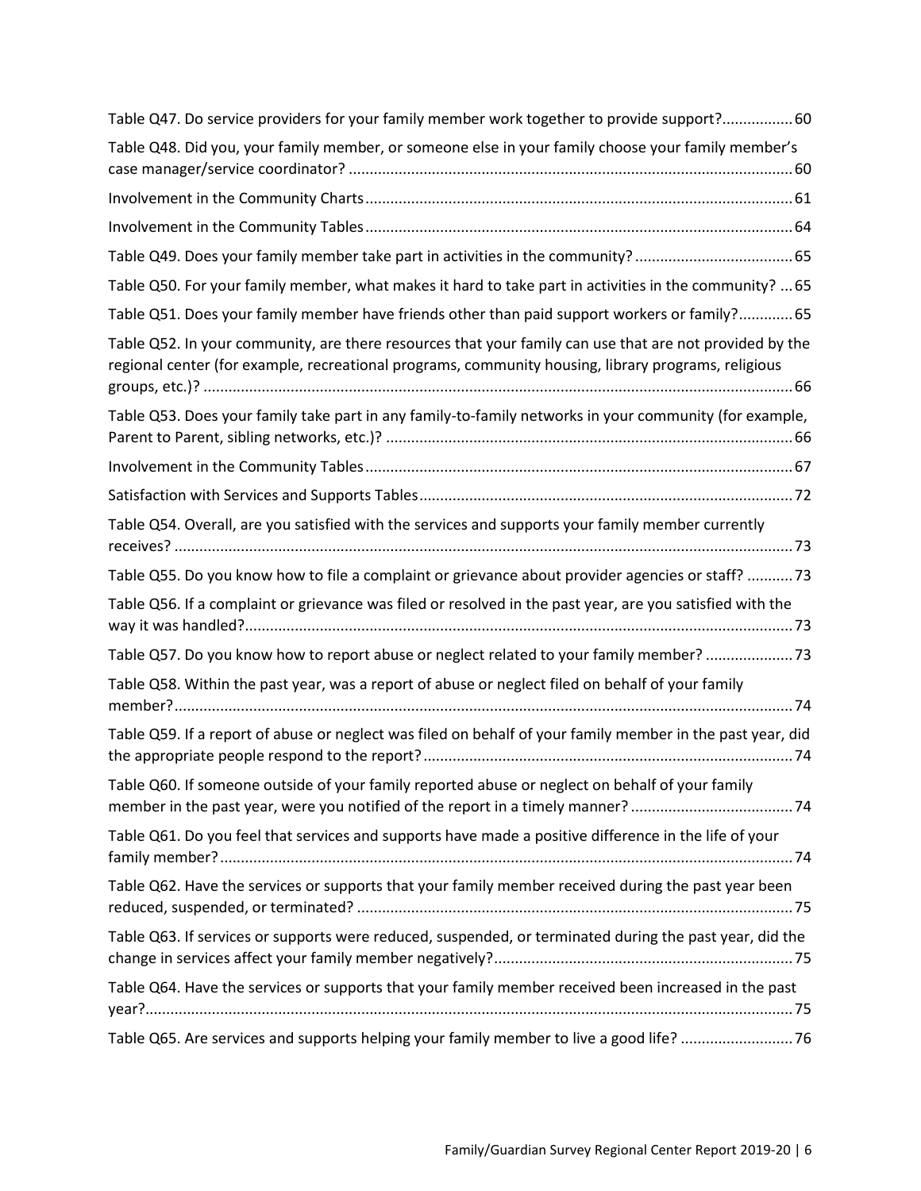Table Q47. Do service providers for your family member work together to provide support? ........ 60

Table Q48. Did you, your family member, or someone else in your family choose your family member's case manager/service coordinator? ........ 60

Involvement in the Community Charts ........ 61

Involvement in the Community Tables ........ 64

Table Q49. Does your family member take part in activities in the community? ........ 65

Table Q50. For your family member, what makes it hard to take part in activities in the community? ... 65

Table Q51. Does your family member have friends other than paid support workers or family? ........ 65

Table Q52. In your community, are there resources that your family can use that are not provided by the regional center (for example, recreational programs, community housing, library programs, religious groups, etc.)? ........ 66

Table Q53. Does your family take part in any family-to-family networks in your community (for example, Parent to Parent, sibling networks, etc.)? ........ 66

Involvement in the Community Tables ........ 67

Satisfaction with Services and Supports Tables ........ 72

Table Q54. Overall, are you satisfied with the services and supports your family member currently receives? ........ 73

Table Q55. Do you know how to file a complaint or grievance about provider agencies or staff? ........ 73

Table Q56. If a complaint or grievance was filed or resolved in the past year, are you satisfied with the way it was handled? ........ 73

Table Q57. Do you know how to report abuse or neglect related to your family member? ........ 73

Table Q58. Within the past year, was a report of abuse or neglect filed on behalf of your family member? ........ 74

Table Q59. If a report of abuse or neglect was filed on behalf of your family member in the past year, did the appropriate people respond to the report? ........ 74

Table Q60. If someone outside of your family reported abuse or neglect on behalf of your family member in the past year, were you notified of the report in a timely manner? ........ 74

Table Q61. Do you feel that services and supports have made a positive difference in the life of your family member? ........ 74

Table Q62. Have the services or supports that your family member received during the past year been reduced, suspended, or terminated? ........ 75

Table Q63. If services or supports were reduced, suspended, or terminated during the past year, did the change in services affect your family member negatively? ........ 75

Table Q64. Have the services or supports that your family member received been increased in the past year? ........ 75

Table Q65. Are services and supports helping your family member to live a good life? ........ 76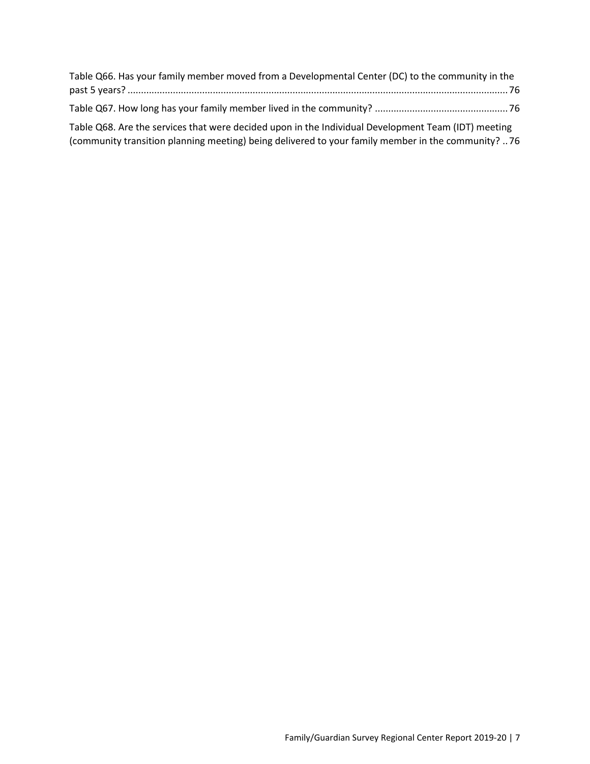Table Q66. Has your family member moved from a Developmental Center (DC) to the community in the past 5 years? ........................................................................................................................................... 76

Table Q67. How long has your family member lived in the community? ................................................. 76

Table Q68. Are the services that were decided upon in the Individual Development Team (IDT) meeting (community transition planning meeting) being delivered to your family member in the community? .. 76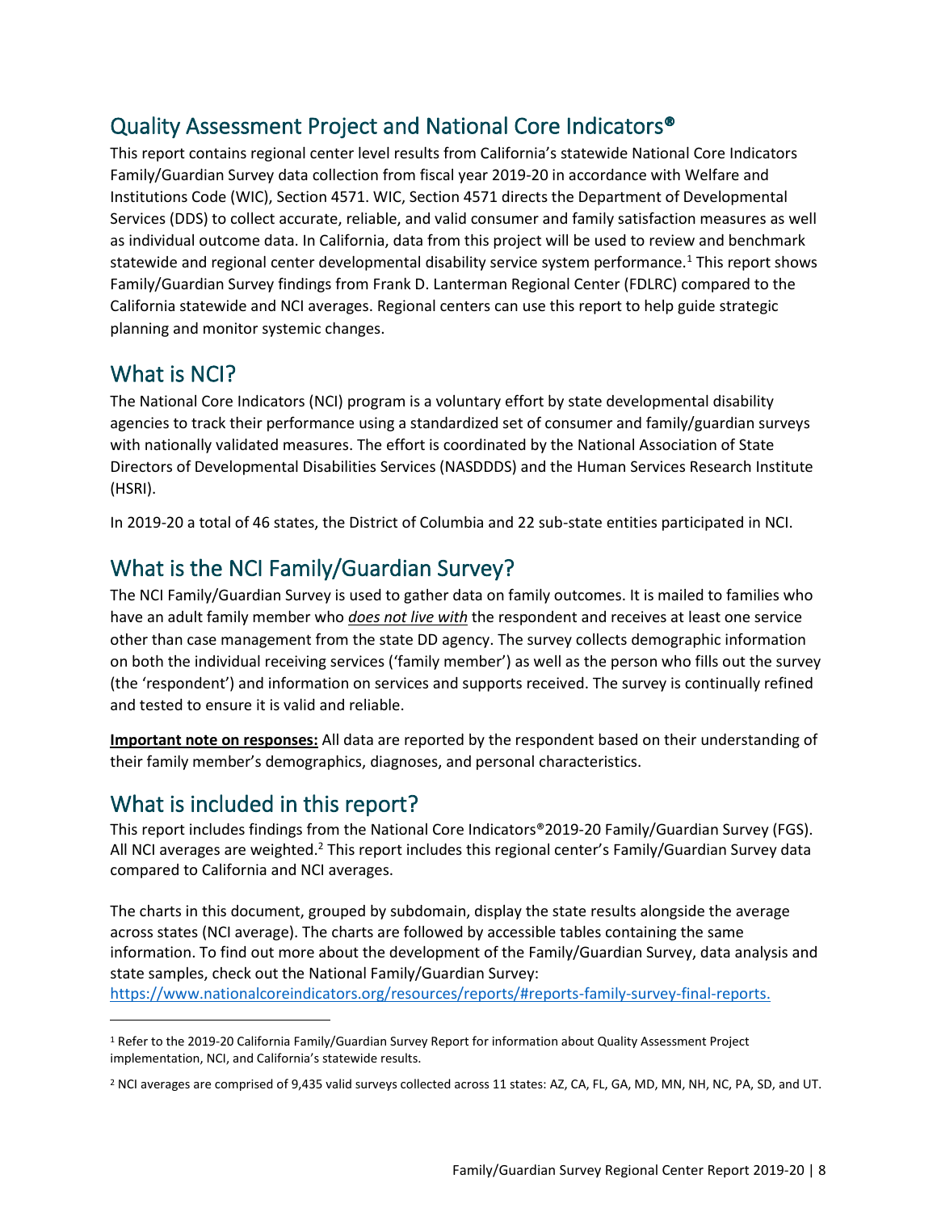## Quality Assessment Project and National Core Indicators®

This report contains regional center level results from California's statewide National Core Indicators Family/Guardian Survey data collection from fiscal year 2019-20 in accordance with Welfare and Institutions Code (WIC), Section 4571. WIC, Section 4571 directs the Department of Developmental Services (DDS) to collect accurate, reliable, and valid consumer and family satisfaction measures as well as individual outcome data. In California, data from this project will be used to review and benchmark statewide and regional center developmental disability service system performance.[1] This report shows Family/Guardian Survey findings from Frank D. Lanterman Regional Center (FDLRC) compared to the California statewide and NCI averages. Regional centers can use this report to help guide strategic planning and monitor systemic changes.

## What is NCI?

The National Core Indicators (NCI) program is a voluntary effort by state developmental disability agencies to track their performance using a standardized set of consumer and family/guardian surveys with nationally validated measures. The effort is coordinated by the National Association of State Directors of Developmental Disabilities Services (NASDDDS) and the Human Services Research Institute (HSRI).

In 2019-20 a total of 46 states, the District of Columbia and 22 sub-state entities participated in NCI.

## What is the NCI Family/Guardian Survey?

The NCI Family/Guardian Survey is used to gather data on family outcomes. It is mailed to families who have an adult family member who ***does not live with*** the respondent and receives at least one service other than case management from the state DD agency. The survey collects demographic information on both the individual receiving services ('family member') as well as the person who fills out the survey (the 'respondent') and information on services and supports received. The survey is continually refined and tested to ensure it is valid and reliable.

**Important note on responses:** All data are reported by the respondent based on their understanding of their family member's demographics, diagnoses, and personal characteristics.

## What is included in this report?

This report includes findings from the National Core Indicators®2019-20 Family/Guardian Survey (FGS). All NCI averages are weighted.[2] This report includes this regional center's Family/Guardian Survey data compared to California and NCI averages.

The charts in this document, grouped by subdomain, display the state results alongside the average across states (NCI average). The charts are followed by accessible tables containing the same information. To find out more about the development of the Family/Guardian Survey, data analysis and state samples, check out the National Family/Guardian Survey:
https://www.nationalcoreindicators.org/resources/reports/#reports-family-survey-final-reports.

---

[1] Refer to the 2019-20 California Family/Guardian Survey Report for information about Quality Assessment Project implementation, NCI, and California's statewide results.

[2] NCI averages are comprised of 9,435 valid surveys collected across 11 states: AZ, CA, FL, GA, MD, MN, NH, NC, PA, SD, and UT.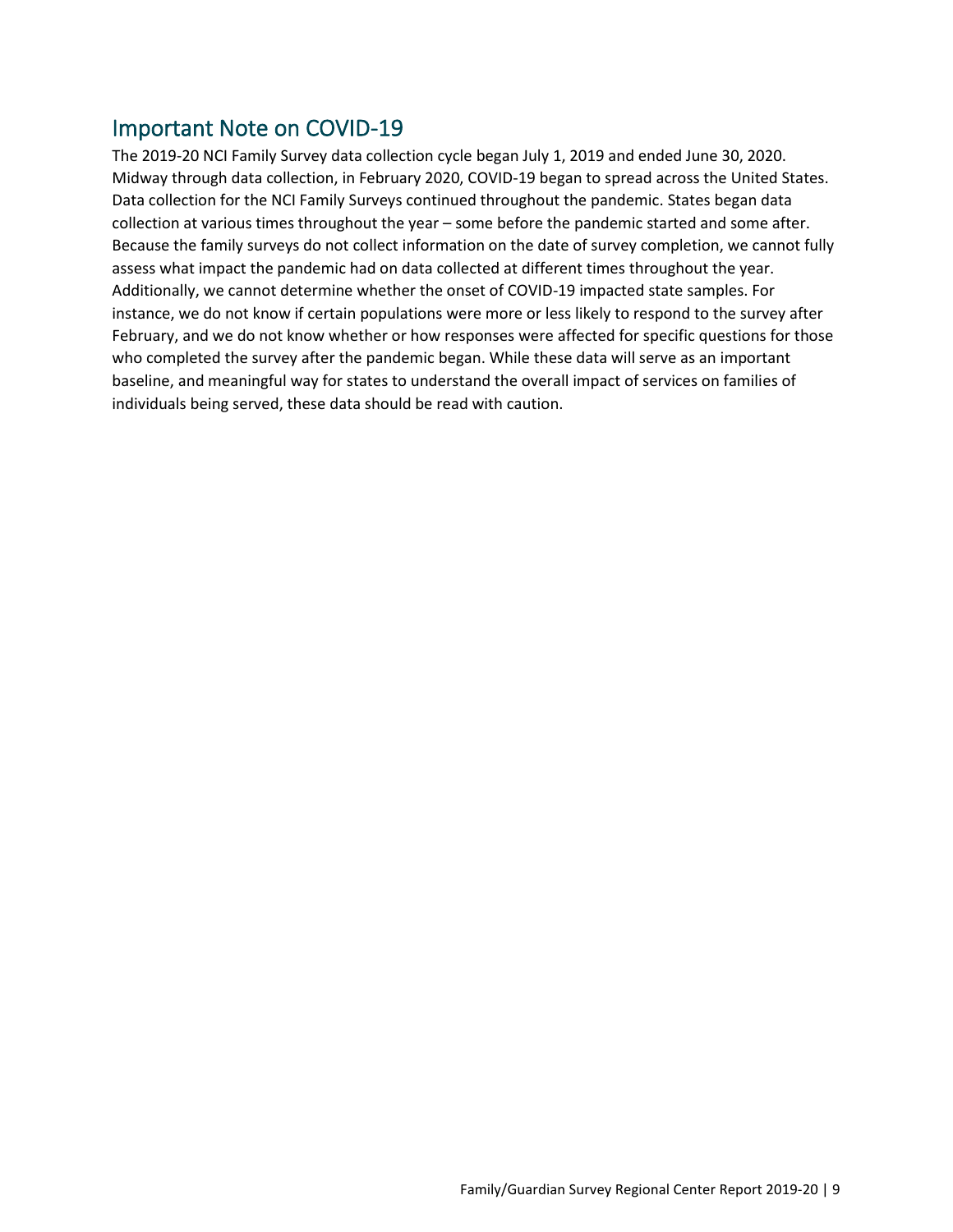## Important Note on COVID-19

The 2019-20 NCI Family Survey data collection cycle began July 1, 2019 and ended June 30, 2020. Midway through data collection, in February 2020, COVID-19 began to spread across the United States. Data collection for the NCI Family Surveys continued throughout the pandemic. States began data collection at various times throughout the year – some before the pandemic started and some after. Because the family surveys do not collect information on the date of survey completion, we cannot fully assess what impact the pandemic had on data collected at different times throughout the year. Additionally, we cannot determine whether the onset of COVID-19 impacted state samples. For instance, we do not know if certain populations were more or less likely to respond to the survey after February, and we do not know whether or how responses were affected for specific questions for those who completed the survey after the pandemic began. While these data will serve as an important baseline, and meaningful way for states to understand the overall impact of services on families of individuals being served, these data should be read with caution.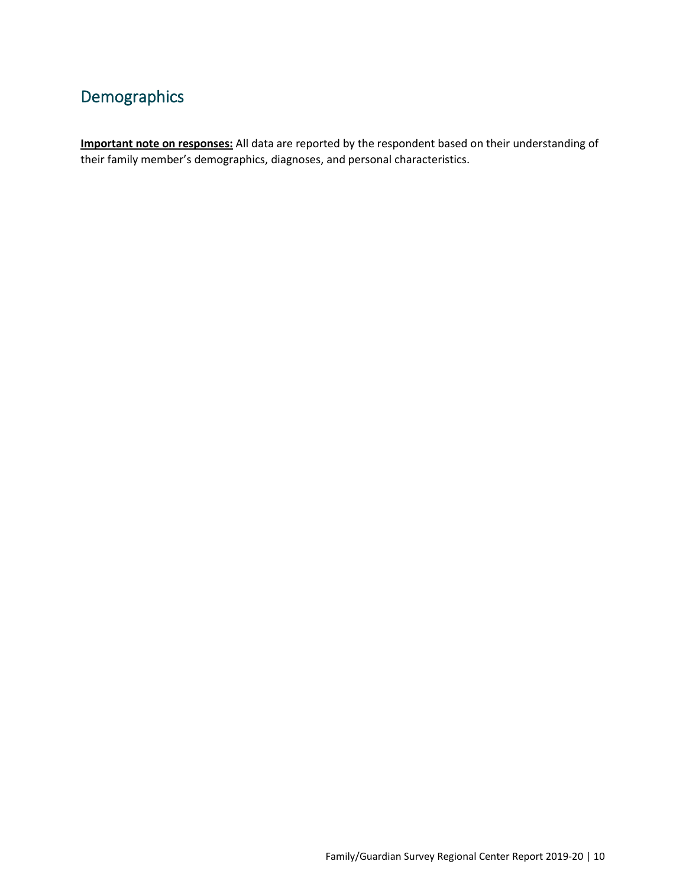# Demographics

**Important note on responses:** All data are reported by the respondent based on their understanding of their family member's demographics, diagnoses, and personal characteristics.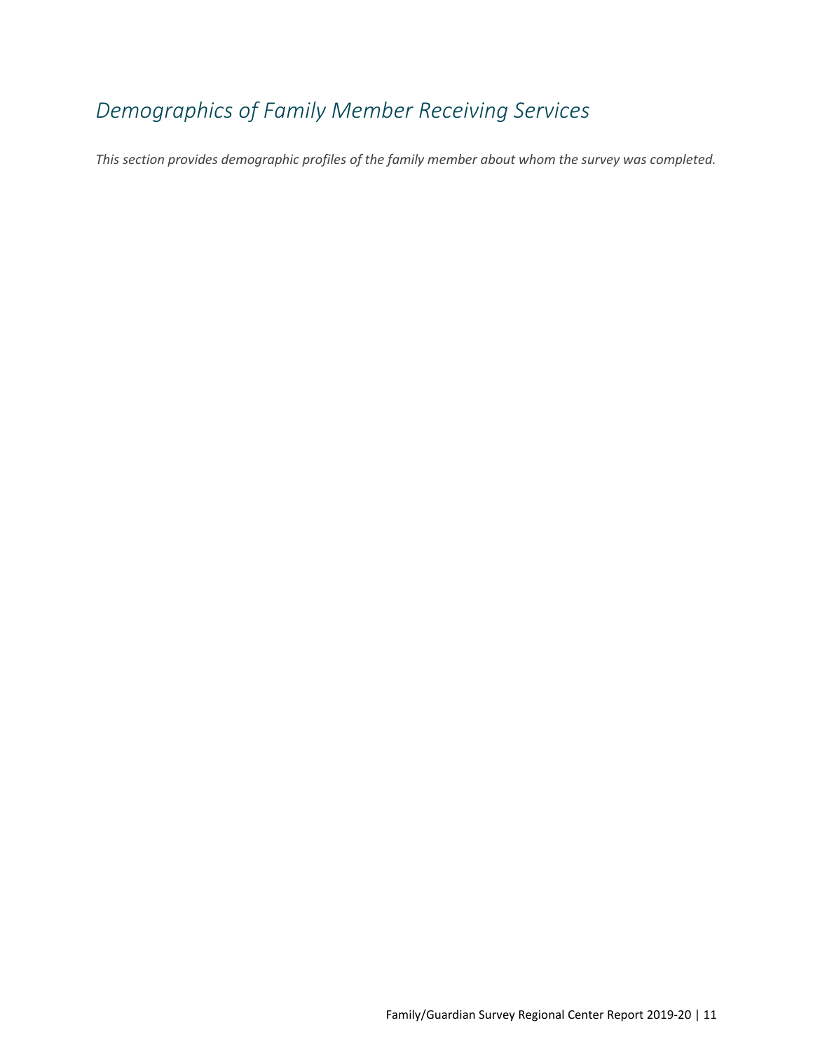# *Demographics of Family Member Receiving Services*

*This section provides demographic profiles of the family member about whom the survey was completed.*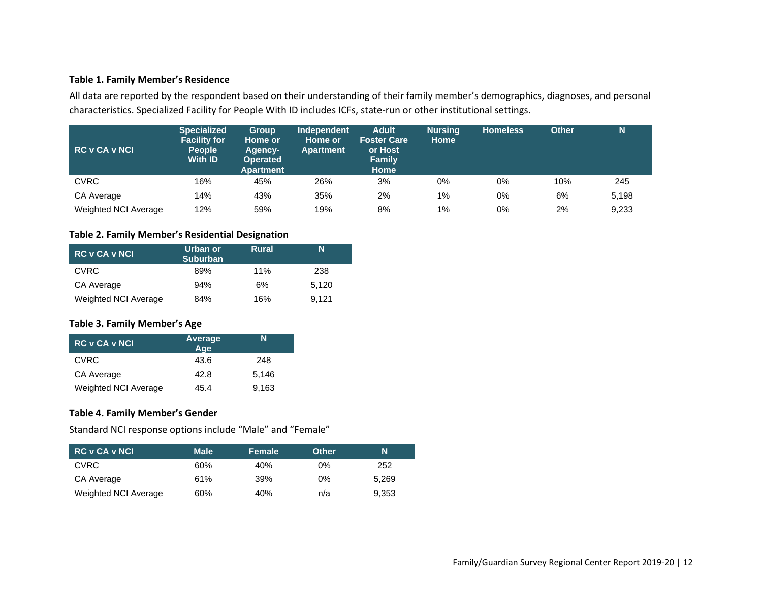### Table 1. Family Member's Residence

All data are reported by the respondent based on their understanding of their family member's demographics, diagnoses, and personal characteristics. Specialized Facility for People With ID includes ICFs, state-run or other institutional settings.

| RC v CA v NCI | Specialized Facility for People With ID | Group Home or Agency-Operated Apartment | Independent Home or Apartment | Adult Foster Care or Host Family Home | Nursing Home | Homeless | Other | N |
|---|---|---|---|---|---|---|---|---|
| CVRC | 16% | 45% | 26% | 3% | 0% | 0% | 10% | 245 |
| CA Average | 14% | 43% | 35% | 2% | 1% | 0% | 6% | 5,198 |
| Weighted NCI Average | 12% | 59% | 19% | 8% | 1% | 0% | 2% | 9,233 |

### Table 2. Family Member's Residential Designation

| RC v CA v NCI | Urban or Suburban | Rural | N |
|---|---|---|---|
| CVRC | 89% | 11% | 238 |
| CA Average | 94% | 6% | 5,120 |
| Weighted NCI Average | 84% | 16% | 9,121 |

### Table 3. Family Member's Age

| RC v CA v NCI | Average Age | N |
|---|---|---|
| CVRC | 43.6 | 248 |
| CA Average | 42.8 | 5,146 |
| Weighted NCI Average | 45.4 | 9,163 |

### Table 4. Family Member's Gender

Standard NCI response options include "Male" and "Female"

| RC v CA v NCI | Male | Female | Other | N |
|---|---|---|---|---|
| CVRC | 60% | 40% | 0% | 252 |
| CA Average | 61% | 39% | 0% | 5,269 |
| Weighted NCI Average | 60% | 40% | n/a | 9,353 |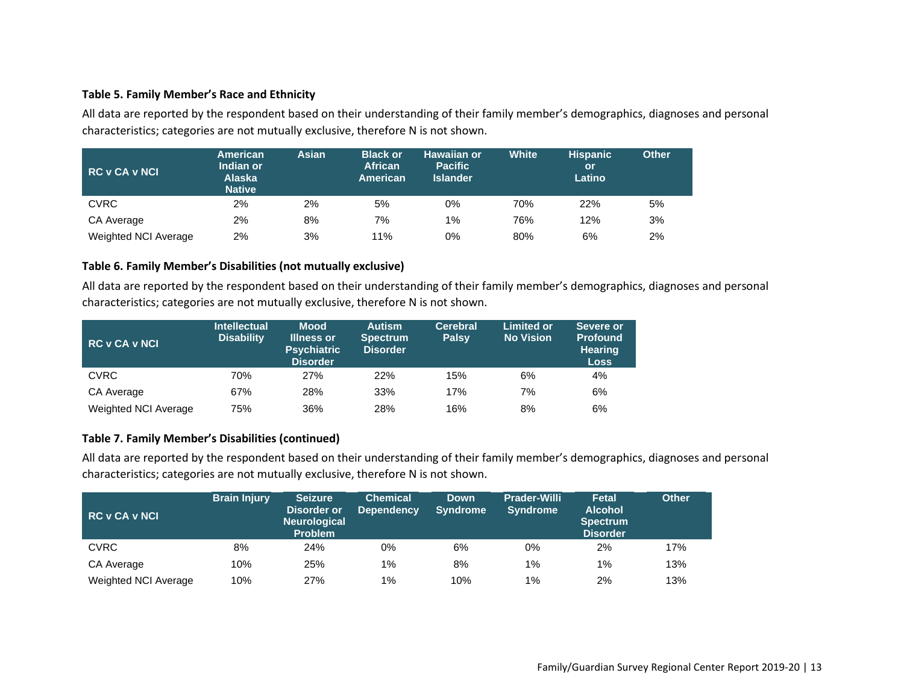**Table 5. Family Member's Race and Ethnicity**

All data are reported by the respondent based on their understanding of their family member's demographics, diagnoses and personal characteristics; categories are not mutually exclusive, therefore N is not shown.

| RC v CA v NCI | American Indian or Alaska Native | Asian | Black or African American | Hawaiian or Pacific Islander | White | Hispanic or Latino | Other |
|---|---|---|---|---|---|---|---|
| CVRC | 2% | 2% | 5% | 0% | 70% | 22% | 5% |
| CA Average | 2% | 8% | 7% | 1% | 76% | 12% | 3% |
| Weighted NCI Average | 2% | 3% | 11% | 0% | 80% | 6% | 2% |

**Table 6. Family Member's Disabilities (not mutually exclusive)**

All data are reported by the respondent based on their understanding of their family member's demographics, diagnoses and personal characteristics; categories are not mutually exclusive, therefore N is not shown.

| RC v CA v NCI | Intellectual Disability | Mood Illness or Psychiatric Disorder | Autism Spectrum Disorder | Cerebral Palsy | Limited or No Vision | Severe or Profound Hearing Loss |
|---|---|---|---|---|---|---|
| CVRC | 70% | 27% | 22% | 15% | 6% | 4% |
| CA Average | 67% | 28% | 33% | 17% | 7% | 6% |
| Weighted NCI Average | 75% | 36% | 28% | 16% | 8% | 6% |

**Table 7. Family Member's Disabilities (continued)**

All data are reported by the respondent based on their understanding of their family member's demographics, diagnoses and personal characteristics; categories are not mutually exclusive, therefore N is not shown.

| RC v CA v NCI | Brain Injury | Seizure Disorder or Neurological Problem | Chemical Dependency | Down Syndrome | Prader-Willi Syndrome | Fetal Alcohol Spectrum Disorder | Other |
|---|---|---|---|---|---|---|---|
| CVRC | 8% | 24% | 0% | 6% | 0% | 2% | 17% |
| CA Average | 10% | 25% | 1% | 8% | 1% | 1% | 13% |
| Weighted NCI Average | 10% | 27% | 1% | 10% | 1% | 2% | 13% |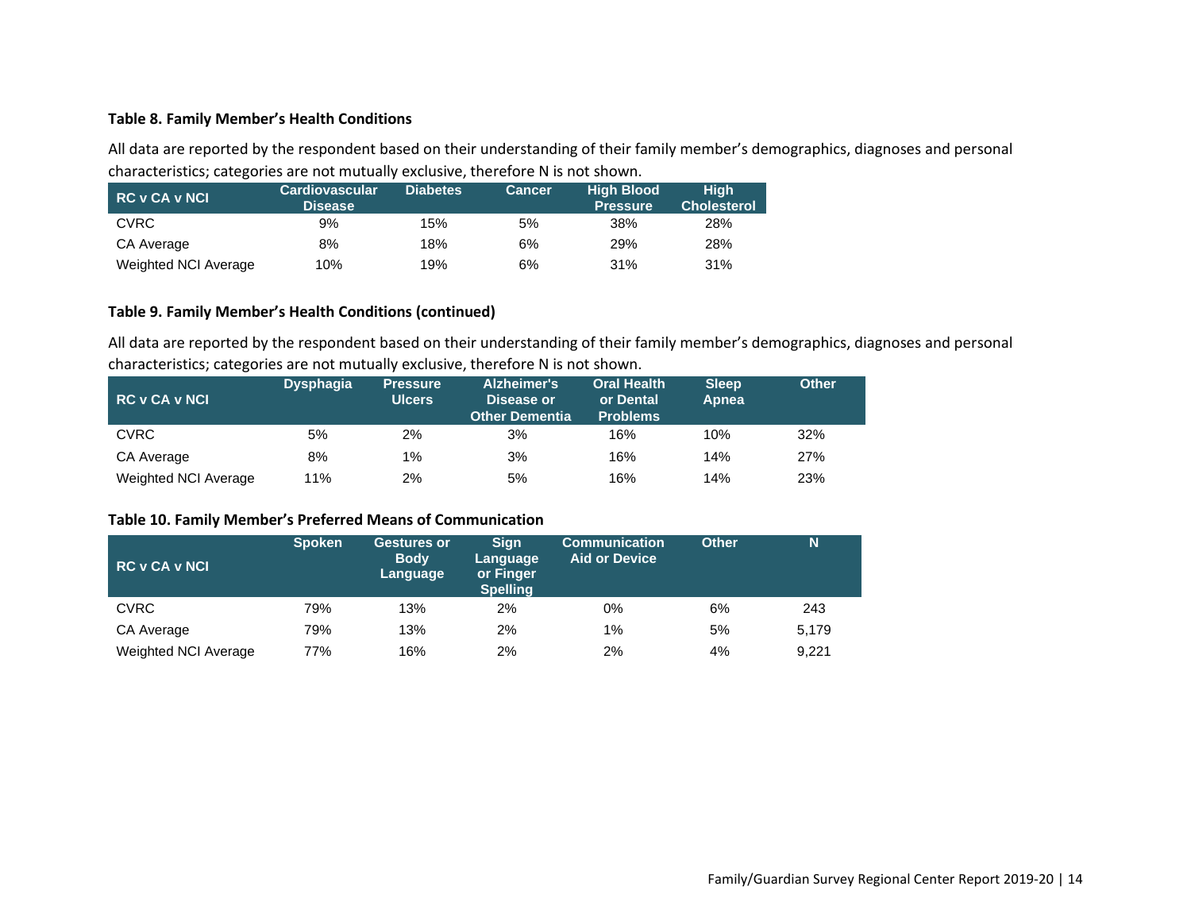**Table 8. Family Member's Health Conditions**

All data are reported by the respondent based on their understanding of their family member's demographics, diagnoses and personal characteristics; categories are not mutually exclusive, therefore N is not shown.

| RC v CA v NCI | Cardiovascular Disease | Diabetes | Cancer | High Blood Pressure | High Cholesterol |
|---|---|---|---|---|---|
| CVRC | 9% | 15% | 5% | 38% | 28% |
| CA Average | 8% | 18% | 6% | 29% | 28% |
| Weighted NCI Average | 10% | 19% | 6% | 31% | 31% |

**Table 9. Family Member's Health Conditions (continued)**

All data are reported by the respondent based on their understanding of their family member's demographics, diagnoses and personal characteristics; categories are not mutually exclusive, therefore N is not shown.

| RC v CA v NCI | Dysphagia | Pressure Ulcers | Alzheimer's Disease or Other Dementia | Oral Health or Dental Problems | Sleep Apnea | Other |
|---|---|---|---|---|---|---|
| CVRC | 5% | 2% | 3% | 16% | 10% | 32% |
| CA Average | 8% | 1% | 3% | 16% | 14% | 27% |
| Weighted NCI Average | 11% | 2% | 5% | 16% | 14% | 23% |

**Table 10. Family Member's Preferred Means of Communication**

| RC v CA v NCI | Spoken | Gestures or Body Language | Sign Language or Finger Spelling | Communication Aid or Device | Other | N |
|---|---|---|---|---|---|---|
| CVRC | 79% | 13% | 2% | 0% | 6% | 243 |
| CA Average | 79% | 13% | 2% | 1% | 5% | 5,179 |
| Weighted NCI Average | 77% | 16% | 2% | 2% | 4% | 9,221 |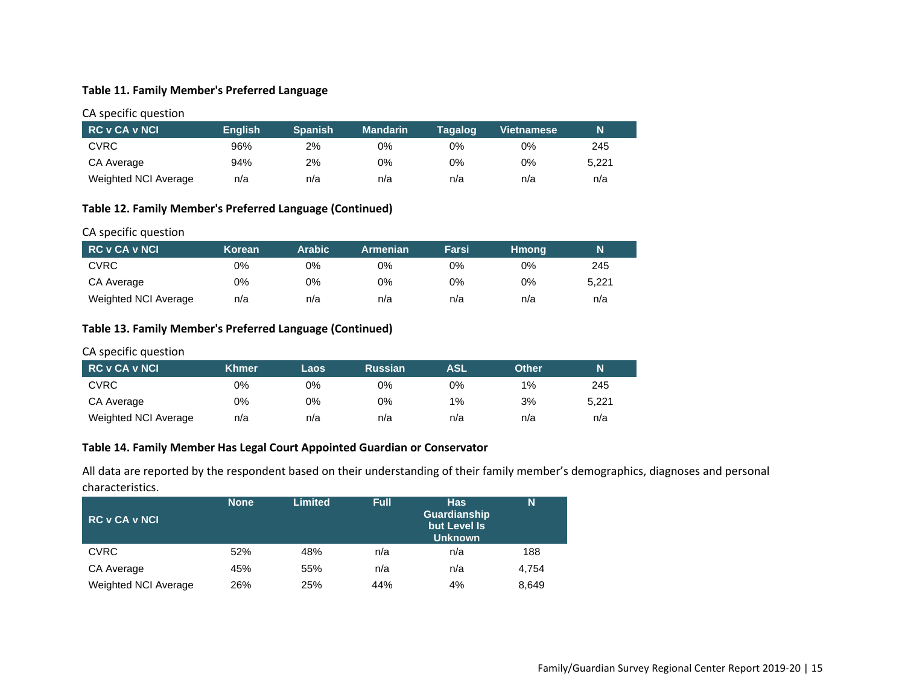**Table 11. Family Member's Preferred Language**

CA specific question

| RC v CA v NCI | English | Spanish | Mandarin | Tagalog | Vietnamese | N |
|---|---|---|---|---|---|---|
| CVRC | 96% | 2% | 0% | 0% | 0% | 245 |
| CA Average | 94% | 2% | 0% | 0% | 0% | 5,221 |
| Weighted NCI Average | n/a | n/a | n/a | n/a | n/a | n/a |

**Table 12. Family Member's Preferred Language (Continued)**

CA specific question

| RC v CA v NCI | Korean | Arabic | Armenian | Farsi | Hmong | N |
|---|---|---|---|---|---|---|
| CVRC | 0% | 0% | 0% | 0% | 0% | 245 |
| CA Average | 0% | 0% | 0% | 0% | 0% | 5,221 |
| Weighted NCI Average | n/a | n/a | n/a | n/a | n/a | n/a |

**Table 13. Family Member's Preferred Language (Continued)**

CA specific question

| RC v CA v NCI | Khmer | Laos | Russian | ASL | Other | N |
|---|---|---|---|---|---|---|
| CVRC | 0% | 0% | 0% | 0% | 1% | 245 |
| CA Average | 0% | 0% | 0% | 1% | 3% | 5,221 |
| Weighted NCI Average | n/a | n/a | n/a | n/a | n/a | n/a |

**Table 14. Family Member Has Legal Court Appointed Guardian or Conservator**

All data are reported by the respondent based on their understanding of their family member's demographics, diagnoses and personal characteristics.

| RC v CA v NCI | None | Limited | Full | Has Guardianship but Level Is Unknown | N |
|---|---|---|---|---|---|
| CVRC | 52% | 48% | n/a | n/a | 188 |
| CA Average | 45% | 55% | n/a | n/a | 4,754 |
| Weighted NCI Average | 26% | 25% | 44% | 4% | 8,649 |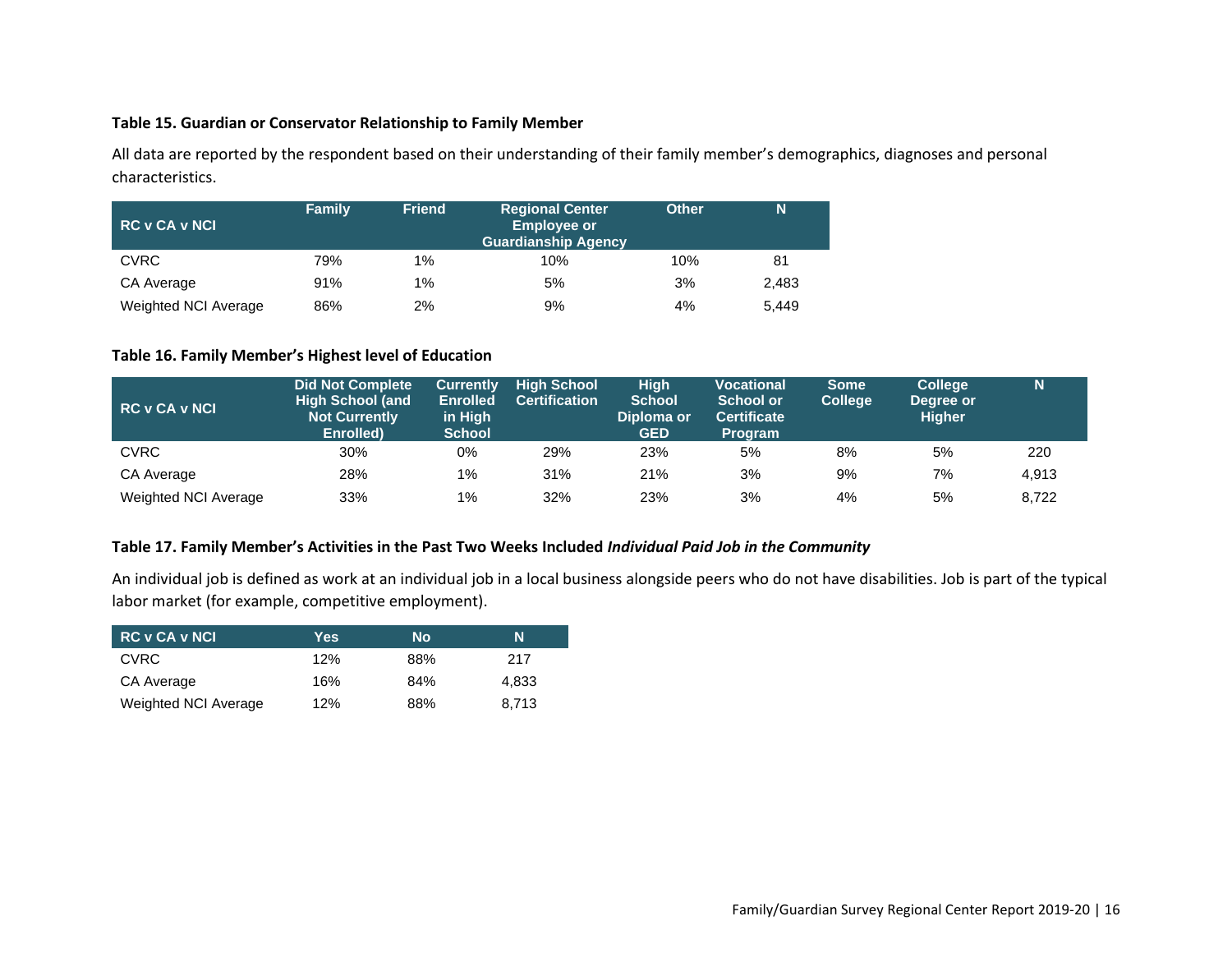**Table 15. Guardian or Conservator Relationship to Family Member**

All data are reported by the respondent based on their understanding of their family member's demographics, diagnoses and personal characteristics.

| RC v CA v NCI | Family | Friend | Regional Center Employee or Guardianship Agency | Other | N |
|---|---|---|---|---|---|
| CVRC | 79% | 1% | 10% | 10% | 81 |
| CA Average | 91% | 1% | 5% | 3% | 2,483 |
| Weighted NCI Average | 86% | 2% | 9% | 4% | 5,449 |

**Table 16. Family Member's Highest level of Education**

| RC v CA v NCI | Did Not Complete High School (and Not Currently Enrolled) | Currently Enrolled in High School | High School Certification | High School Diploma or GED | Vocational School or Certificate Program | Some College | College Degree or Higher | N |
|---|---|---|---|---|---|---|---|---|
| CVRC | 30% | 0% | 29% | 23% | 5% | 8% | 5% | 220 |
| CA Average | 28% | 1% | 31% | 21% | 3% | 9% | 7% | 4,913 |
| Weighted NCI Average | 33% | 1% | 32% | 23% | 3% | 4% | 5% | 8,722 |

**Table 17. Family Member's Activities in the Past Two Weeks Included *Individual Paid Job in the Community***

An individual job is defined as work at an individual job in a local business alongside peers who do not have disabilities. Job is part of the typical labor market (for example, competitive employment).

| RC v CA v NCI | Yes | No | N |
|---|---|---|---|
| CVRC | 12% | 88% | 217 |
| CA Average | 16% | 84% | 4,833 |
| Weighted NCI Average | 12% | 88% | 8,713 |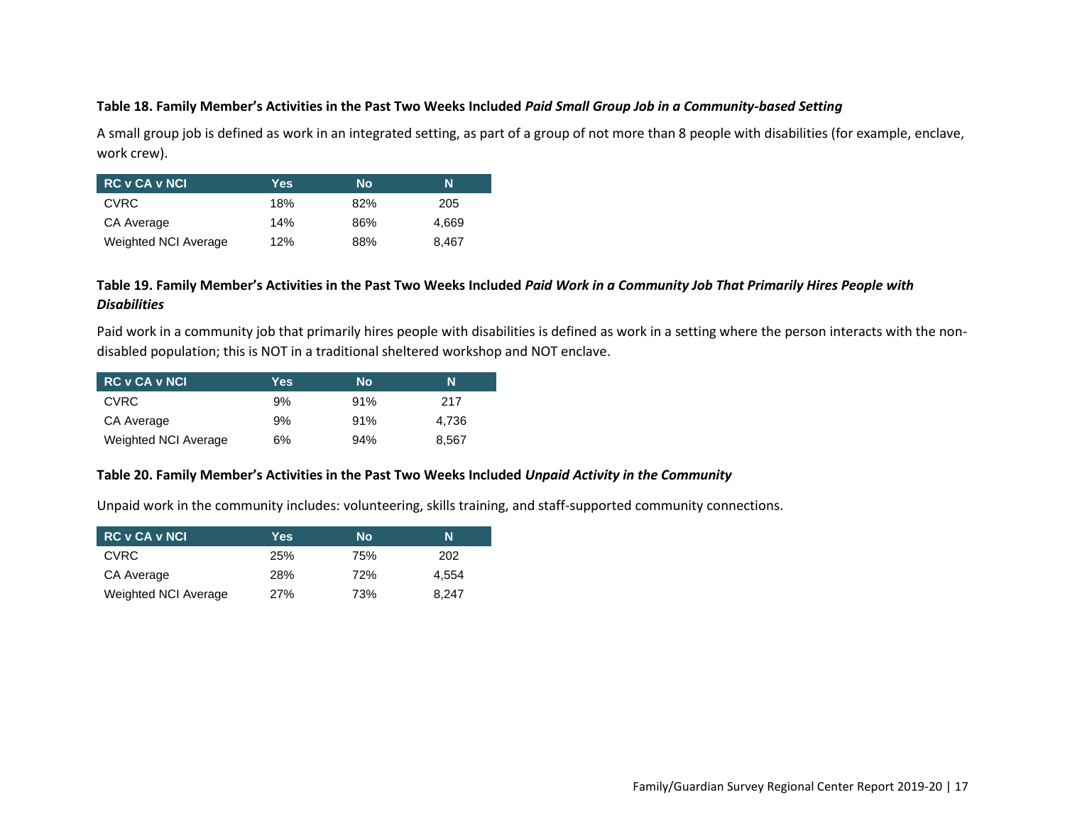**Table 18. Family Member's Activities in the Past Two Weeks Included *Paid Small Group Job in a Community-based Setting***

A small group job is defined as work in an integrated setting, as part of a group of not more than 8 people with disabilities (for example, enclave, work crew).

| RC v CA v NCI | Yes | No | N |
|---|---|---|---|
| CVRC | 18% | 82% | 205 |
| CA Average | 14% | 86% | 4,669 |
| Weighted NCI Average | 12% | 88% | 8,467 |

**Table 19. Family Member's Activities in the Past Two Weeks Included *Paid Work in a Community Job That Primarily Hires People with Disabilities***

Paid work in a community job that primarily hires people with disabilities is defined as work in a setting where the person interacts with the non-disabled population; this is NOT in a traditional sheltered workshop and NOT enclave.

| RC v CA v NCI | Yes | No | N |
|---|---|---|---|
| CVRC | 9% | 91% | 217 |
| CA Average | 9% | 91% | 4,736 |
| Weighted NCI Average | 6% | 94% | 8,567 |

**Table 20. Family Member's Activities in the Past Two Weeks Included *Unpaid Activity in the Community***

Unpaid work in the community includes: volunteering, skills training, and staff-supported community connections.

| RC v CA v NCI | Yes | No | N |
|---|---|---|---|
| CVRC | 25% | 75% | 202 |
| CA Average | 28% | 72% | 4,554 |
| Weighted NCI Average | 27% | 73% | 8,247 |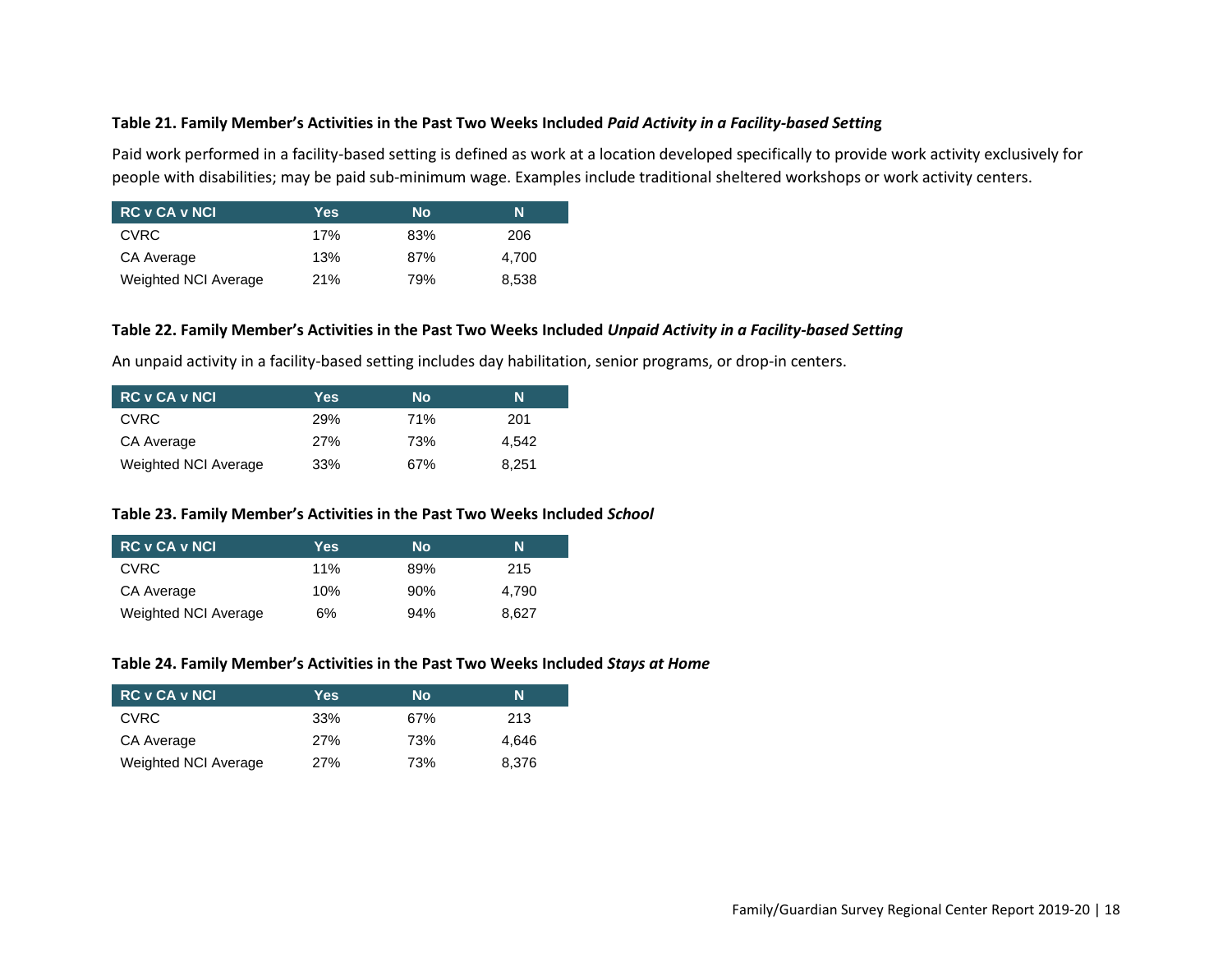**Table 21. Family Member's Activities in the Past Two Weeks Included *Paid Activity in a Facility-based Setting***

Paid work performed in a facility-based setting is defined as work at a location developed specifically to provide work activity exclusively for people with disabilities; may be paid sub-minimum wage. Examples include traditional sheltered workshops or work activity centers.

| RC v CA v NCI | Yes | No | N |
|---|---|---|---|
| CVRC | 17% | 83% | 206 |
| CA Average | 13% | 87% | 4,700 |
| Weighted NCI Average | 21% | 79% | 8,538 |

**Table 22. Family Member's Activities in the Past Two Weeks Included *Unpaid Activity in a Facility-based Setting***

An unpaid activity in a facility-based setting includes day habilitation, senior programs, or drop-in centers.

| RC v CA v NCI | Yes | No | N |
|---|---|---|---|
| CVRC | 29% | 71% | 201 |
| CA Average | 27% | 73% | 4,542 |
| Weighted NCI Average | 33% | 67% | 8,251 |

**Table 23. Family Member's Activities in the Past Two Weeks Included *School***

| RC v CA v NCI | Yes | No | N |
|---|---|---|---|
| CVRC | 11% | 89% | 215 |
| CA Average | 10% | 90% | 4,790 |
| Weighted NCI Average | 6% | 94% | 8,627 |

**Table 24. Family Member's Activities in the Past Two Weeks Included *Stays at Home***

| RC v CA v NCI | Yes | No | N |
|---|---|---|---|
| CVRC | 33% | 67% | 213 |
| CA Average | 27% | 73% | 4,646 |
| Weighted NCI Average | 27% | 73% | 8,376 |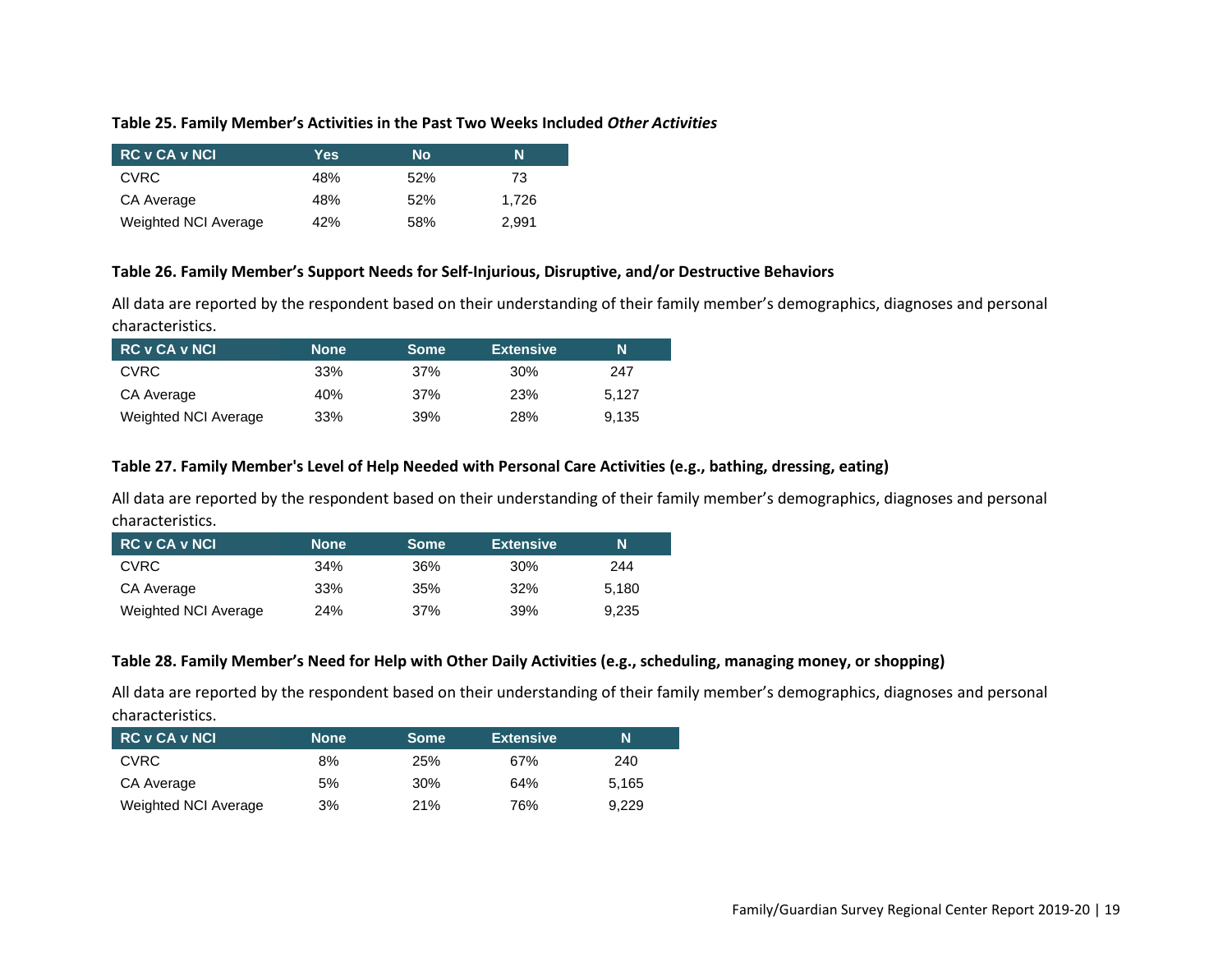**Table 25. Family Member's Activities in the Past Two Weeks Included *Other Activities***

| RC v CA v NCI | Yes | No | N |
|---|---|---|---|
| CVRC | 48% | 52% | 73 |
| CA Average | 48% | 52% | 1,726 |
| Weighted NCI Average | 42% | 58% | 2,991 |

**Table 26. Family Member's Support Needs for Self-Injurious, Disruptive, and/or Destructive Behaviors**

All data are reported by the respondent based on their understanding of their family member's demographics, diagnoses and personal characteristics.

| RC v CA v NCI | None | Some | Extensive | N |
|---|---|---|---|---|
| CVRC | 33% | 37% | 30% | 247 |
| CA Average | 40% | 37% | 23% | 5,127 |
| Weighted NCI Average | 33% | 39% | 28% | 9,135 |

**Table 27. Family Member's Level of Help Needed with Personal Care Activities (e.g., bathing, dressing, eating)**

All data are reported by the respondent based on their understanding of their family member's demographics, diagnoses and personal characteristics.

| RC v CA v NCI | None | Some | Extensive | N |
|---|---|---|---|---|
| CVRC | 34% | 36% | 30% | 244 |
| CA Average | 33% | 35% | 32% | 5,180 |
| Weighted NCI Average | 24% | 37% | 39% | 9,235 |

**Table 28. Family Member's Need for Help with Other Daily Activities (e.g., scheduling, managing money, or shopping)**

All data are reported by the respondent based on their understanding of their family member's demographics, diagnoses and personal characteristics.

| RC v CA v NCI | None | Some | Extensive | N |
|---|---|---|---|---|
| CVRC | 8% | 25% | 67% | 240 |
| CA Average | 5% | 30% | 64% | 5,165 |
| Weighted NCI Average | 3% | 21% | 76% | 9,229 |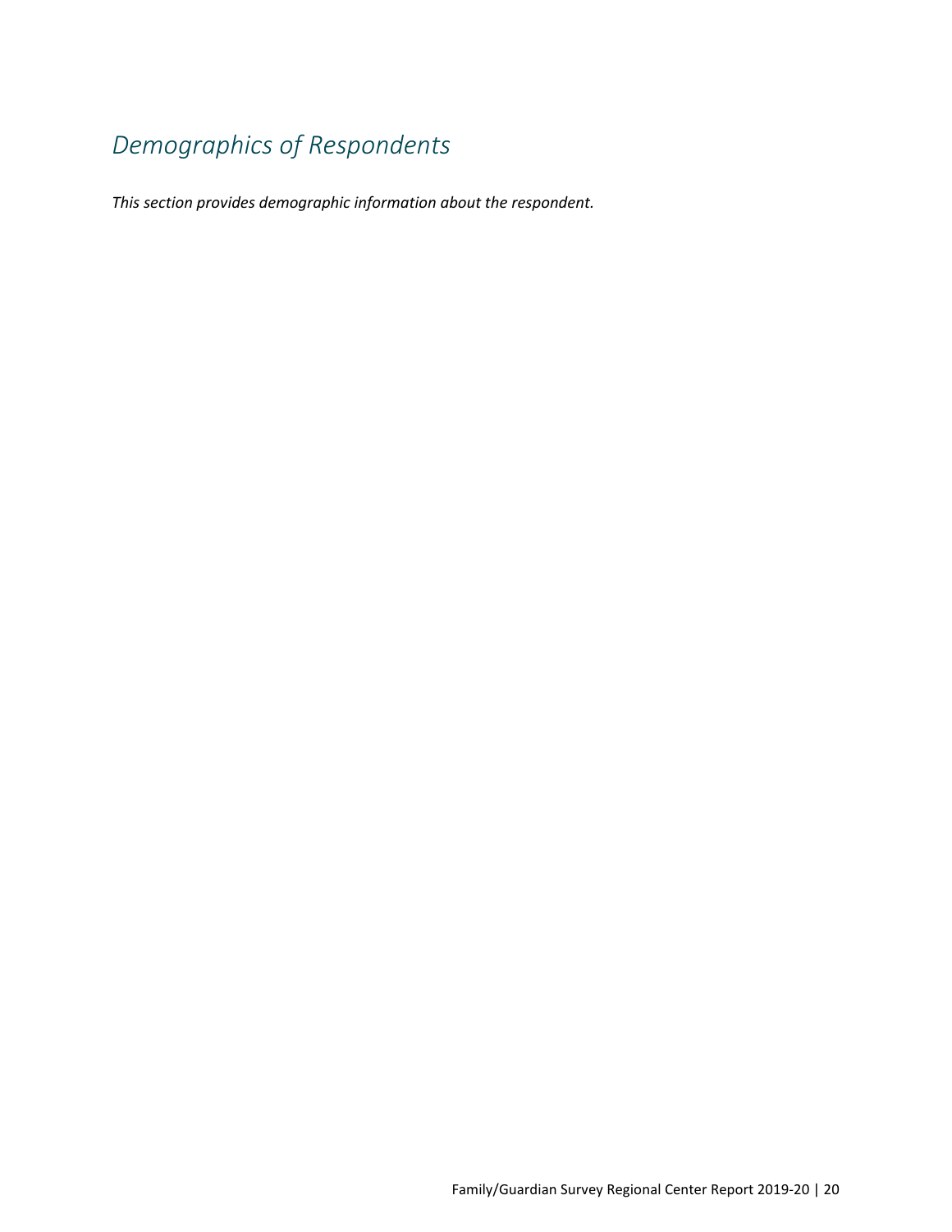## *Demographics of Respondents*

***This section provides demographic information about the respondent.***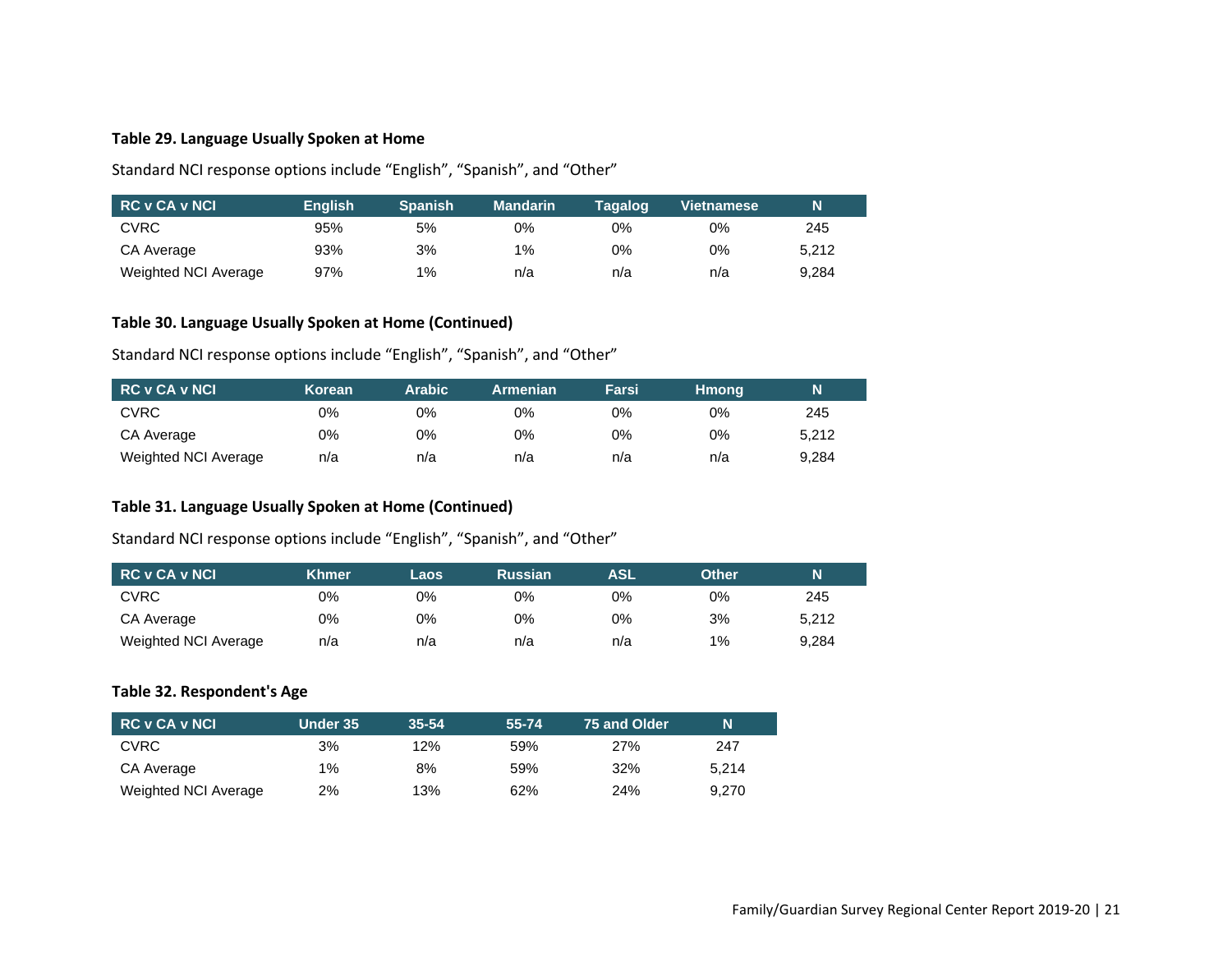### Table 29. Language Usually Spoken at Home

Standard NCI response options include “English”, “Spanish”, and “Other”

| RC v CA v NCI | English | Spanish | Mandarin | Tagalog | Vietnamese | N |
|---|---|---|---|---|---|---|
| CVRC | 95% | 5% | 0% | 0% | 0% | 245 |
| CA Average | 93% | 3% | 1% | 0% | 0% | 5,212 |
| Weighted NCI Average | 97% | 1% | n/a | n/a | n/a | 9,284 |

### Table 30. Language Usually Spoken at Home (Continued)

Standard NCI response options include “English”, “Spanish”, and “Other”

| RC v CA v NCI | Korean | Arabic | Armenian | Farsi | Hmong | N |
|---|---|---|---|---|---|---|
| CVRC | 0% | 0% | 0% | 0% | 0% | 245 |
| CA Average | 0% | 0% | 0% | 0% | 0% | 5,212 |
| Weighted NCI Average | n/a | n/a | n/a | n/a | n/a | 9,284 |

### Table 31. Language Usually Spoken at Home (Continued)

Standard NCI response options include “English”, “Spanish”, and “Other”

| RC v CA v NCI | Khmer | Laos | Russian | ASL | Other | N |
|---|---|---|---|---|---|---|
| CVRC | 0% | 0% | 0% | 0% | 0% | 245 |
| CA Average | 0% | 0% | 0% | 0% | 3% | 5,212 |
| Weighted NCI Average | n/a | n/a | n/a | n/a | 1% | 9,284 |

### Table 32. Respondent's Age

| RC v CA v NCI | Under 35 | 35-54 | 55-74 | 75 and Older | N |
|---|---|---|---|---|---|
| CVRC | 3% | 12% | 59% | 27% | 247 |
| CA Average | 1% | 8% | 59% | 32% | 5,214 |
| Weighted NCI Average | 2% | 13% | 62% | 24% | 9,270 |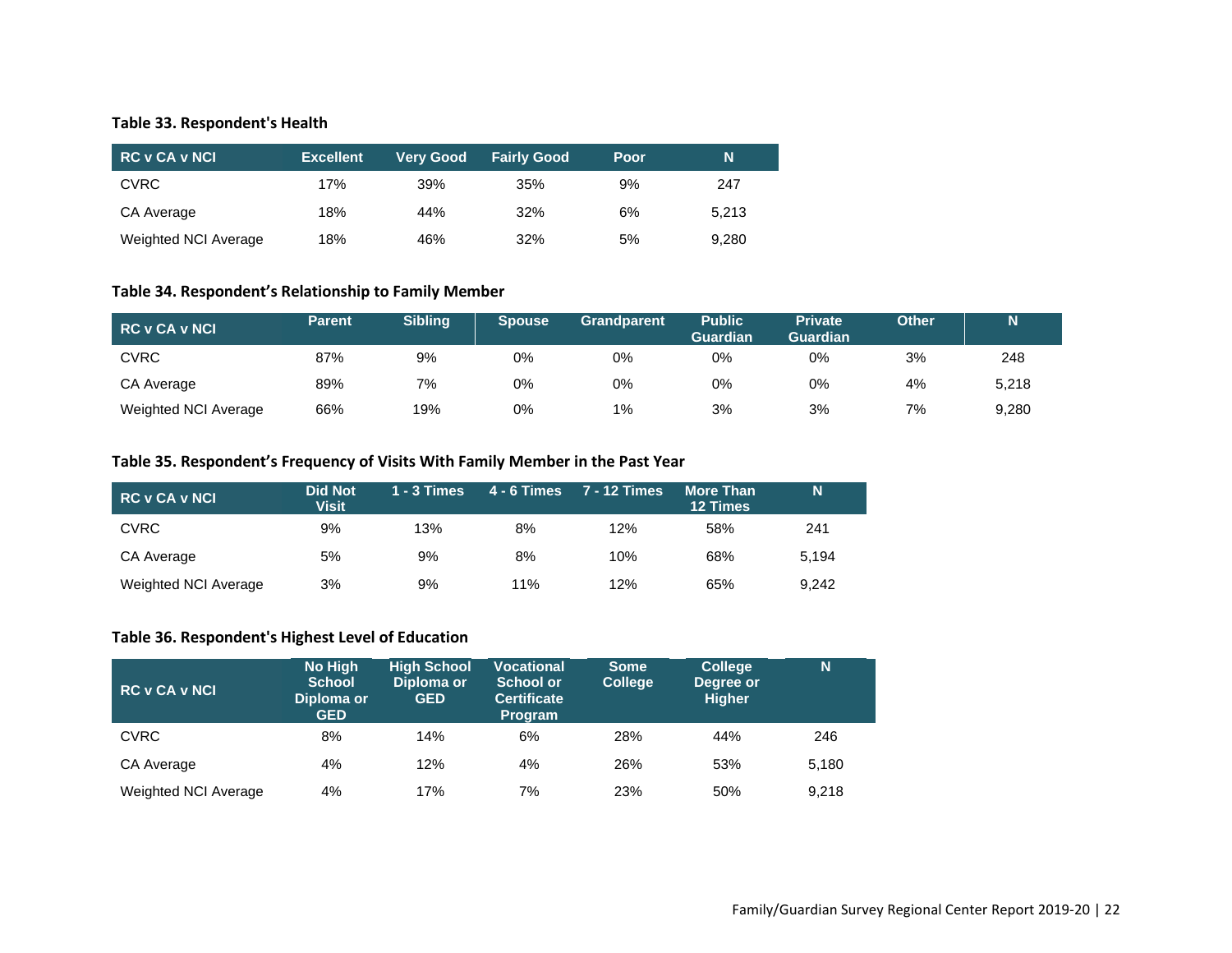**Table 33. Respondent's Health**

| RC v CA v NCI | Excellent | Very Good | Fairly Good | Poor | N |
|---|---|---|---|---|---|
| CVRC | 17% | 39% | 35% | 9% | 247 |
| CA Average | 18% | 44% | 32% | 6% | 5,213 |
| Weighted NCI Average | 18% | 46% | 32% | 5% | 9,280 |

**Table 34. Respondent's Relationship to Family Member**

| RC v CA v NCI | Parent | Sibling | Spouse | Grandparent | Public Guardian | Private Guardian | Other | N |
|---|---|---|---|---|---|---|---|---|
| CVRC | 87% | 9% | 0% | 0% | 0% | 0% | 3% | 248 |
| CA Average | 89% | 7% | 0% | 0% | 0% | 0% | 4% | 5,218 |
| Weighted NCI Average | 66% | 19% | 0% | 1% | 3% | 3% | 7% | 9,280 |

**Table 35. Respondent's Frequency of Visits With Family Member in the Past Year**

| RC v CA v NCI | Did Not Visit | 1 - 3 Times | 4 - 6 Times | 7 - 12 Times | More Than 12 Times | N |
|---|---|---|---|---|---|---|
| CVRC | 9% | 13% | 8% | 12% | 58% | 241 |
| CA Average | 5% | 9% | 8% | 10% | 68% | 5,194 |
| Weighted NCI Average | 3% | 9% | 11% | 12% | 65% | 9,242 |

**Table 36. Respondent's Highest Level of Education**

| RC v CA v NCI | No High School Diploma or GED | High School Diploma or GED | Vocational School or Certificate Program | Some College | College Degree or Higher | N |
|---|---|---|---|---|---|---|
| CVRC | 8% | 14% | 6% | 28% | 44% | 246 |
| CA Average | 4% | 12% | 4% | 26% | 53% | 5,180 |
| Weighted NCI Average | 4% | 17% | 7% | 23% | 50% | 9,218 |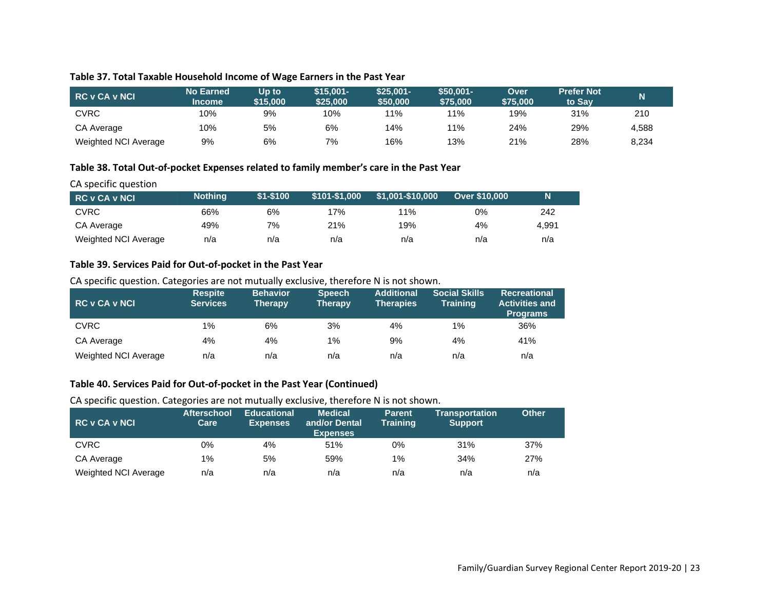### Table 37. Total Taxable Household Income of Wage Earners in the Past Year

| RC v CA v NCI | No Earned Income | Up to $15,000 | $15,001-$25,000 | $25,001-$50,000 | $50,001-$75,000 | Over $75,000 | Prefer Not to Say | N |
|---|---|---|---|---|---|---|---|---|
| CVRC | 10% | 9% | 10% | 11% | 11% | 19% | 31% | 210 |
| CA Average | 10% | 5% | 6% | 14% | 11% | 24% | 29% | 4,588 |
| Weighted NCI Average | 9% | 6% | 7% | 16% | 13% | 21% | 28% | 8,234 |

### Table 38. Total Out-of-pocket Expenses related to family member's care in the Past Year

CA specific question

| RC v CA v NCI | Nothing | $1-$100 | $101-$1,000 | $1,001-$10,000 | Over $10,000 | N |
|---|---|---|---|---|---|---|
| CVRC | 66% | 6% | 17% | 11% | 0% | 242 |
| CA Average | 49% | 7% | 21% | 19% | 4% | 4,991 |
| Weighted NCI Average | n/a | n/a | n/a | n/a | n/a | n/a |

### Table 39. Services Paid for Out-of-pocket in the Past Year

CA specific question. Categories are not mutually exclusive, therefore N is not shown.

| RC v CA v NCI | Respite Services | Behavior Therapy | Speech Therapy | Additional Therapies | Social Skills Training | Recreational Activities and Programs |
|---|---|---|---|---|---|---|
| CVRC | 1% | 6% | 3% | 4% | 1% | 36% |
| CA Average | 4% | 4% | 1% | 9% | 4% | 41% |
| Weighted NCI Average | n/a | n/a | n/a | n/a | n/a | n/a |

### Table 40. Services Paid for Out-of-pocket in the Past Year (Continued)

CA specific question. Categories are not mutually exclusive, therefore N is not shown.

| RC v CA v NCI | Afterschool Care | Educational Expenses | Medical and/or Dental Expenses | Parent Training | Transportation Support | Other |
|---|---|---|---|---|---|---|
| CVRC | 0% | 4% | 51% | 0% | 31% | 37% |
| CA Average | 1% | 5% | 59% | 1% | 34% | 27% |
| Weighted NCI Average | n/a | n/a | n/a | n/a | n/a | n/a |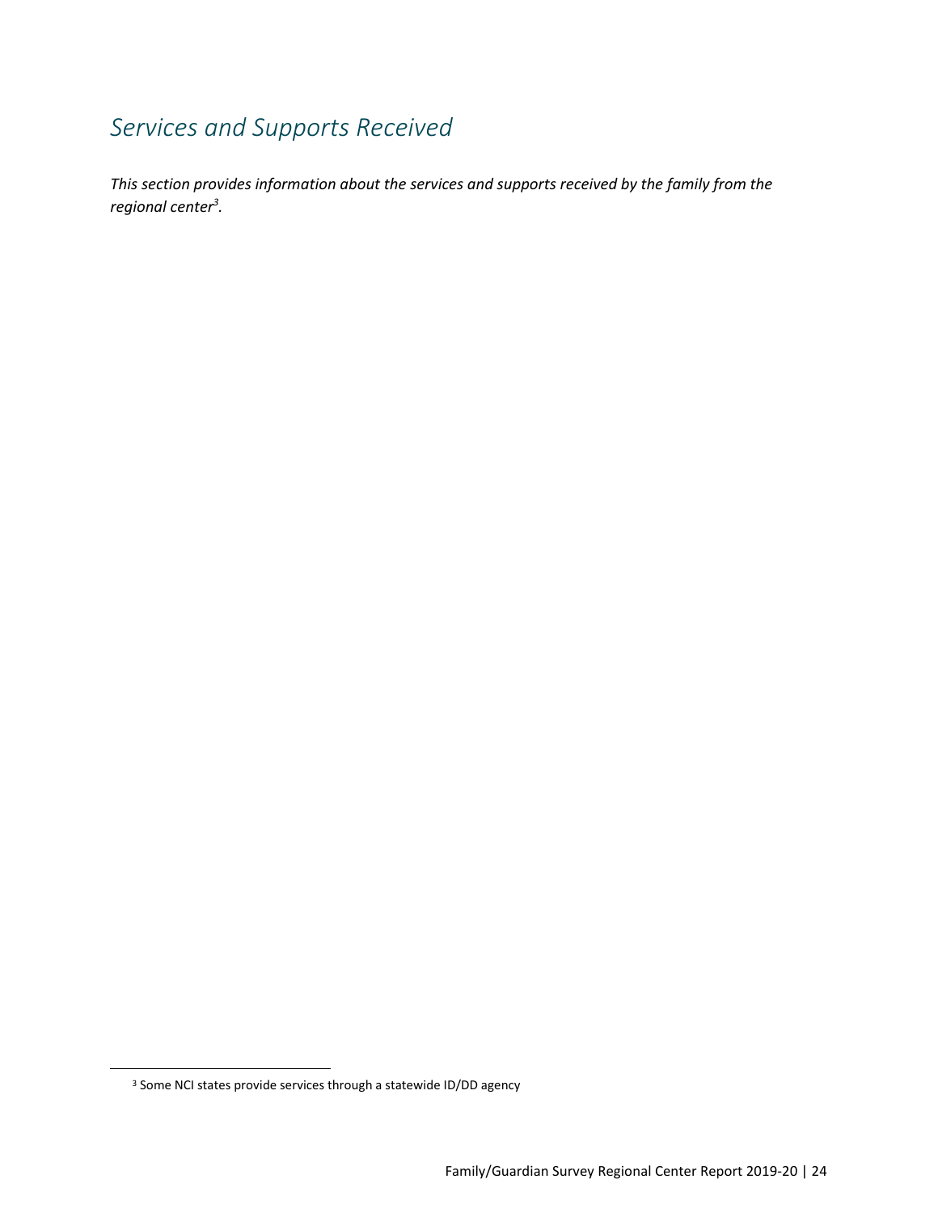# *Services and Supports Received*

*This section provides information about the services and supports received by the family from the regional center*[3]*.*

[3] Some NCI states provide services through a statewide ID/DD agency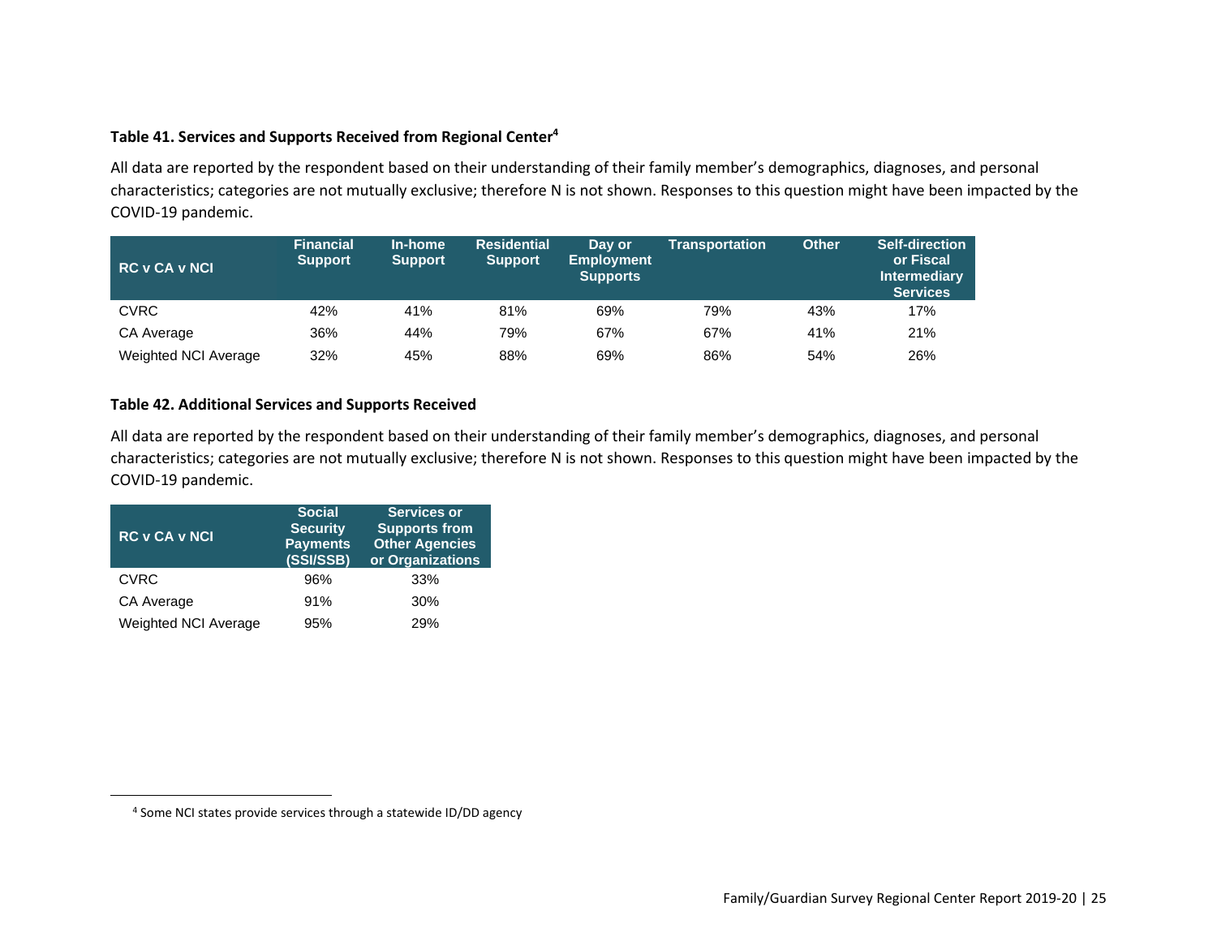**Table 41. Services and Supports Received from Regional Center**[4]

All data are reported by the respondent based on their understanding of their family member's demographics, diagnoses, and personal characteristics; categories are not mutually exclusive; therefore N is not shown. Responses to this question might have been impacted by the COVID-19 pandemic.

| RC v CA v NCI | Financial Support | In-home Support | Residential Support | Day or Employment Supports | Transportation | Other | Self-direction or Fiscal Intermediary Services |
|---|---|---|---|---|---|---|---|
| CVRC | 42% | 41% | 81% | 69% | 79% | 43% | 17% |
| CA Average | 36% | 44% | 79% | 67% | 67% | 41% | 21% |
| Weighted NCI Average | 32% | 45% | 88% | 69% | 86% | 54% | 26% |

**Table 42. Additional Services and Supports Received**

All data are reported by the respondent based on their understanding of their family member's demographics, diagnoses, and personal characteristics; categories are not mutually exclusive; therefore N is not shown. Responses to this question might have been impacted by the COVID-19 pandemic.

| RC v CA v NCI | Social Security Payments (SSI/SSB) | Services or Supports from Other Agencies or Organizations |
|---|---|---|
| CVRC | 96% | 33% |
| CA Average | 91% | 30% |
| Weighted NCI Average | 95% | 29% |

[4] Some NCI states provide services through a statewide ID/DD agency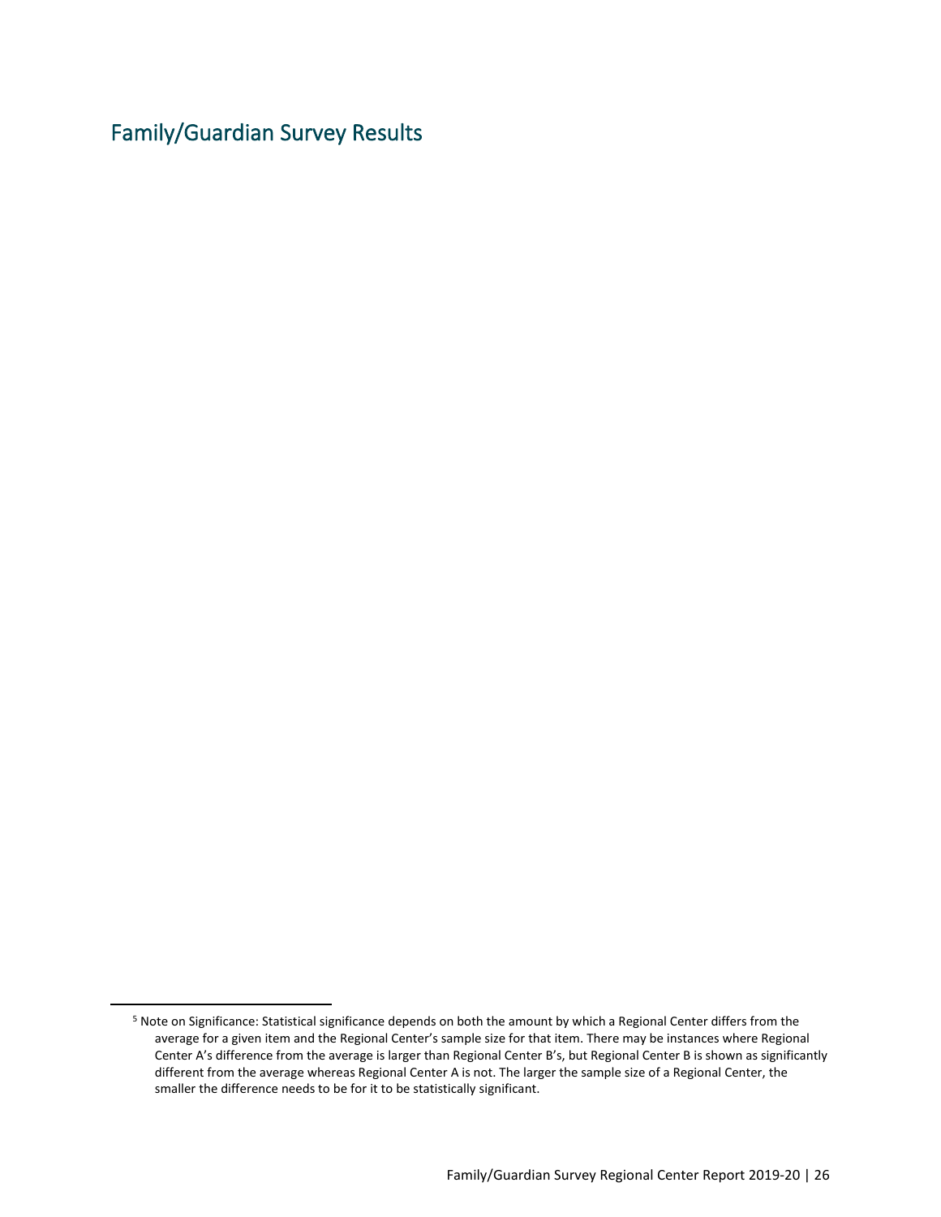# Family/Guardian Survey Results

[5] Note on Significance: Statistical significance depends on both the amount by which a Regional Center differs from the average for a given item and the Regional Center's sample size for that item. There may be instances where Regional Center A's difference from the average is larger than Regional Center B's, but Regional Center B is shown as significantly different from the average whereas Regional Center A is not. The larger the sample size of a Regional Center, the smaller the difference needs to be for it to be statistically significant.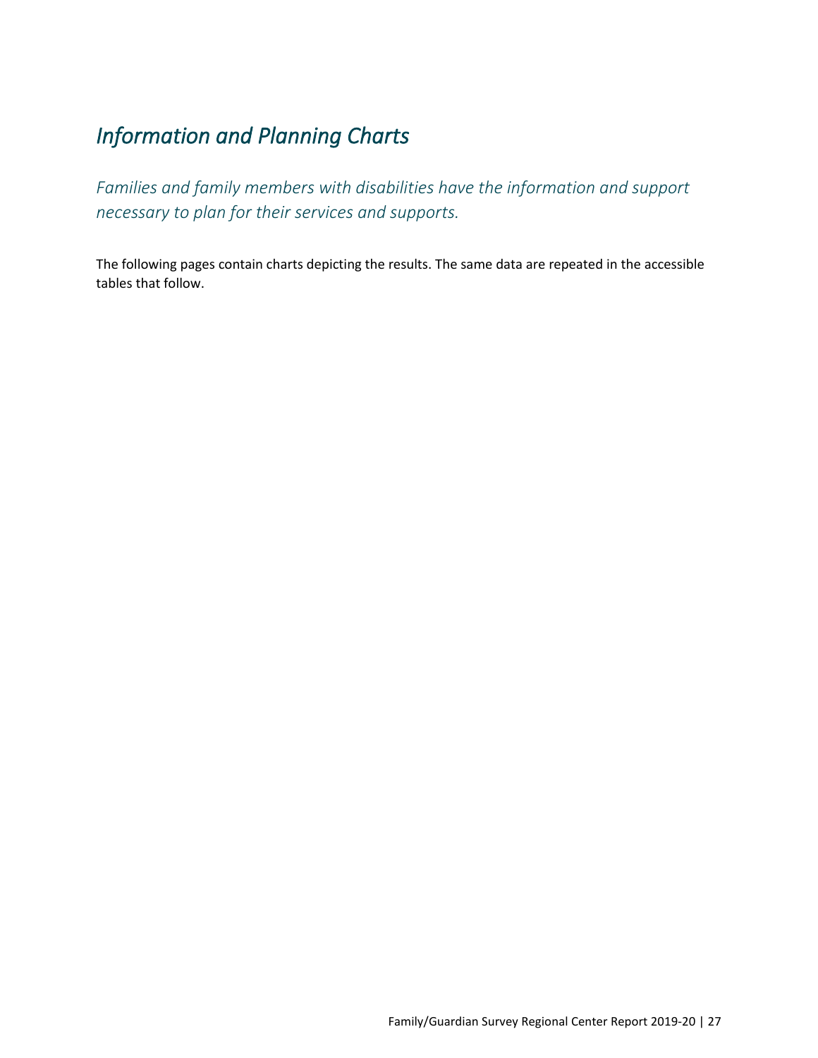# *Information and Planning Charts*

*Families and family members with disabilities have the information and support necessary to plan for their services and supports.*

The following pages contain charts depicting the results. The same data are repeated in the accessible tables that follow.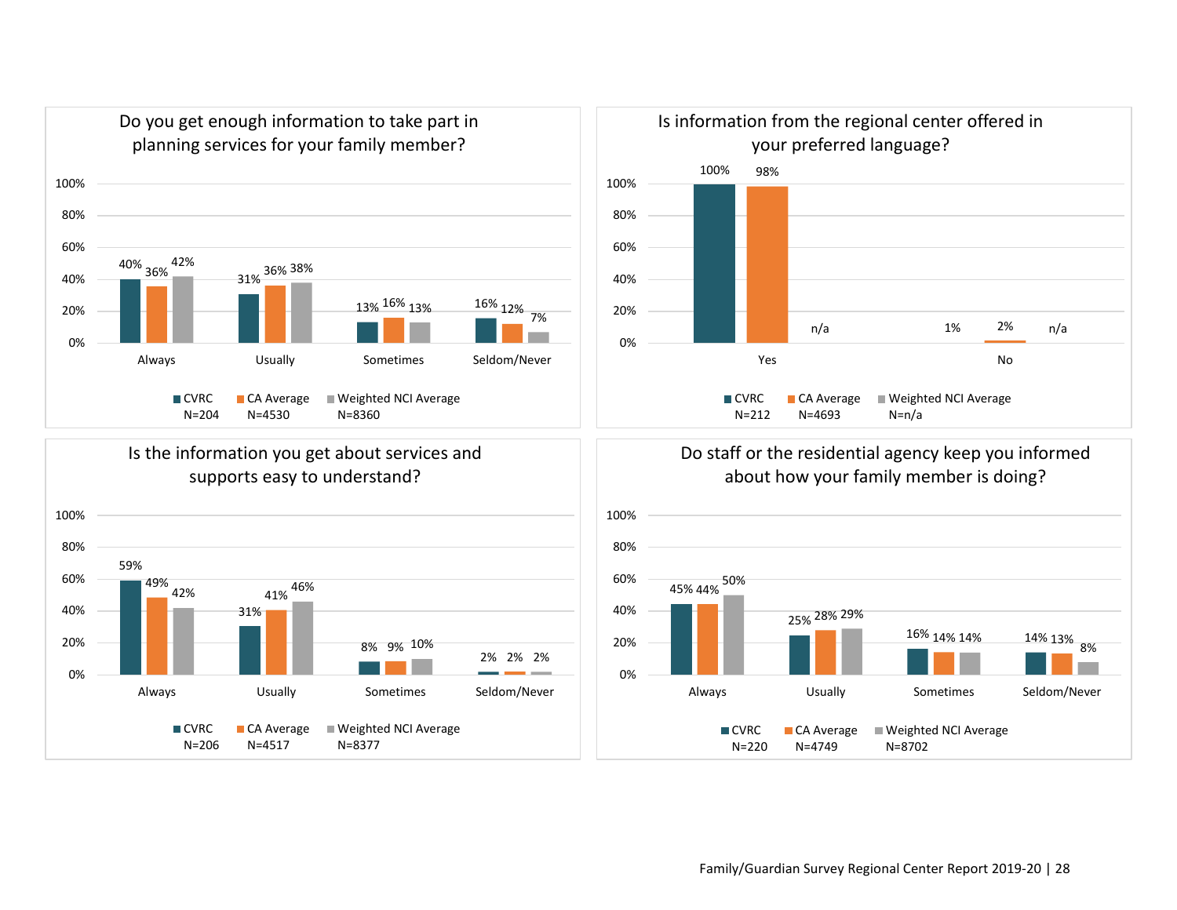### Do you get enough information to take part in planning services for your family member?

| | CVRC (N=204) | CA Average (N=4530) | Weighted NCI Average (N=8360) |
|---|---|---|---|
| Always | 40% | 36% | 42% |
| Usually | 31% | 36% | 38% |
| Sometimes | 13% | 16% | 13% |
| Seldom/Never | 16% | 12% | 7% |

### Is information from the regional center offered in your preferred language?

| | CVRC (N=212) | CA Average (N=4693) | Weighted NCI Average (N=n/a) |
|---|---|---|---|
| Yes | 100% | 98% | n/a |
| No | 1% | 2% | n/a |

### Is the information you get about services and supports easy to understand?

| | CVRC (N=206) | CA Average (N=4517) | Weighted NCI Average (N=8377) |
|---|---|---|---|
| Always | 59% | 49% | 42% |
| Usually | 31% | 41% | 46% |
| Sometimes | 8% | 9% | 10% |
| Seldom/Never | 2% | 2% | 2% |

### Do staff or the residential agency keep you informed about how your family member is doing?

| | CVRC (N=220) | CA Average (N=4749) | Weighted NCI Average (N=8702) |
|---|---|---|---|
| Always | 45% | 44% | 50% |
| Usually | 25% | 28% | 29% |
| Sometimes | 16% | 14% | 14% |
| Seldom/Never | 14% | 13% | 8% |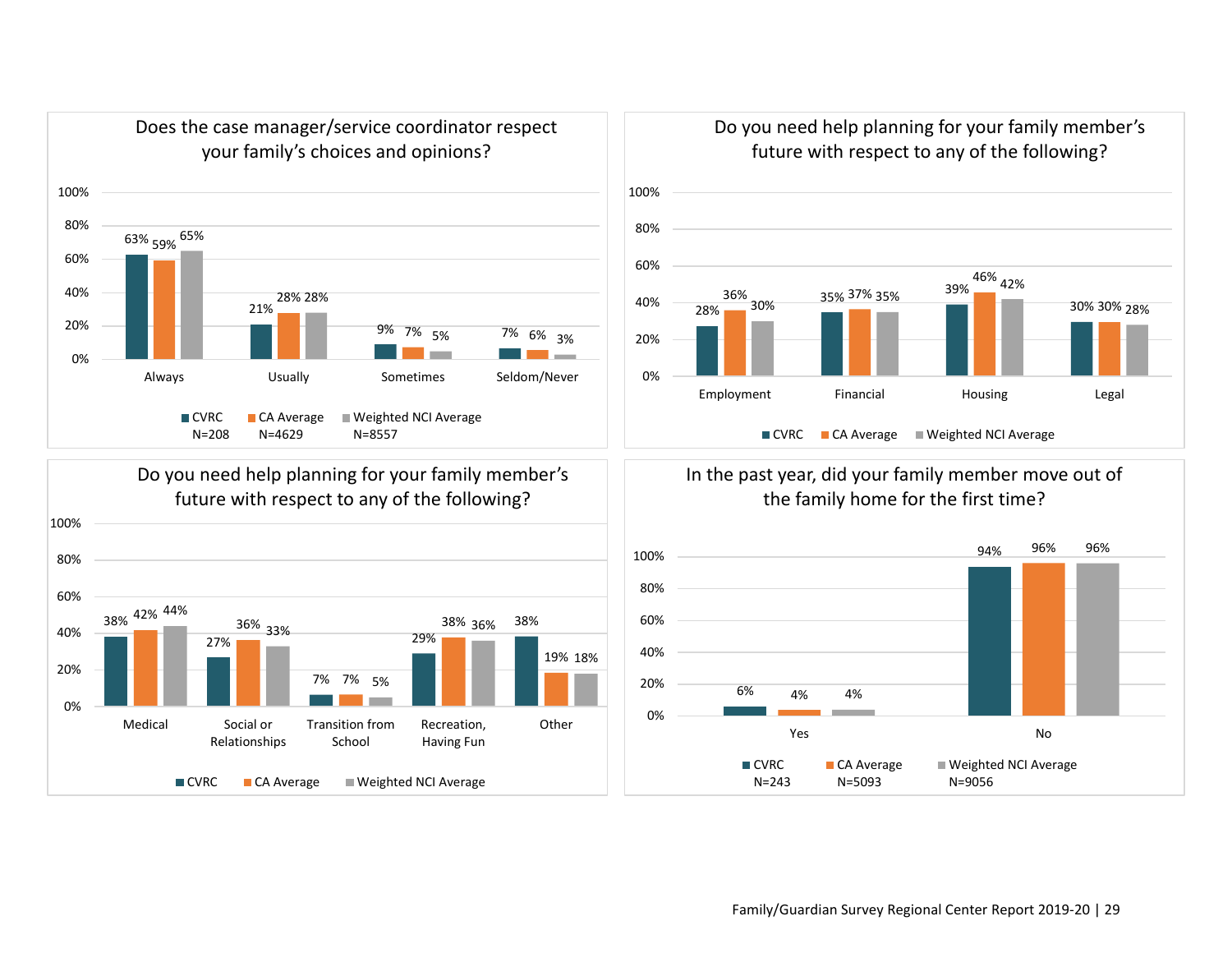### Does the case manager/service coordinator respect your family's choices and opinions?

| | Always | Usually | Sometimes | Seldom/Never |
|---|---|---|---|---|
| CVRC N=208 | 63% | 21% | 9% | 7% |
| CA Average N=4629 | 59% | 28% | 7% | 6% |
| Weighted NCI Average N=8557 | 65% | 28% | 5% | 3% |

### Do you need help planning for your family member's future with respect to any of the following?

| | Employment | Financial | Housing | Legal |
|---|---|---|---|---|
| CVRC | 28% | 35% | 39% | 30% |
| CA Average | 36% | 37% | 46% | 30% |
| Weighted NCI Average | 30% | 35% | 42% | 28% |

### Do you need help planning for your family member's future with respect to any of the following?

| | Medical | Social or Relationships | Transition from School | Recreation, Having Fun | Other |
|---|---|---|---|---|---|
| CVRC | 38% | 27% | 7% | 29% | 38% |
| CA Average | 42% | 36% | 7% | 38% | 19% |
| Weighted NCI Average | 44% | 33% | 5% | 36% | 18% |

### In the past year, did your family member move out of the family home for the first time?

| | Yes | No |
|---|---|---|
| CVRC N=243 | 6% | 94% |
| CA Average N=5093 | 4% | 96% |
| Weighted NCI Average N=9056 | 4% | 96% |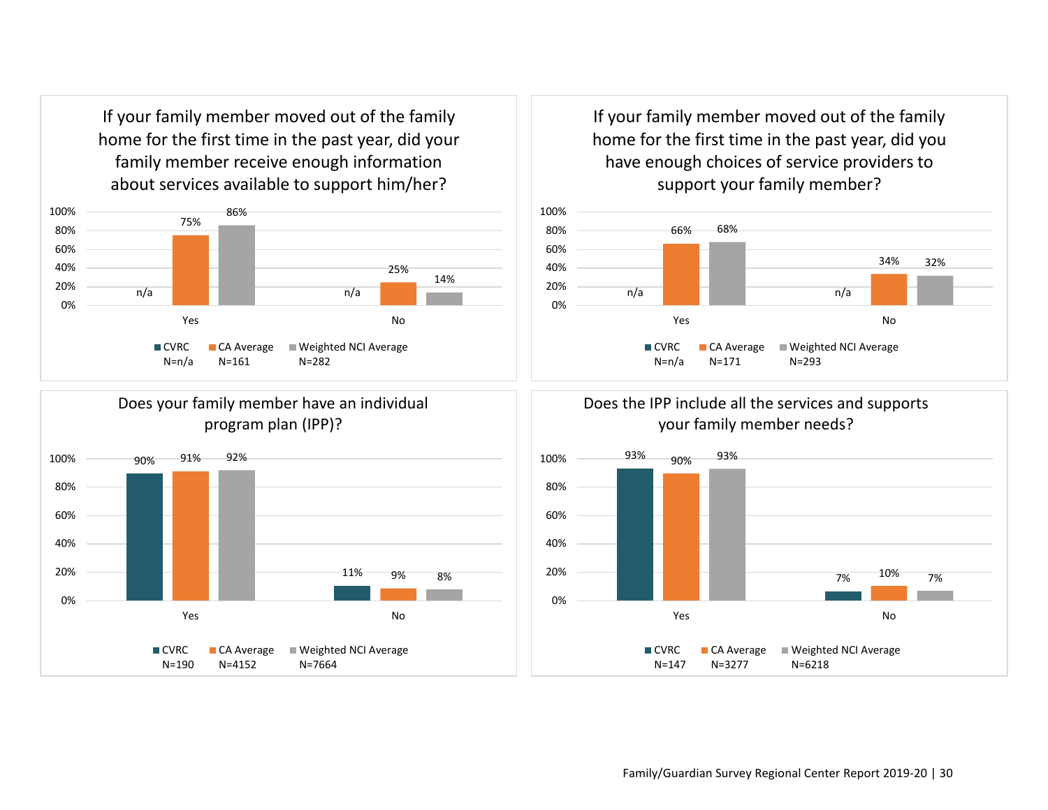### If your family member moved out of the family home for the first time in the past year, did your family member receive enough information about services available to support him/her?

| | CVRC | CA Average | Weighted NCI Average |
|---|---|---|---|
| Yes | n/a | 75% | 86% |
| No | n/a | 25% | 14% |
| N | N=n/a | N=161 | N=282 |

### If your family member moved out of the family home for the first time in the past year, did you have enough choices of service providers to support your family member?

| | CVRC | CA Average | Weighted NCI Average |
|---|---|---|---|
| Yes | n/a | 66% | 68% |
| No | n/a | 34% | 32% |
| N | N=n/a | N=171 | N=293 |

### Does your family member have an individual program plan (IPP)?

| | CVRC | CA Average | Weighted NCI Average |
|---|---|---|---|
| Yes | 90% | 91% | 92% |
| No | 11% | 9% | 8% |
| N | N=190 | N=4152 | N=7664 |

### Does the IPP include all the services and supports your family member needs?

| | CVRC | CA Average | Weighted NCI Average |
|---|---|---|---|
| Yes | 93% | 90% | 93% |
| No | 7% | 10% | 7% |
| N | N=147 | N=3277 | N=6218 |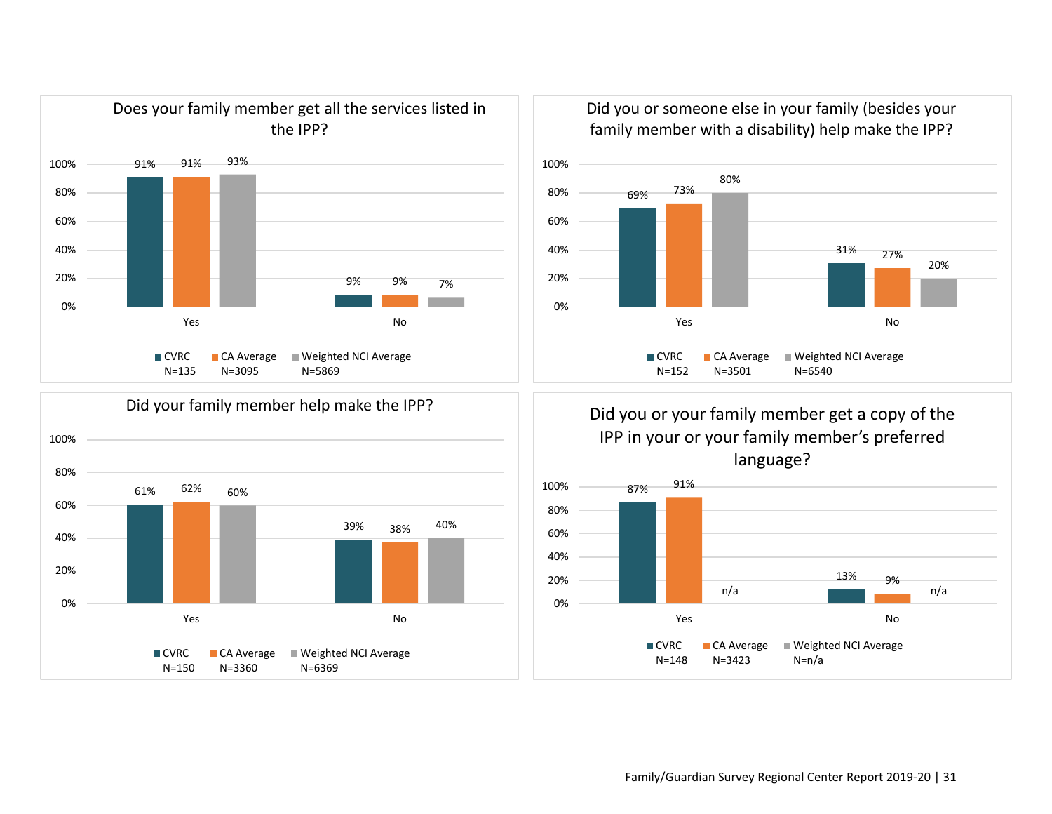### Does your family member get all the services listed in the IPP?

| | CVRC (N=135) | CA Average (N=3095) | Weighted NCI Average (N=5869) |
|---|---|---|---|
| Yes | 91% | 91% | 93% |
| No | 9% | 9% | 7% |

### Did you or someone else in your family (besides your family member with a disability) help make the IPP?

| | CVRC (N=152) | CA Average (N=3501) | Weighted NCI Average (N=6540) |
|---|---|---|---|
| Yes | 69% | 73% | 80% |
| No | 31% | 27% | 20% |

### Did your family member help make the IPP?

| | CVRC (N=150) | CA Average (N=3360) | Weighted NCI Average (N=6369) |
|---|---|---|---|
| Yes | 61% | 62% | 60% |
| No | 39% | 38% | 40% |

### Did you or your family member get a copy of the IPP in your or your family member's preferred language?

| | CVRC (N=148) | CA Average (N=3423) | Weighted NCI Average (N=n/a) |
|---|---|---|---|
| Yes | 87% | 91% | n/a |
| No | 13% | 9% | n/a |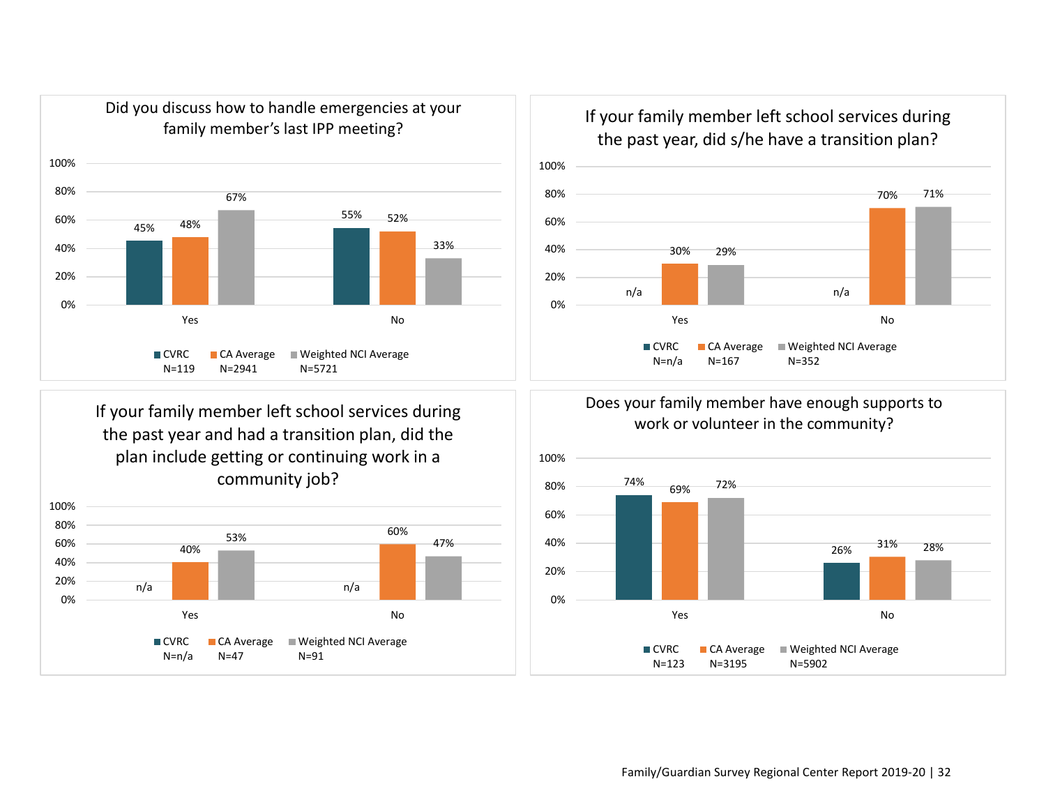### Did you discuss how to handle emergencies at your family member's last IPP meeting?

| | CVRC N=119 | CA Average N=2941 | Weighted NCI Average N=5721 |
|---|---|---|---|
| Yes | 45% | 48% | 67% |
| No | 55% | 52% | 33% |

### If your family member left school services during the past year, did s/he have a transition plan?

| | CVRC N=n/a | CA Average N=167 | Weighted NCI Average N=352 |
|---|---|---|---|
| Yes | n/a | 30% | 29% |
| No | n/a | 70% | 71% |

### If your family member left school services during the past year and had a transition plan, did the plan include getting or continuing work in a community job?

| | CVRC N=n/a | CA Average N=47 | Weighted NCI Average N=91 |
|---|---|---|---|
| Yes | n/a | 40% | 53% |
| No | n/a | 60% | 47% |

### Does your family member have enough supports to work or volunteer in the community?

| | CVRC N=123 | CA Average N=3195 | Weighted NCI Average N=5902 |
|---|---|---|---|
| Yes | 74% | 69% | 72% |
| No | 26% | 31% | 28% |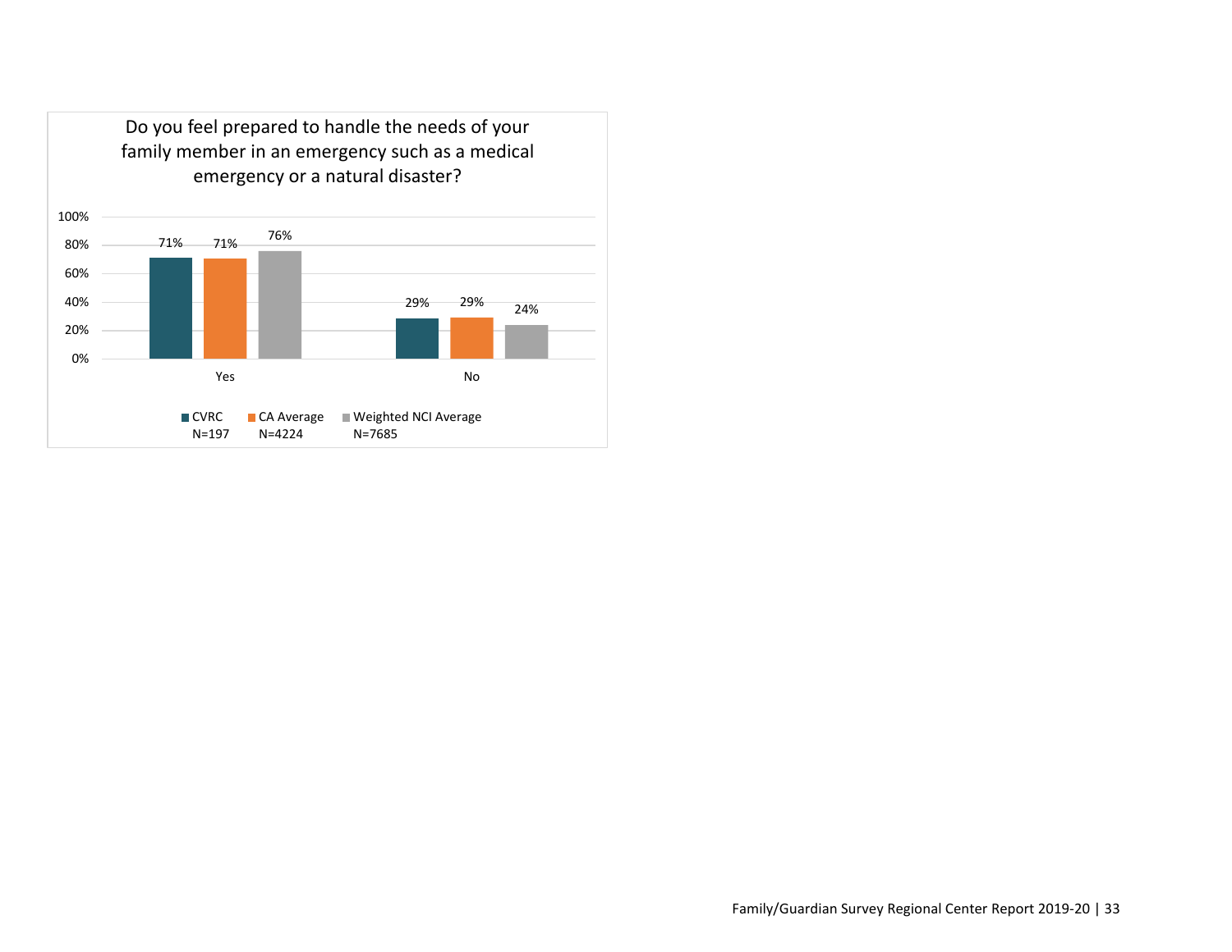Do you feel prepared to handle the needs of your family member in an emergency such as a medical emergency or a natural disaster?

| | CVRC N=197 | CA Average N=4224 | Weighted NCI Average N=7685 |
|---|---|---|---|
| Yes | 71% | 71% | 76% |
| No | 29% | 29% | 24% |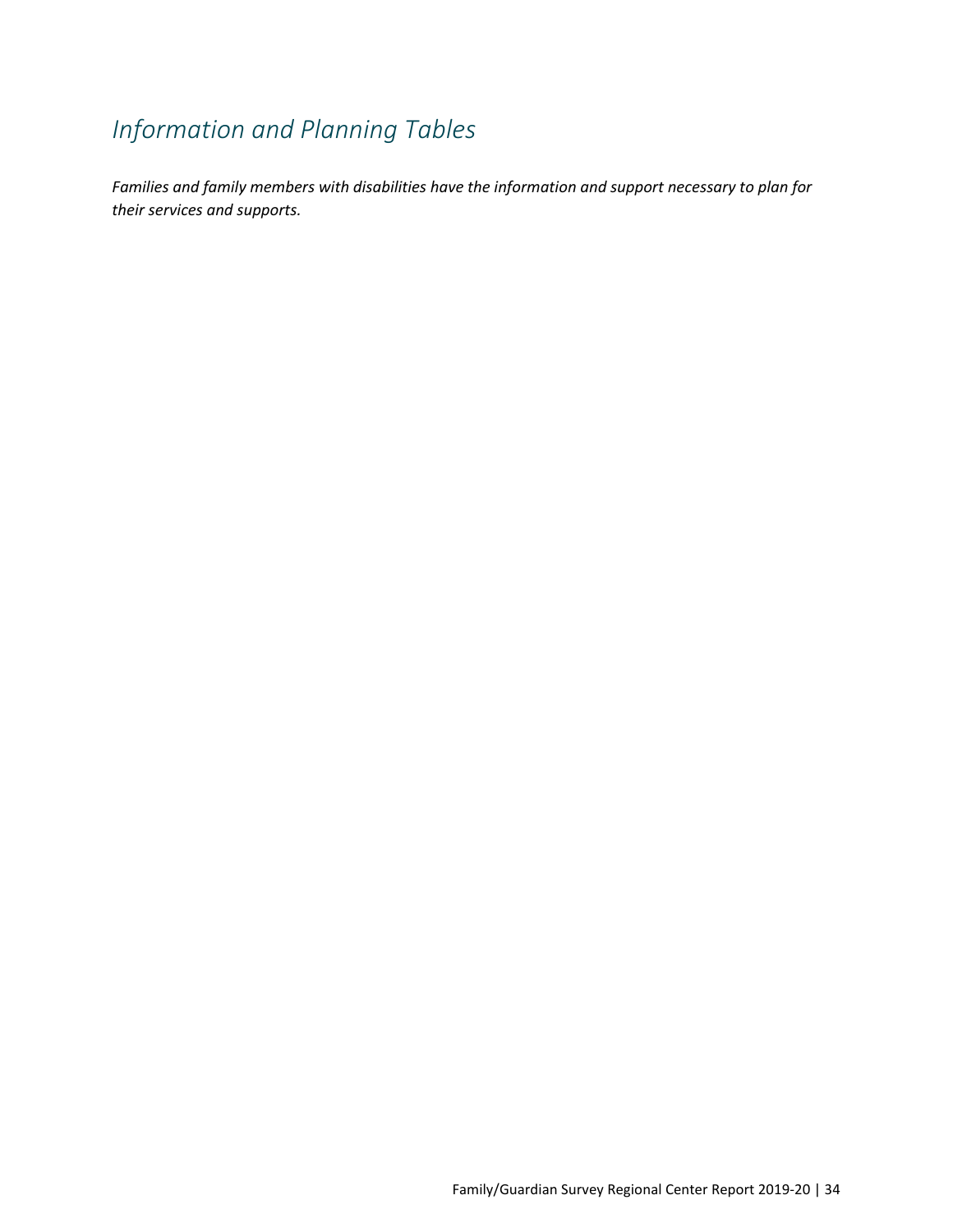# *Information and Planning Tables*

***Families and family members with disabilities have the information and support necessary to plan for their services and supports.***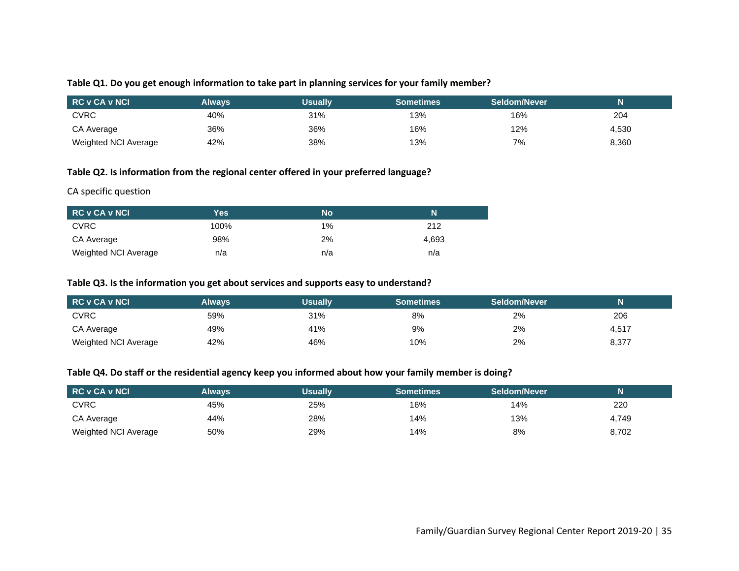**Table Q1. Do you get enough information to take part in planning services for your family member?**

| RC v CA v NCI | Always | Usually | Sometimes | Seldom/Never | N |
|---|---|---|---|---|---|
| CVRC | 40% | 31% | 13% | 16% | 204 |
| CA Average | 36% | 36% | 16% | 12% | 4,530 |
| Weighted NCI Average | 42% | 38% | 13% | 7% | 8,360 |

**Table Q2. Is information from the regional center offered in your preferred language?**

CA specific question

| RC v CA v NCI | Yes | No | N |
|---|---|---|---|
| CVRC | 100% | 1% | 212 |
| CA Average | 98% | 2% | 4,693 |
| Weighted NCI Average | n/a | n/a | n/a |

**Table Q3. Is the information you get about services and supports easy to understand?**

| RC v CA v NCI | Always | Usually | Sometimes | Seldom/Never | N |
|---|---|---|---|---|---|
| CVRC | 59% | 31% | 8% | 2% | 206 |
| CA Average | 49% | 41% | 9% | 2% | 4,517 |
| Weighted NCI Average | 42% | 46% | 10% | 2% | 8,377 |

**Table Q4. Do staff or the residential agency keep you informed about how your family member is doing?**

| RC v CA v NCI | Always | Usually | Sometimes | Seldom/Never | N |
|---|---|---|---|---|---|
| CVRC | 45% | 25% | 16% | 14% | 220 |
| CA Average | 44% | 28% | 14% | 13% | 4,749 |
| Weighted NCI Average | 50% | 29% | 14% | 8% | 8,702 |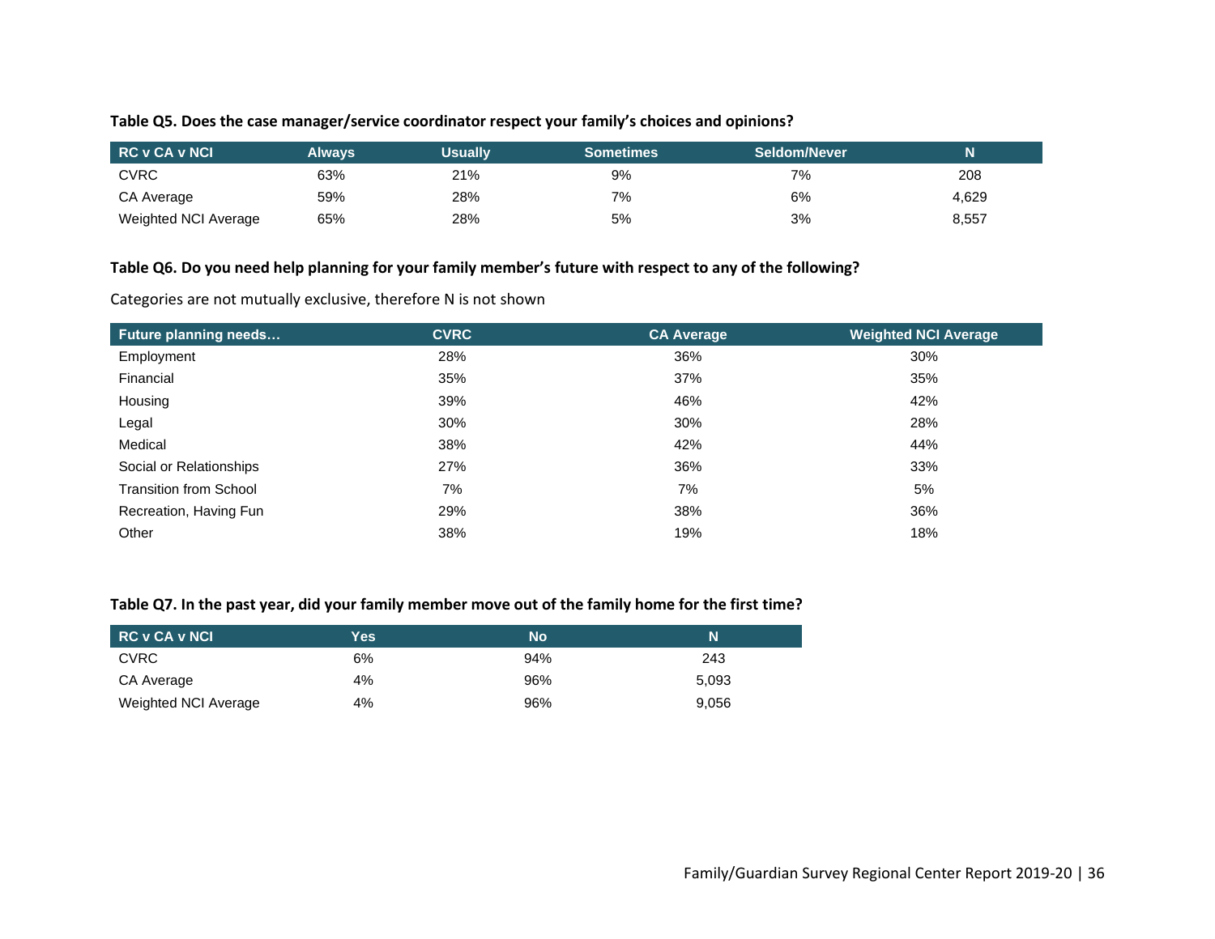**Table Q5. Does the case manager/service coordinator respect your family's choices and opinions?**

| RC v CA v NCI | Always | Usually | Sometimes | Seldom/Never | N |
|---|---|---|---|---|---|
| CVRC | 63% | 21% | 9% | 7% | 208 |
| CA Average | 59% | 28% | 7% | 6% | 4,629 |
| Weighted NCI Average | 65% | 28% | 5% | 3% | 8,557 |

**Table Q6. Do you need help planning for your family member's future with respect to any of the following?**

Categories are not mutually exclusive, therefore N is not shown

| Future planning needs… | CVRC | CA Average | Weighted NCI Average |
|---|---|---|---|
| Employment | 28% | 36% | 30% |
| Financial | 35% | 37% | 35% |
| Housing | 39% | 46% | 42% |
| Legal | 30% | 30% | 28% |
| Medical | 38% | 42% | 44% |
| Social or Relationships | 27% | 36% | 33% |
| Transition from School | 7% | 7% | 5% |
| Recreation, Having Fun | 29% | 38% | 36% |
| Other | 38% | 19% | 18% |

**Table Q7. In the past year, did your family member move out of the family home for the first time?**

| RC v CA v NCI | Yes | No | N |
|---|---|---|---|
| CVRC | 6% | 94% | 243 |
| CA Average | 4% | 96% | 5,093 |
| Weighted NCI Average | 4% | 96% | 9,056 |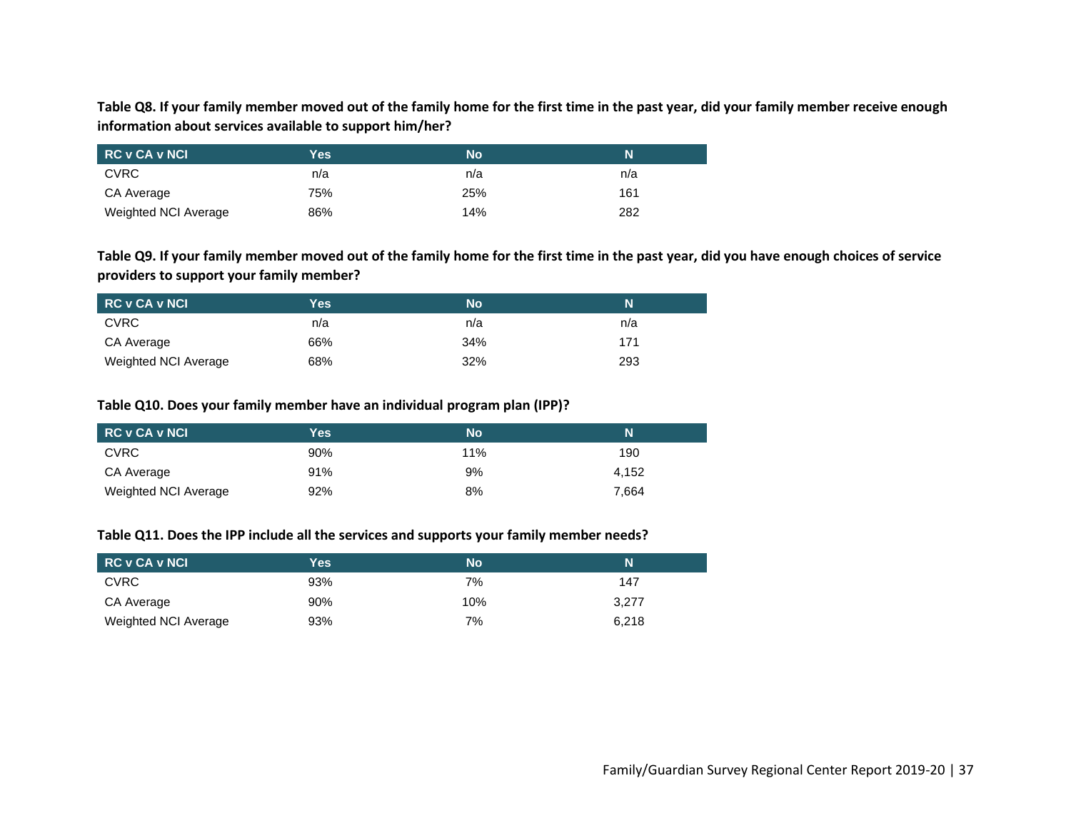**Table Q8. If your family member moved out of the family home for the first time in the past year, did your family member receive enough information about services available to support him/her?**

| RC v CA v NCI | Yes | No | N |
|---|---|---|---|
| CVRC | n/a | n/a | n/a |
| CA Average | 75% | 25% | 161 |
| Weighted NCI Average | 86% | 14% | 282 |

**Table Q9. If your family member moved out of the family home for the first time in the past year, did you have enough choices of service providers to support your family member?**

| RC v CA v NCI | Yes | No | N |
|---|---|---|---|
| CVRC | n/a | n/a | n/a |
| CA Average | 66% | 34% | 171 |
| Weighted NCI Average | 68% | 32% | 293 |

**Table Q10. Does your family member have an individual program plan (IPP)?**

| RC v CA v NCI | Yes | No | N |
|---|---|---|---|
| CVRC | 90% | 11% | 190 |
| CA Average | 91% | 9% | 4,152 |
| Weighted NCI Average | 92% | 8% | 7,664 |

**Table Q11. Does the IPP include all the services and supports your family member needs?**

| RC v CA v NCI | Yes | No | N |
|---|---|---|---|
| CVRC | 93% | 7% | 147 |
| CA Average | 90% | 10% | 3,277 |
| Weighted NCI Average | 93% | 7% | 6,218 |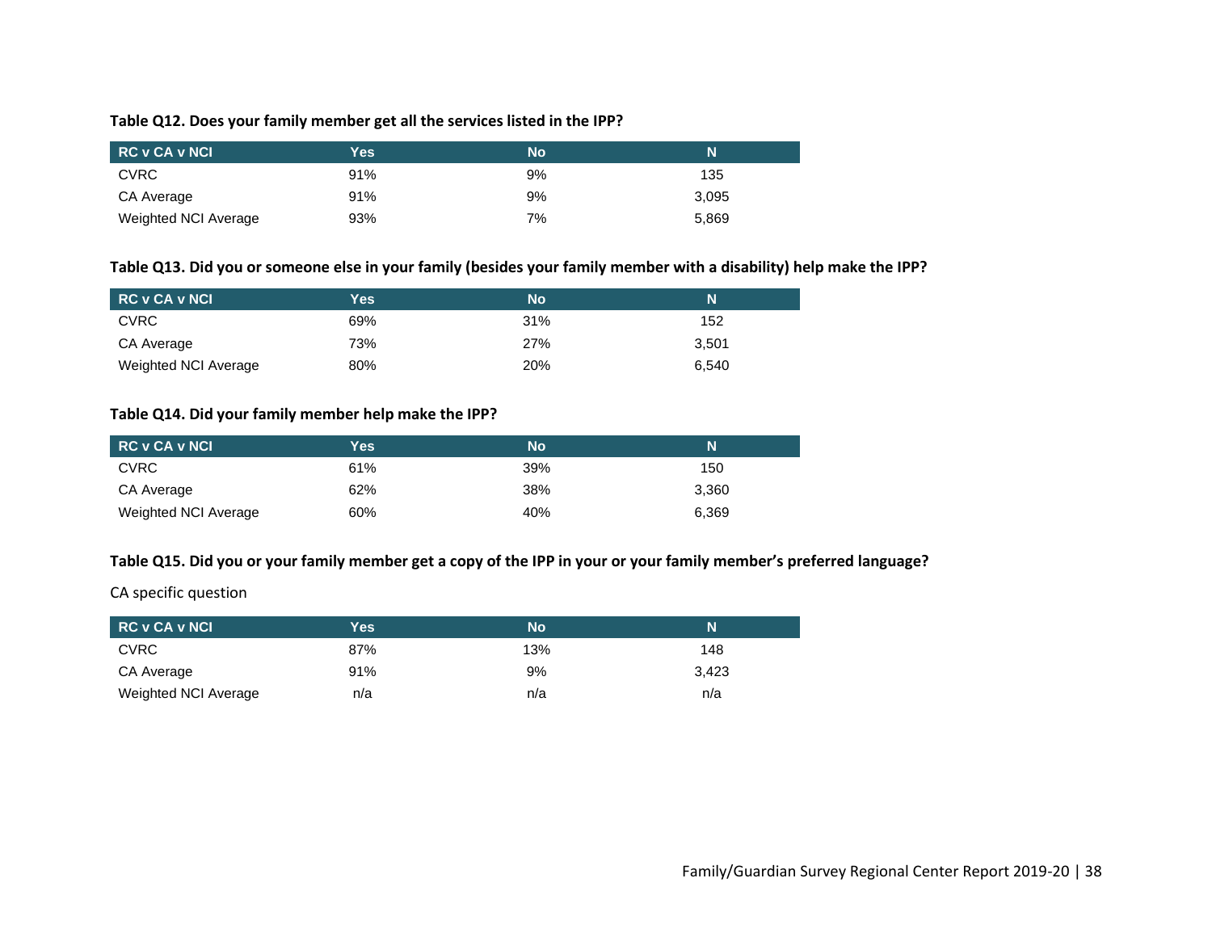**Table Q12. Does your family member get all the services listed in the IPP?**

| RC v CA v NCI | Yes | No | N |
|---|---|---|---|
| CVRC | 91% | 9% | 135 |
| CA Average | 91% | 9% | 3,095 |
| Weighted NCI Average | 93% | 7% | 5,869 |

**Table Q13. Did you or someone else in your family (besides your family member with a disability) help make the IPP?**

| RC v CA v NCI | Yes | No | N |
|---|---|---|---|
| CVRC | 69% | 31% | 152 |
| CA Average | 73% | 27% | 3,501 |
| Weighted NCI Average | 80% | 20% | 6,540 |

**Table Q14. Did your family member help make the IPP?**

| RC v CA v NCI | Yes | No | N |
|---|---|---|---|
| CVRC | 61% | 39% | 150 |
| CA Average | 62% | 38% | 3,360 |
| Weighted NCI Average | 60% | 40% | 6,369 |

**Table Q15. Did you or your family member get a copy of the IPP in your or your family member's preferred language?**

CA specific question

| RC v CA v NCI | Yes | No | N |
|---|---|---|---|
| CVRC | 87% | 13% | 148 |
| CA Average | 91% | 9% | 3,423 |
| Weighted NCI Average | n/a | n/a | n/a |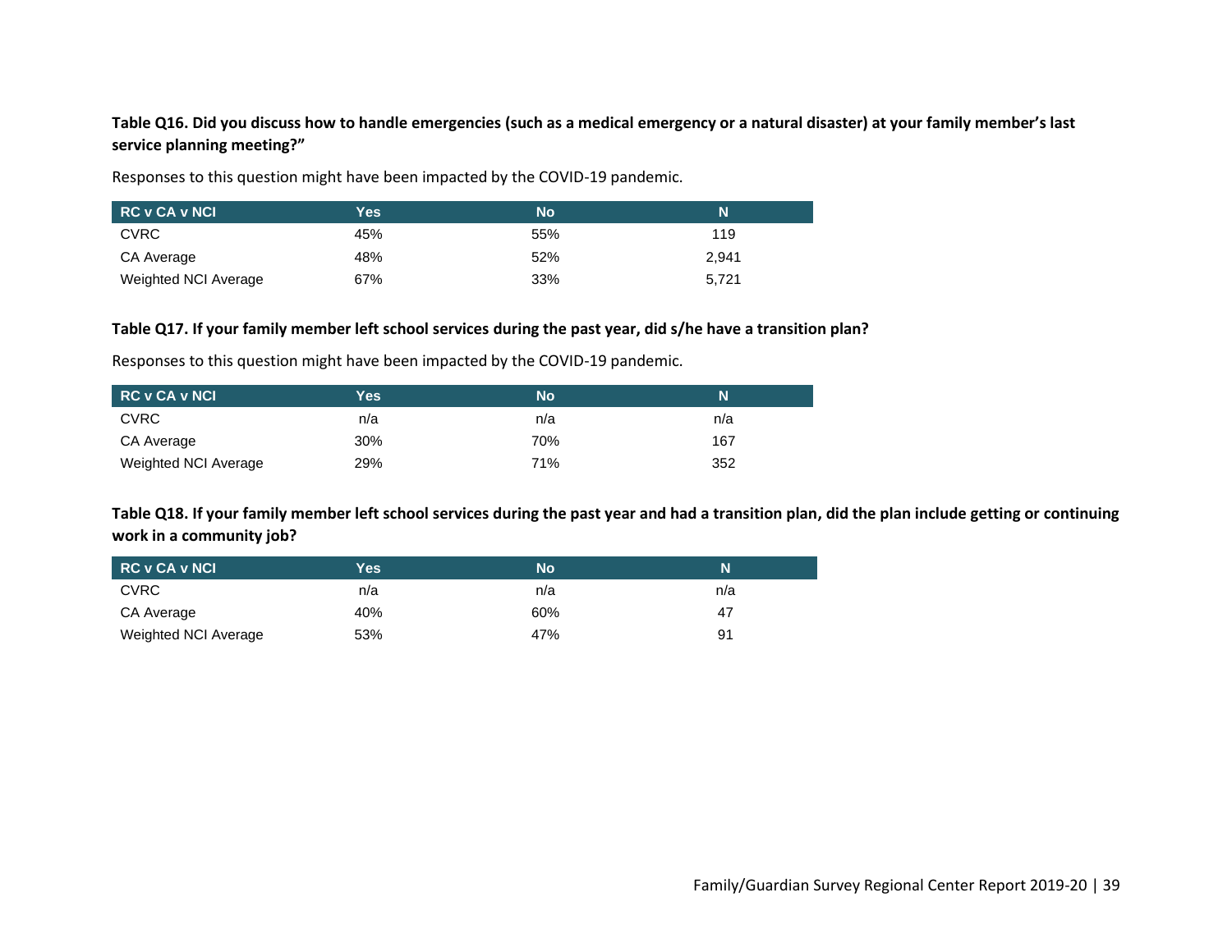**Table Q16. Did you discuss how to handle emergencies (such as a medical emergency or a natural disaster) at your family member's last service planning meeting?"**

Responses to this question might have been impacted by the COVID-19 pandemic.

| RC v CA v NCI | Yes | No | N |
|---|---|---|---|
| CVRC | 45% | 55% | 119 |
| CA Average | 48% | 52% | 2,941 |
| Weighted NCI Average | 67% | 33% | 5,721 |

**Table Q17. If your family member left school services during the past year, did s/he have a transition plan?**

Responses to this question might have been impacted by the COVID-19 pandemic.

| RC v CA v NCI | Yes | No | N |
|---|---|---|---|
| CVRC | n/a | n/a | n/a |
| CA Average | 30% | 70% | 167 |
| Weighted NCI Average | 29% | 71% | 352 |

**Table Q18. If your family member left school services during the past year and had a transition plan, did the plan include getting or continuing work in a community job?**

| RC v CA v NCI | Yes | No | N |
|---|---|---|---|
| CVRC | n/a | n/a | n/a |
| CA Average | 40% | 60% | 47 |
| Weighted NCI Average | 53% | 47% | 91 |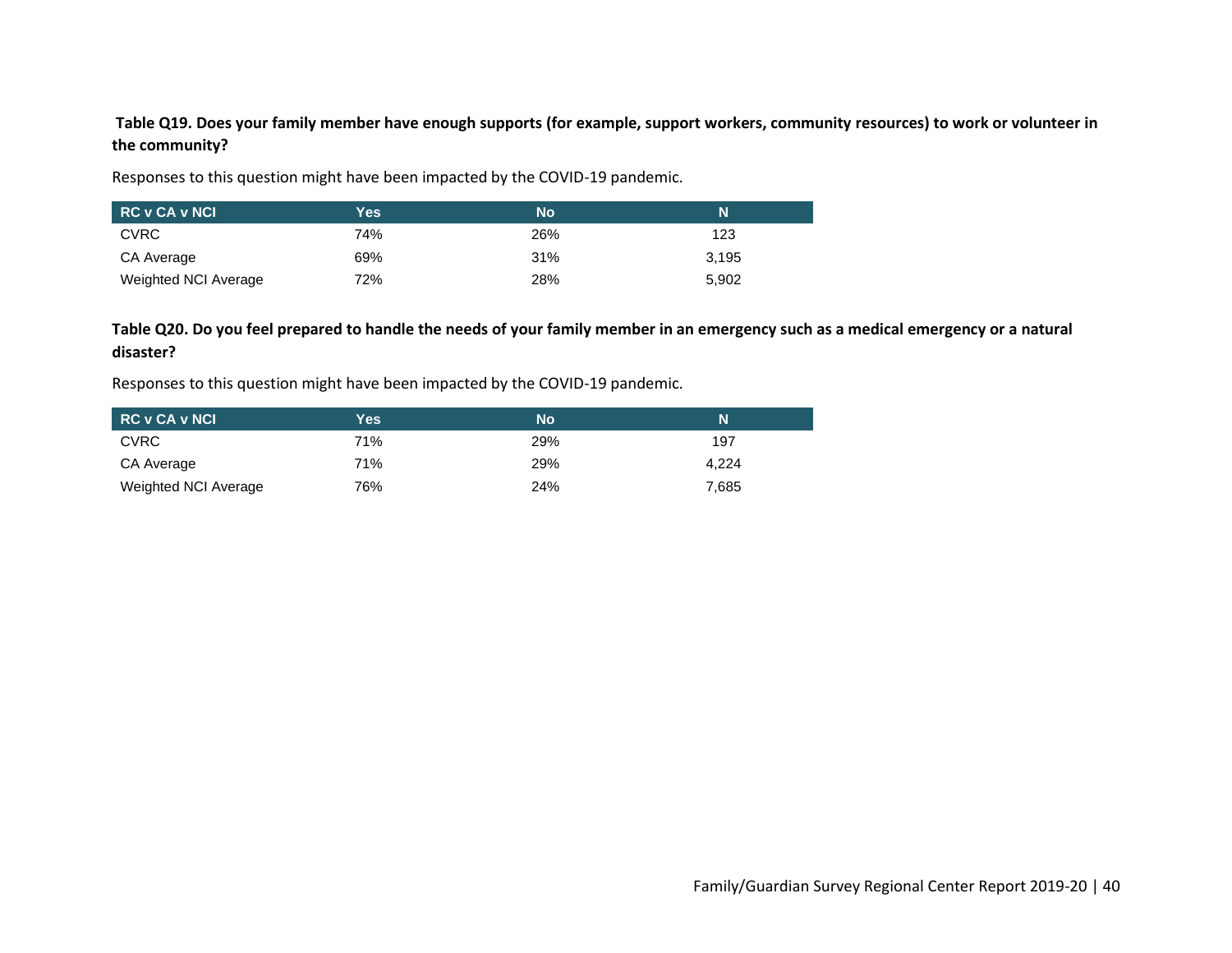**Table Q19. Does your family member have enough supports (for example, support workers, community resources) to work or volunteer in the community?**

Responses to this question might have been impacted by the COVID-19 pandemic.

| RC v CA v NCI | Yes | No | N |
|---|---|---|---|
| CVRC | 74% | 26% | 123 |
| CA Average | 69% | 31% | 3,195 |
| Weighted NCI Average | 72% | 28% | 5,902 |

**Table Q20. Do you feel prepared to handle the needs of your family member in an emergency such as a medical emergency or a natural disaster?**

Responses to this question might have been impacted by the COVID-19 pandemic.

| RC v CA v NCI | Yes | No | N |
|---|---|---|---|
| CVRC | 71% | 29% | 197 |
| CA Average | 71% | 29% | 4,224 |
| Weighted NCI Average | 76% | 24% | 7,685 |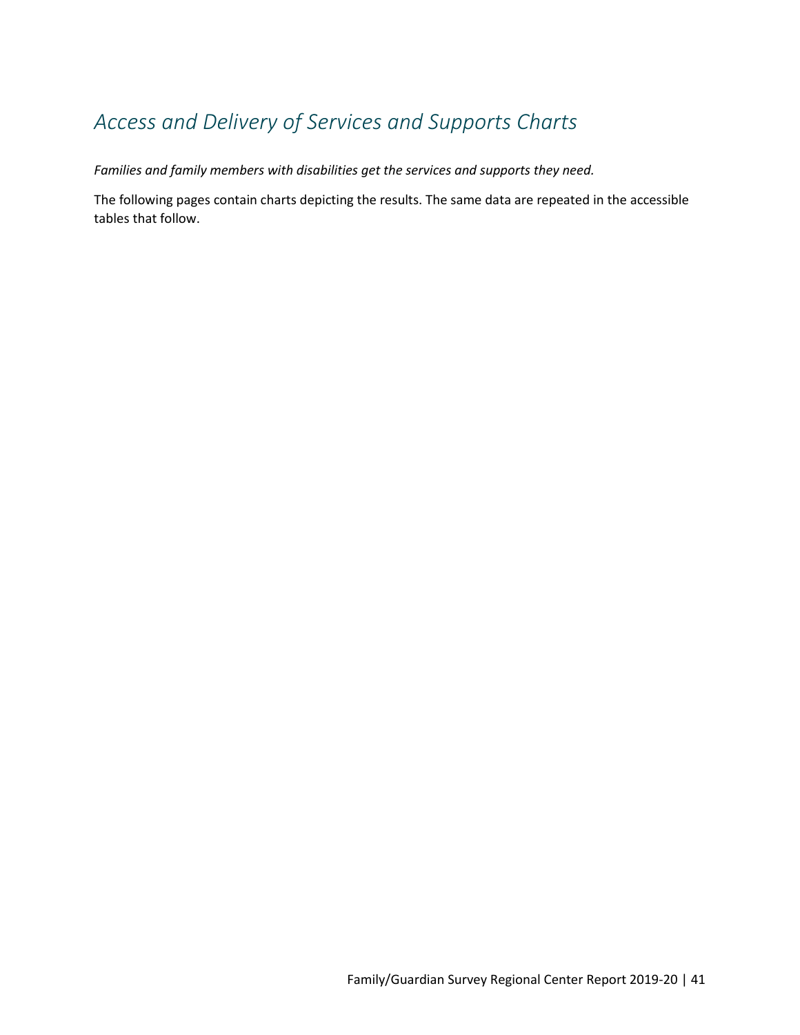## *Access and Delivery of Services and Supports Charts*

*Families and family members with disabilities get the services and supports they need.*

The following pages contain charts depicting the results. The same data are repeated in the accessible tables that follow.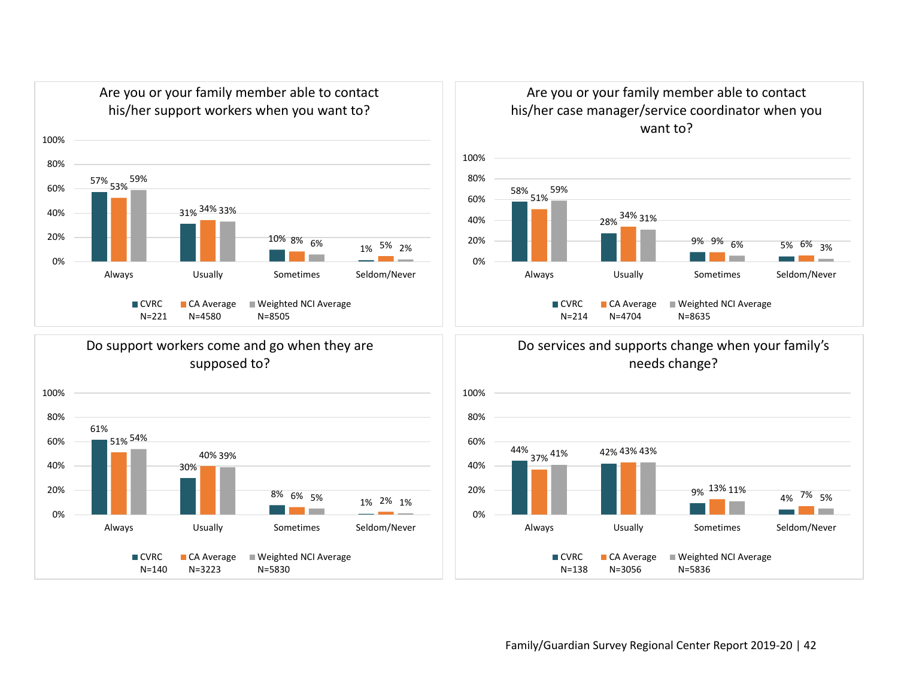### Are you or your family member able to contact his/her support workers when you want to?

| | CVRC (N=221) | CA Average (N=4580) | Weighted NCI Average (N=8505) |
|---|---|---|---|
| Always | 57% | 53% | 59% |
| Usually | 31% | 34% | 33% |
| Sometimes | 10% | 8% | 6% |
| Seldom/Never | 1% | 5% | 2% |

### Are you or your family member able to contact his/her case manager/service coordinator when you want to?

| | CVRC (N=214) | CA Average (N=4704) | Weighted NCI Average (N=8635) |
|---|---|---|---|
| Always | 58% | 51% | 59% |
| Usually | 28% | 34% | 31% |
| Sometimes | 9% | 9% | 6% |
| Seldom/Never | 5% | 6% | 3% |

### Do support workers come and go when they are supposed to?

| | CVRC (N=140) | CA Average (N=3223) | Weighted NCI Average (N=5830) |
|---|---|---|---|
| Always | 61% | 51% | 54% |
| Usually | 30% | 40% | 39% |
| Sometimes | 8% | 6% | 5% |
| Seldom/Never | 1% | 2% | 1% |

### Do services and supports change when your family's needs change?

| | CVRC (N=138) | CA Average (N=3056) | Weighted NCI Average (N=5836) |
|---|---|---|---|
| Always | 44% | 37% | 41% |
| Usually | 42% | 43% | 43% |
| Sometimes | 9% | 13% | 11% |
| Seldom/Never | 4% | 7% | 5% |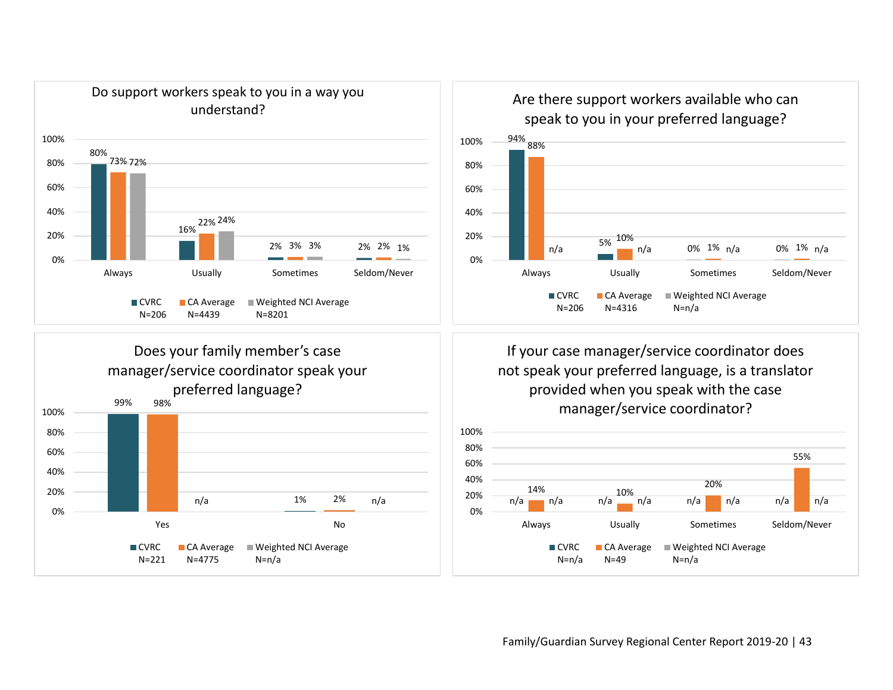### Do support workers speak to you in a way you understand?

| | CVRC N=206 | CA Average N=4439 | Weighted NCI Average N=8201 |
|---|---|---|---|
| Always | 80% | 73% | 72% |
| Usually | 16% | 22% | 24% |
| Sometimes | 2% | 3% | 3% |
| Seldom/Never | 2% | 2% | 1% |

### Are there support workers available who can speak to you in your preferred language?

| | CVRC N=206 | CA Average N=4316 | Weighted NCI Average N=n/a |
|---|---|---|---|
| Always | 94% | 88% | n/a |
| Usually | 5% | 10% | n/a |
| Sometimes | 0% | 1% | n/a |
| Seldom/Never | 0% | 1% | n/a |

### Does your family member's case manager/service coordinator speak your preferred language?

| | CVRC N=221 | CA Average N=4775 | Weighted NCI Average N=n/a |
|---|---|---|---|
| Yes | 99% | 98% | n/a |
| No | 1% | 2% | n/a |

### If your case manager/service coordinator does not speak your preferred language, is a translator provided when you speak with the case manager/service coordinator?

| | CVRC N=n/a | CA Average N=49 | Weighted NCI Average N=n/a |
|---|---|---|---|
| Always | n/a | 14% | n/a |
| Usually | n/a | 10% | n/a |
| Sometimes | n/a | 20% | n/a |
| Seldom/Never | n/a | 55% | n/a |

Family/Guardian Survey Regional Center Report 2019-20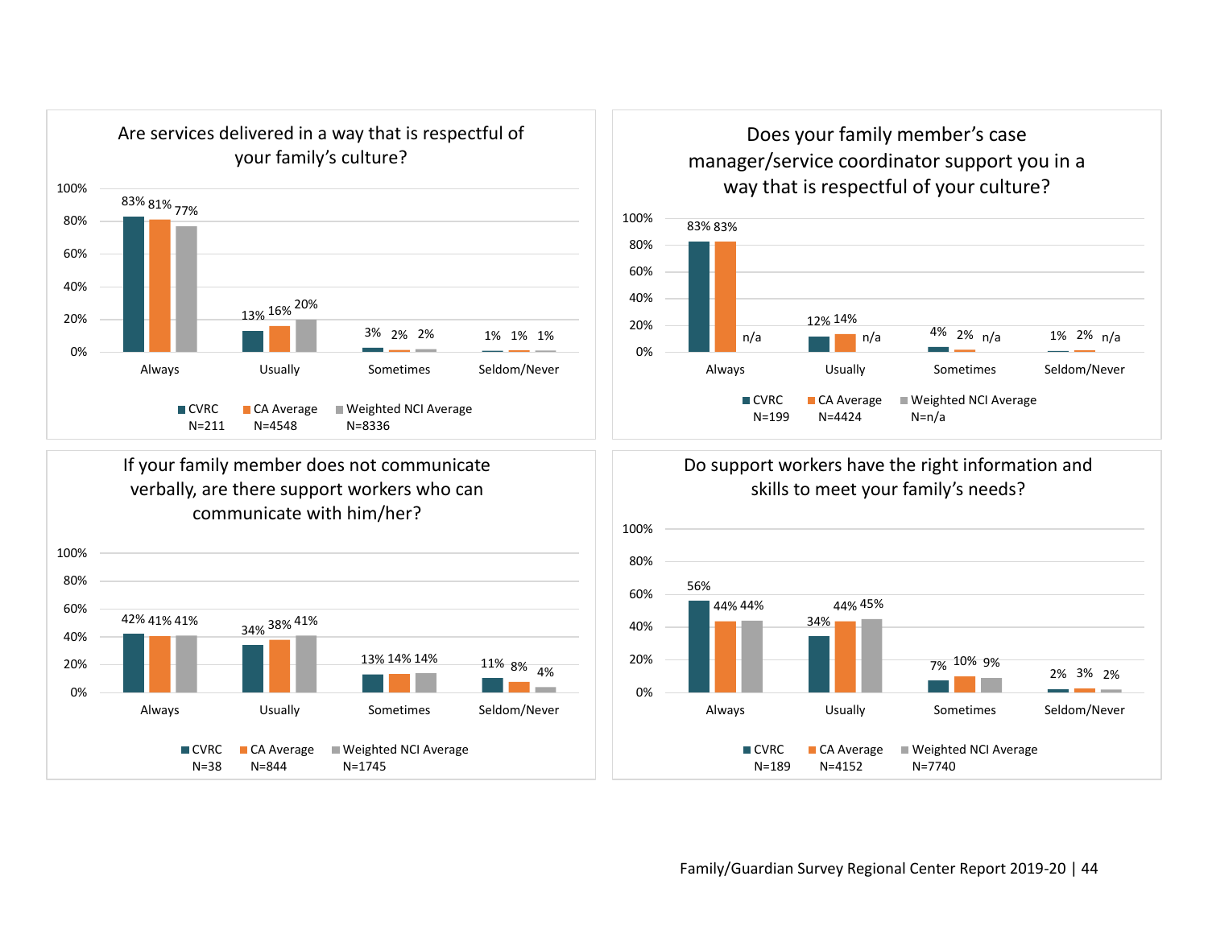### Are services delivered in a way that is respectful of your family's culture?

| | CVRC N=211 | CA Average N=4548 | Weighted NCI Average N=8336 |
|---|---|---|---|
| Always | 83% | 81% | 77% |
| Usually | 13% | 16% | 20% |
| Sometimes | 3% | 2% | 2% |
| Seldom/Never | 1% | 1% | 1% |

### Does your family member's case manager/service coordinator support you in a way that is respectful of your culture?

| | CVRC N=199 | CA Average N=4424 | Weighted NCI Average N=n/a |
|---|---|---|---|
| Always | 83% | 83% | n/a |
| Usually | 12% | 14% | n/a |
| Sometimes | 4% | 2% | n/a |
| Seldom/Never | 1% | 2% | n/a |

### If your family member does not communicate verbally, are there support workers who can communicate with him/her?

| | CVRC N=38 | CA Average N=844 | Weighted NCI Average N=1745 |
|---|---|---|---|
| Always | 42% | 41% | 41% |
| Usually | 34% | 38% | 41% |
| Sometimes | 13% | 14% | 14% |
| Seldom/Never | 11% | 8% | 4% |

### Do support workers have the right information and skills to meet your family's needs?

| | CVRC N=189 | CA Average N=4152 | Weighted NCI Average N=7740 |
|---|---|---|---|
| Always | 56% | 44% | 44% |
| Usually | 34% | 44% | 45% |
| Sometimes | 7% | 10% | 9% |
| Seldom/Never | 2% | 3% | 2% |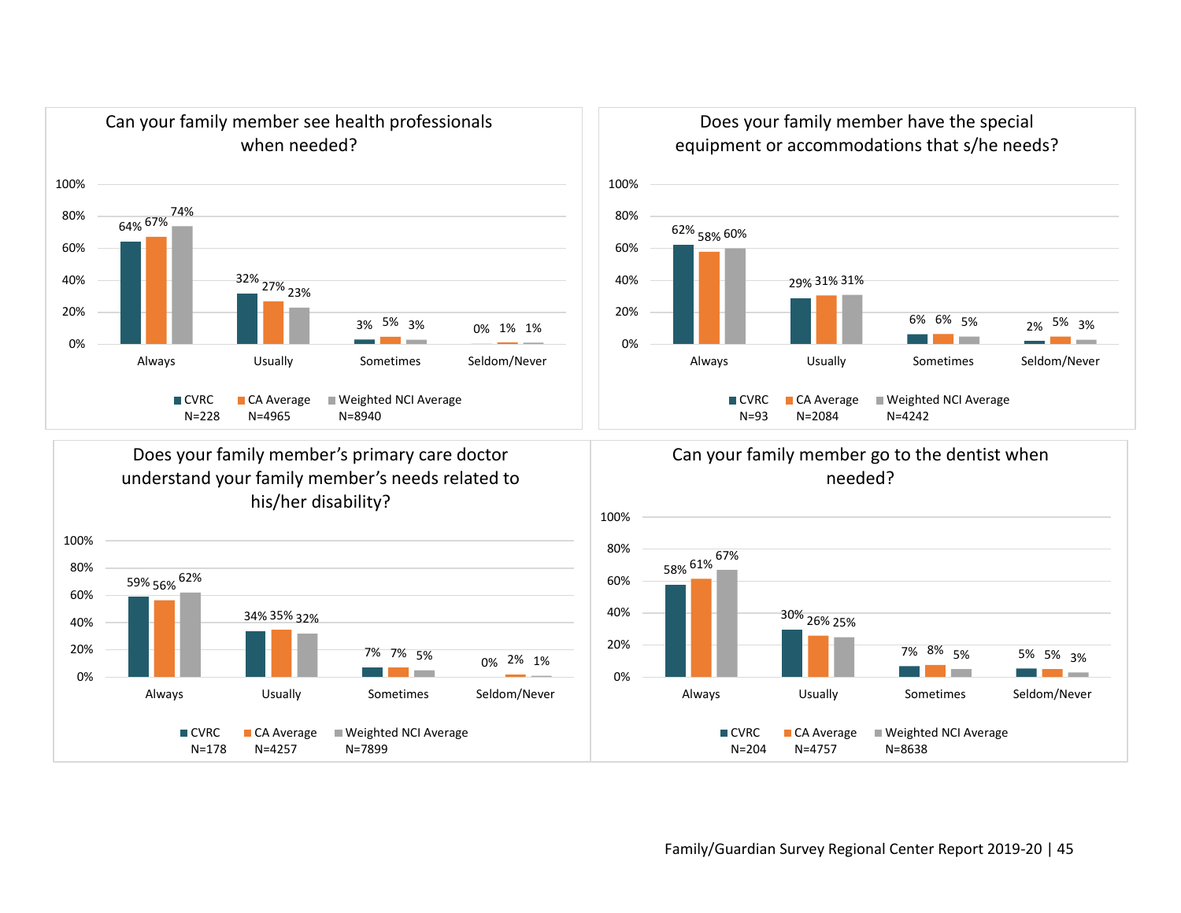### Can your family member see health professionals when needed?

| | Always | Usually | Sometimes | Seldom/Never |
|---|---|---|---|---|
| CVRC (N=228) | 64% | 32% | 3% | 0% |
| CA Average (N=4965) | 67% | 27% | 5% | 1% |
| Weighted NCI Average (N=8940) | 74% | 23% | 3% | 1% |

### Does your family member have the special equipment or accommodations that s/he needs?

| | Always | Usually | Sometimes | Seldom/Never |
|---|---|---|---|---|
| CVRC (N=93) | 62% | 29% | 6% | 2% |
| CA Average (N=2084) | 58% | 31% | 6% | 5% |
| Weighted NCI Average (N=4242) | 60% | 31% | 5% | 3% |

### Does your family member's primary care doctor understand your family member's needs related to his/her disability?

| | Always | Usually | Sometimes | Seldom/Never |
|---|---|---|---|---|
| CVRC (N=178) | 59% | 34% | 7% | 0% |
| CA Average (N=4257) | 56% | 35% | 7% | 2% |
| Weighted NCI Average (N=7899) | 62% | 32% | 5% | 1% |

### Can your family member go to the dentist when needed?

| | Always | Usually | Sometimes | Seldom/Never |
|---|---|---|---|---|
| CVRC (N=204) | 58% | 30% | 7% | 5% |
| CA Average (N=4757) | 61% | 26% | 8% | 5% |
| Weighted NCI Average (N=8638) | 67% | 25% | 5% | 3% |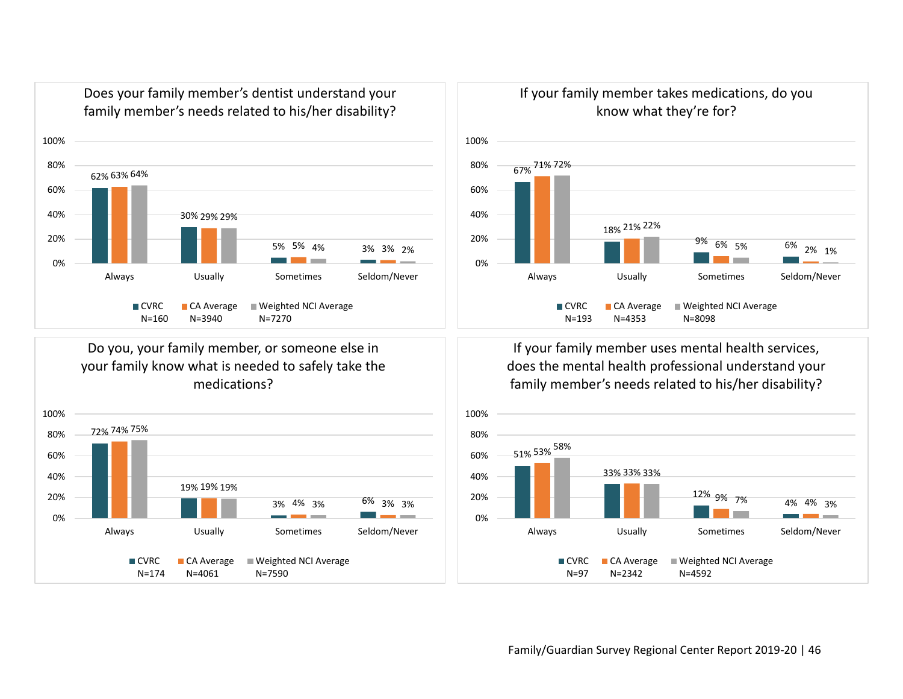### Does your family member's dentist understand your family member's needs related to his/her disability?

| | CVRC N=160 | CA Average N=3940 | Weighted NCI Average N=7270 |
|---|---|---|---|
| Always | 62% | 63% | 64% |
| Usually | 30% | 29% | 29% |
| Sometimes | 5% | 5% | 4% |
| Seldom/Never | 3% | 3% | 2% |

### If your family member takes medications, do you know what they're for?

| | CVRC N=193 | CA Average N=4353 | Weighted NCI Average N=8098 |
|---|---|---|---|
| Always | 67% | 71% | 72% |
| Usually | 18% | 21% | 22% |
| Sometimes | 9% | 6% | 5% |
| Seldom/Never | 6% | 2% | 1% |

### Do you, your family member, or someone else in your family know what is needed to safely take the medications?

| | CVRC N=174 | CA Average N=4061 | Weighted NCI Average N=7590 |
|---|---|---|---|
| Always | 72% | 74% | 75% |
| Usually | 19% | 19% | 19% |
| Sometimes | 3% | 4% | 3% |
| Seldom/Never | 6% | 3% | 3% |

### If your family member uses mental health services, does the mental health professional understand your family member's needs related to his/her disability?

| | CVRC N=97 | CA Average N=2342 | Weighted NCI Average N=4592 |
|---|---|---|---|
| Always | 51% | 53% | 58% |
| Usually | 33% | 33% | 33% |
| Sometimes | 12% | 9% | 7% |
| Seldom/Never | 4% | 4% | 3% |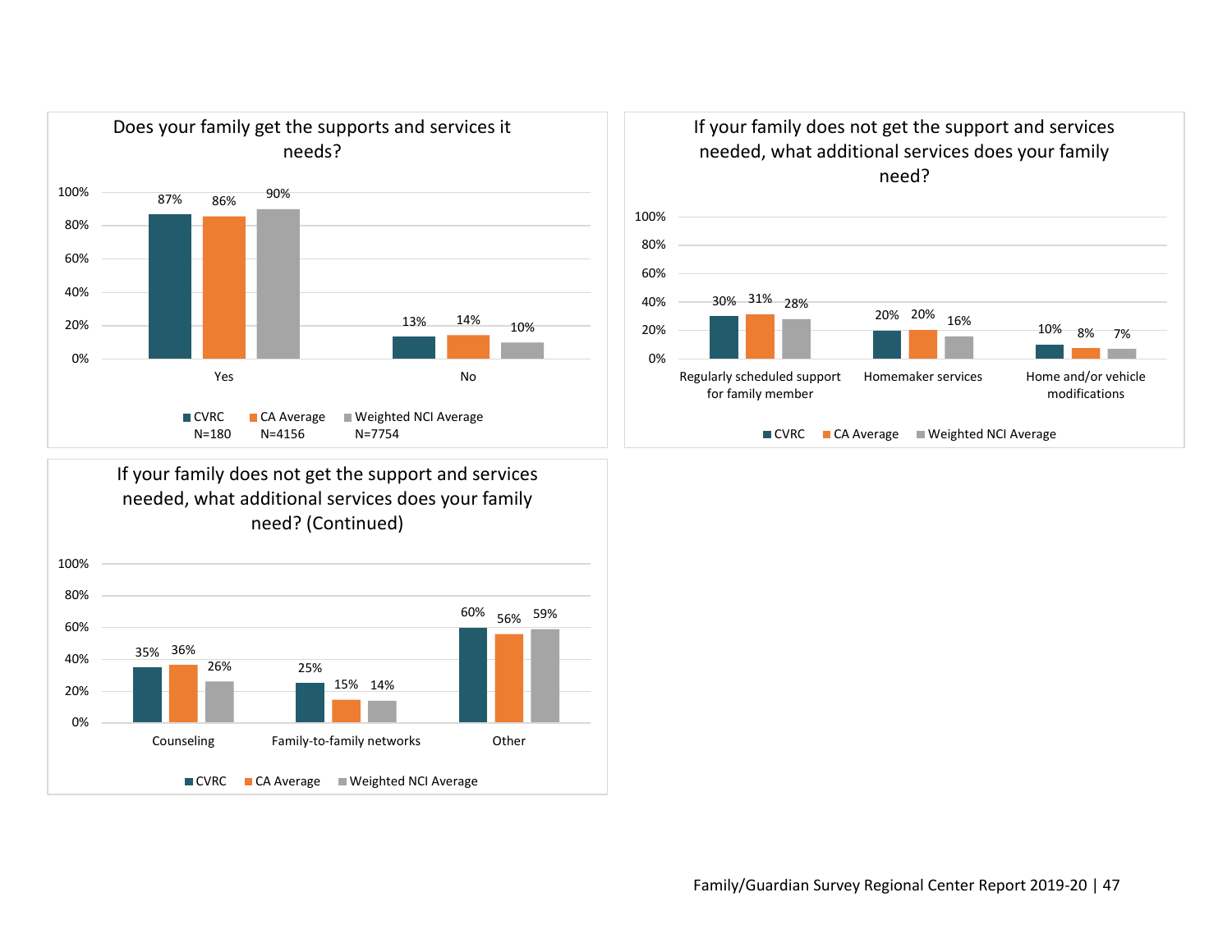### Does your family get the supports and services it needs?

| | CVRC N=180 | CA Average N=4156 | Weighted NCI Average N=7754 |
|---|---|---|---|
| Yes | 87% | 86% | 90% |
| No | 13% | 14% | 10% |

### If your family does not get the support and services needed, what additional services does your family need?

| | CVRC | CA Average | Weighted NCI Average |
|---|---|---|---|
| Regularly scheduled support for family member | 30% | 31% | 28% |
| Homemaker services | 20% | 20% | 16% |
| Home and/or vehicle modifications | 10% | 8% | 7% |

### If your family does not get the support and services needed, what additional services does your family need? (Continued)

| | CVRC | CA Average | Weighted NCI Average |
|---|---|---|---|
| Counseling | 35% | 36% | 26% |
| Family-to-family networks | 25% | 15% | 14% |
| Other | 60% | 56% | 59% |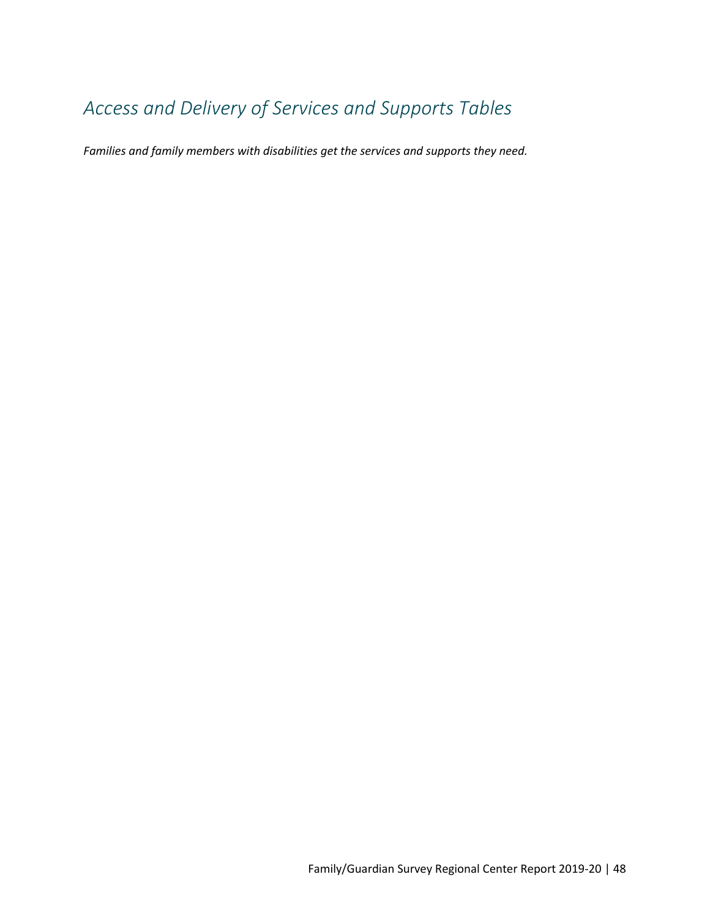# *Access and Delivery of Services and Supports Tables*

***Families and family members with disabilities get the services and supports they need.***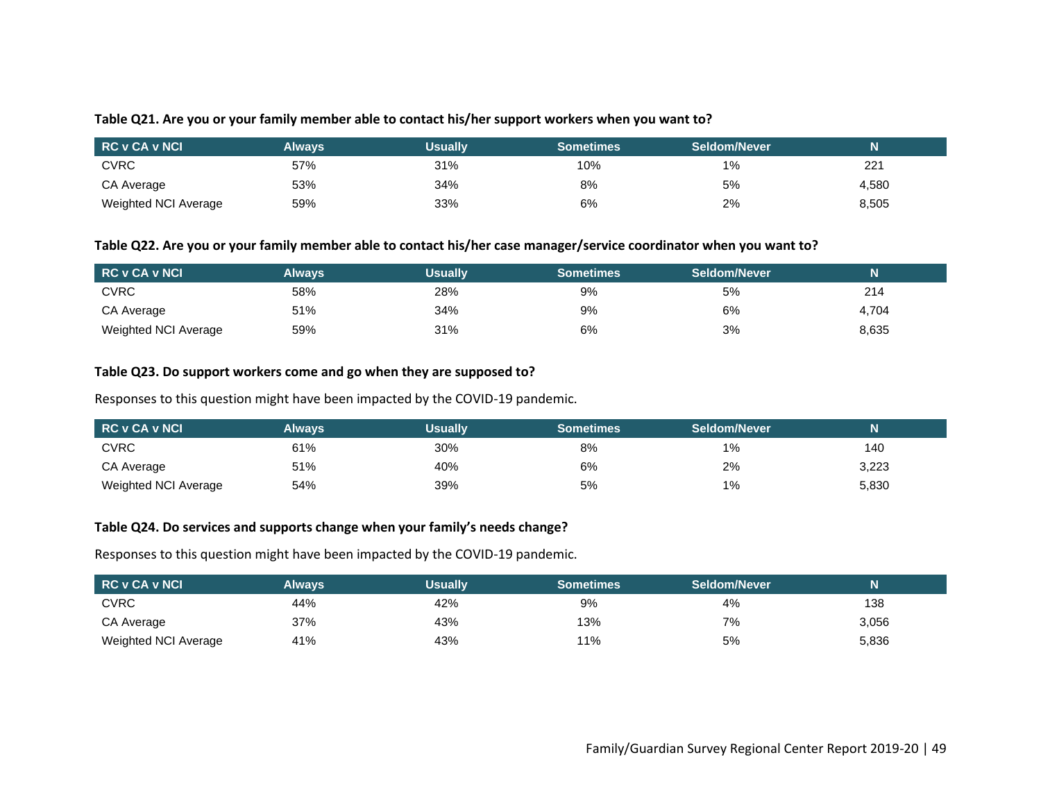**Table Q21. Are you or your family member able to contact his/her support workers when you want to?**

| RC v CA v NCI | Always | Usually | Sometimes | Seldom/Never | N |
|---|---|---|---|---|---|
| CVRC | 57% | 31% | 10% | 1% | 221 |
| CA Average | 53% | 34% | 8% | 5% | 4,580 |
| Weighted NCI Average | 59% | 33% | 6% | 2% | 8,505 |

**Table Q22. Are you or your family member able to contact his/her case manager/service coordinator when you want to?**

| RC v CA v NCI | Always | Usually | Sometimes | Seldom/Never | N |
|---|---|---|---|---|---|
| CVRC | 58% | 28% | 9% | 5% | 214 |
| CA Average | 51% | 34% | 9% | 6% | 4,704 |
| Weighted NCI Average | 59% | 31% | 6% | 3% | 8,635 |

**Table Q23. Do support workers come and go when they are supposed to?**

Responses to this question might have been impacted by the COVID-19 pandemic.

| RC v CA v NCI | Always | Usually | Sometimes | Seldom/Never | N |
|---|---|---|---|---|---|
| CVRC | 61% | 30% | 8% | 1% | 140 |
| CA Average | 51% | 40% | 6% | 2% | 3,223 |
| Weighted NCI Average | 54% | 39% | 5% | 1% | 5,830 |

**Table Q24. Do services and supports change when your family's needs change?**

Responses to this question might have been impacted by the COVID-19 pandemic.

| RC v CA v NCI | Always | Usually | Sometimes | Seldom/Never | N |
|---|---|---|---|---|---|
| CVRC | 44% | 42% | 9% | 4% | 138 |
| CA Average | 37% | 43% | 13% | 7% | 3,056 |
| Weighted NCI Average | 41% | 43% | 11% | 5% | 5,836 |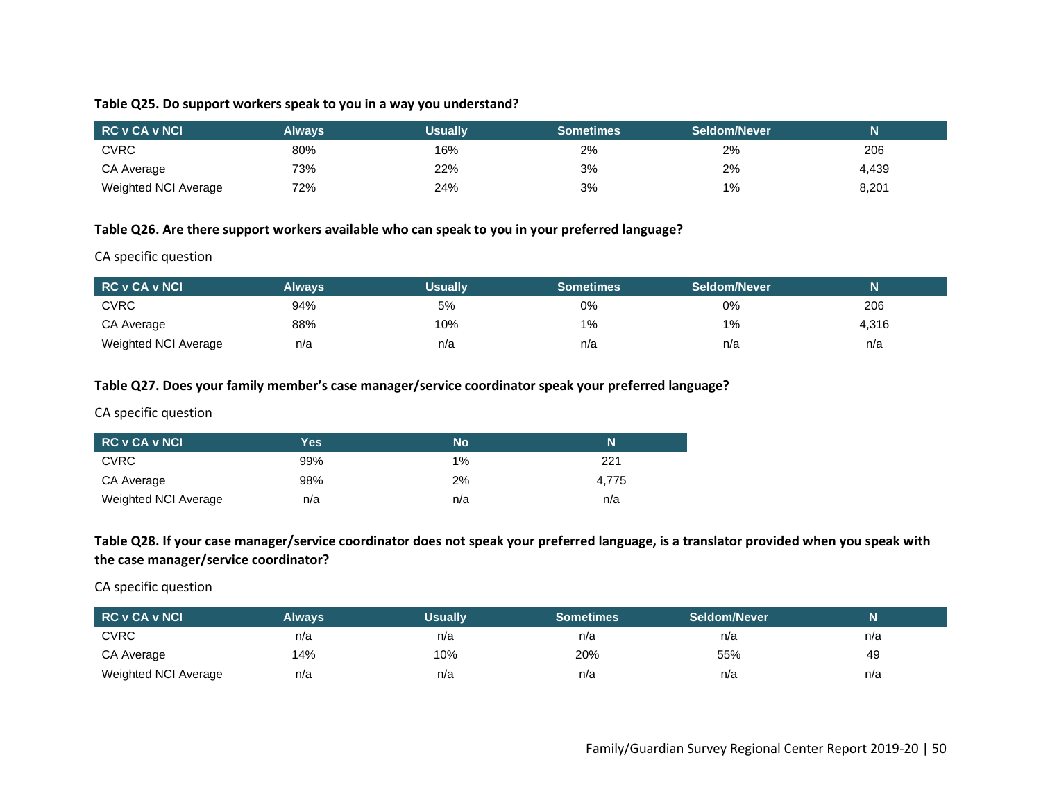**Table Q25. Do support workers speak to you in a way you understand?**

| RC v CA v NCI | Always | Usually | Sometimes | Seldom/Never | N |
|---|---|---|---|---|---|
| CVRC | 80% | 16% | 2% | 2% | 206 |
| CA Average | 73% | 22% | 3% | 2% | 4,439 |
| Weighted NCI Average | 72% | 24% | 3% | 1% | 8,201 |

**Table Q26. Are there support workers available who can speak to you in your preferred language?**

CA specific question

| RC v CA v NCI | Always | Usually | Sometimes | Seldom/Never | N |
|---|---|---|---|---|---|
| CVRC | 94% | 5% | 0% | 0% | 206 |
| CA Average | 88% | 10% | 1% | 1% | 4,316 |
| Weighted NCI Average | n/a | n/a | n/a | n/a | n/a |

**Table Q27. Does your family member's case manager/service coordinator speak your preferred language?**

CA specific question

| RC v CA v NCI | Yes | No | N |
|---|---|---|---|
| CVRC | 99% | 1% | 221 |
| CA Average | 98% | 2% | 4,775 |
| Weighted NCI Average | n/a | n/a | n/a |

**Table Q28. If your case manager/service coordinator does not speak your preferred language, is a translator provided when you speak with the case manager/service coordinator?**

CA specific question

| RC v CA v NCI | Always | Usually | Sometimes | Seldom/Never | N |
|---|---|---|---|---|---|
| CVRC | n/a | n/a | n/a | n/a | n/a |
| CA Average | 14% | 10% | 20% | 55% | 49 |
| Weighted NCI Average | n/a | n/a | n/a | n/a | n/a |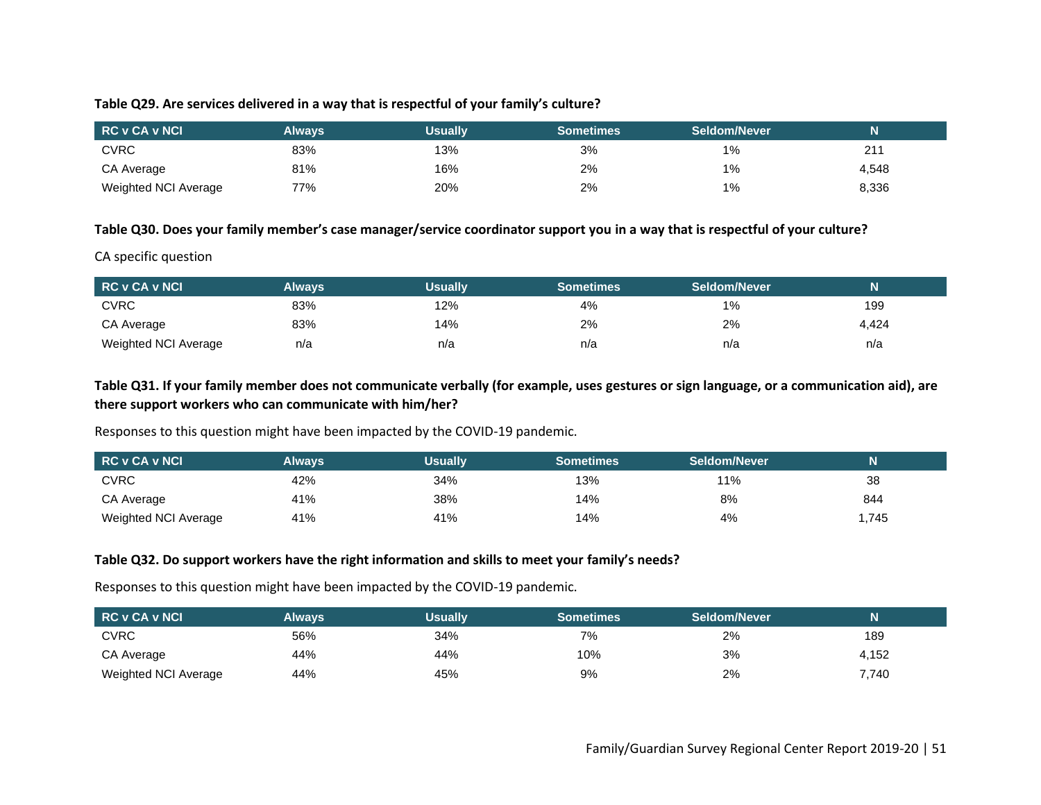**Table Q29. Are services delivered in a way that is respectful of your family's culture?**

| RC v CA v NCI | Always | Usually | Sometimes | Seldom/Never | N |
|---|---|---|---|---|---|
| CVRC | 83% | 13% | 3% | 1% | 211 |
| CA Average | 81% | 16% | 2% | 1% | 4,548 |
| Weighted NCI Average | 77% | 20% | 2% | 1% | 8,336 |

**Table Q30. Does your family member's case manager/service coordinator support you in a way that is respectful of your culture?**

CA specific question

| RC v CA v NCI | Always | Usually | Sometimes | Seldom/Never | N |
|---|---|---|---|---|---|
| CVRC | 83% | 12% | 4% | 1% | 199 |
| CA Average | 83% | 14% | 2% | 2% | 4,424 |
| Weighted NCI Average | n/a | n/a | n/a | n/a | n/a |

**Table Q31. If your family member does not communicate verbally (for example, uses gestures or sign language, or a communication aid), are there support workers who can communicate with him/her?**

Responses to this question might have been impacted by the COVID-19 pandemic.

| RC v CA v NCI | Always | Usually | Sometimes | Seldom/Never | N |
|---|---|---|---|---|---|
| CVRC | 42% | 34% | 13% | 11% | 38 |
| CA Average | 41% | 38% | 14% | 8% | 844 |
| Weighted NCI Average | 41% | 41% | 14% | 4% | 1,745 |

**Table Q32. Do support workers have the right information and skills to meet your family's needs?**

Responses to this question might have been impacted by the COVID-19 pandemic.

| RC v CA v NCI | Always | Usually | Sometimes | Seldom/Never | N |
|---|---|---|---|---|---|
| CVRC | 56% | 34% | 7% | 2% | 189 |
| CA Average | 44% | 44% | 10% | 3% | 4,152 |
| Weighted NCI Average | 44% | 45% | 9% | 2% | 7,740 |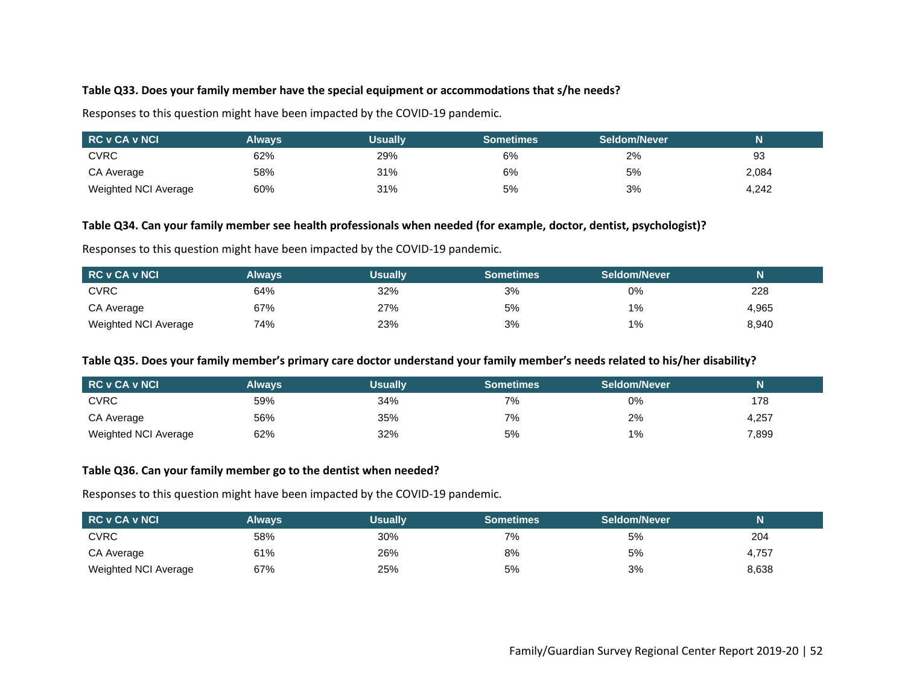**Table Q33. Does your family member have the special equipment or accommodations that s/he needs?**

Responses to this question might have been impacted by the COVID-19 pandemic.

| RC v CA v NCI | Always | Usually | Sometimes | Seldom/Never | N |
|---|---|---|---|---|---|
| CVRC | 62% | 29% | 6% | 2% | 93 |
| CA Average | 58% | 31% | 6% | 5% | 2,084 |
| Weighted NCI Average | 60% | 31% | 5% | 3% | 4,242 |

**Table Q34. Can your family member see health professionals when needed (for example, doctor, dentist, psychologist)?**

Responses to this question might have been impacted by the COVID-19 pandemic.

| RC v CA v NCI | Always | Usually | Sometimes | Seldom/Never | N |
|---|---|---|---|---|---|
| CVRC | 64% | 32% | 3% | 0% | 228 |
| CA Average | 67% | 27% | 5% | 1% | 4,965 |
| Weighted NCI Average | 74% | 23% | 3% | 1% | 8,940 |

**Table Q35. Does your family member's primary care doctor understand your family member's needs related to his/her disability?**

| RC v CA v NCI | Always | Usually | Sometimes | Seldom/Never | N |
|---|---|---|---|---|---|
| CVRC | 59% | 34% | 7% | 0% | 178 |
| CA Average | 56% | 35% | 7% | 2% | 4,257 |
| Weighted NCI Average | 62% | 32% | 5% | 1% | 7,899 |

**Table Q36. Can your family member go to the dentist when needed?**

Responses to this question might have been impacted by the COVID-19 pandemic.

| RC v CA v NCI | Always | Usually | Sometimes | Seldom/Never | N |
|---|---|---|---|---|---|
| CVRC | 58% | 30% | 7% | 5% | 204 |
| CA Average | 61% | 26% | 8% | 5% | 4,757 |
| Weighted NCI Average | 67% | 25% | 5% | 3% | 8,638 |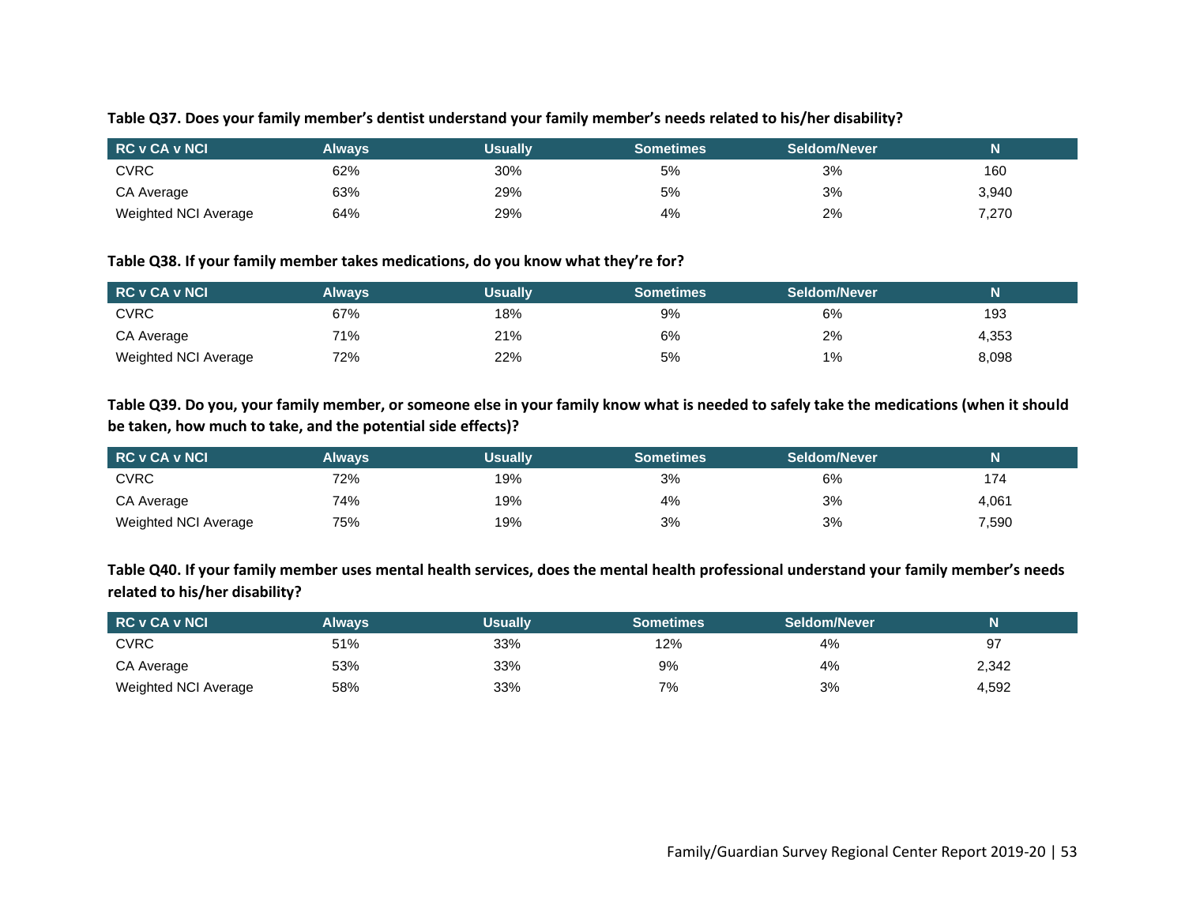**Table Q37. Does your family member's dentist understand your family member's needs related to his/her disability?**

| RC v CA v NCI | Always | Usually | Sometimes | Seldom/Never | N |
|---|---|---|---|---|---|
| CVRC | 62% | 30% | 5% | 3% | 160 |
| CA Average | 63% | 29% | 5% | 3% | 3,940 |
| Weighted NCI Average | 64% | 29% | 4% | 2% | 7,270 |

**Table Q38. If your family member takes medications, do you know what they're for?**

| RC v CA v NCI | Always | Usually | Sometimes | Seldom/Never | N |
|---|---|---|---|---|---|
| CVRC | 67% | 18% | 9% | 6% | 193 |
| CA Average | 71% | 21% | 6% | 2% | 4,353 |
| Weighted NCI Average | 72% | 22% | 5% | 1% | 8,098 |

**Table Q39. Do you, your family member, or someone else in your family know what is needed to safely take the medications (when it should be taken, how much to take, and the potential side effects)?**

| RC v CA v NCI | Always | Usually | Sometimes | Seldom/Never | N |
|---|---|---|---|---|---|
| CVRC | 72% | 19% | 3% | 6% | 174 |
| CA Average | 74% | 19% | 4% | 3% | 4,061 |
| Weighted NCI Average | 75% | 19% | 3% | 3% | 7,590 |

**Table Q40. If your family member uses mental health services, does the mental health professional understand your family member's needs related to his/her disability?**

| RC v CA v NCI | Always | Usually | Sometimes | Seldom/Never | N |
|---|---|---|---|---|---|
| CVRC | 51% | 33% | 12% | 4% | 97 |
| CA Average | 53% | 33% | 9% | 4% | 2,342 |
| Weighted NCI Average | 58% | 33% | 7% | 3% | 4,592 |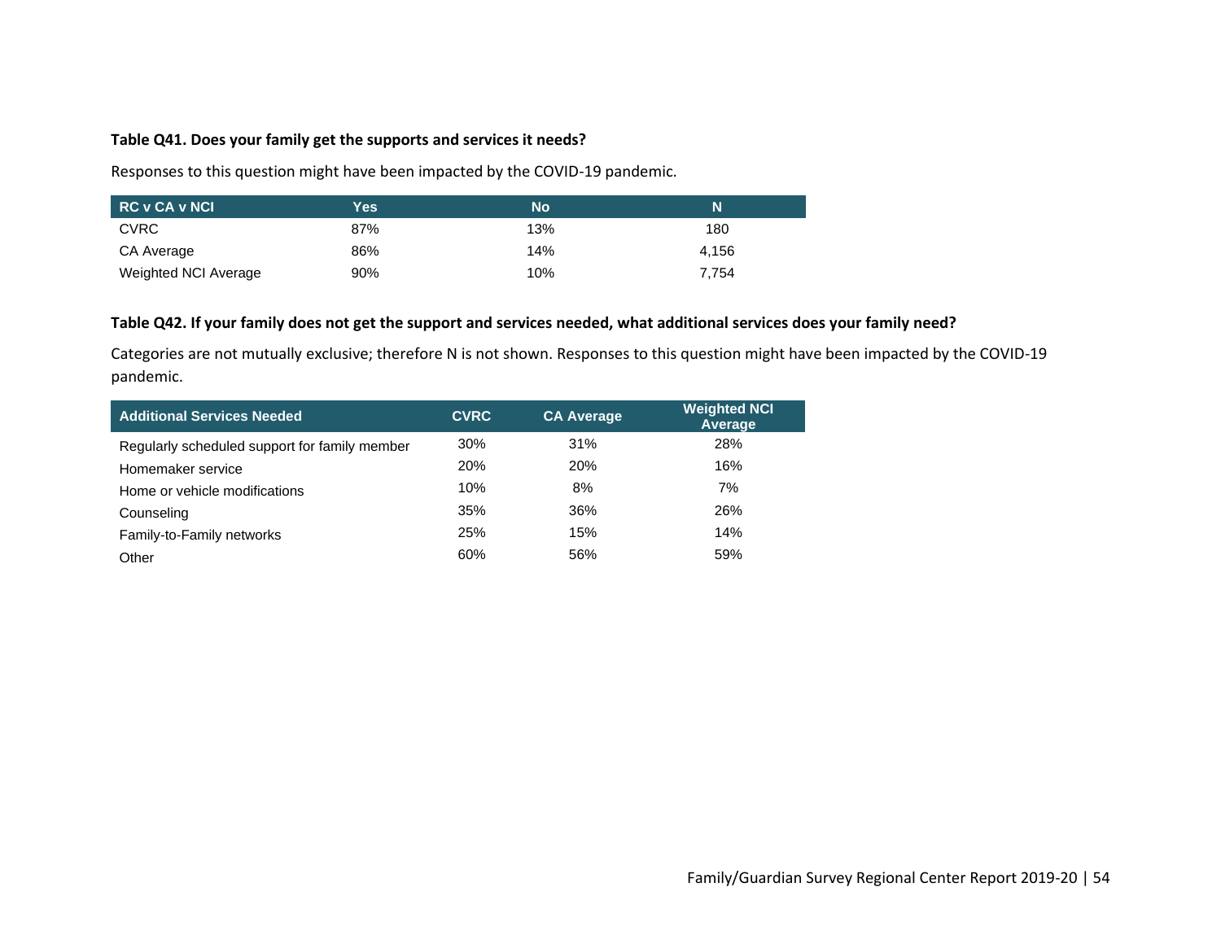**Table Q41. Does your family get the supports and services it needs?**

Responses to this question might have been impacted by the COVID-19 pandemic.

| RC v CA v NCI | Yes | No | N |
|---|---|---|---|
| CVRC | 87% | 13% | 180 |
| CA Average | 86% | 14% | 4,156 |
| Weighted NCI Average | 90% | 10% | 7,754 |

**Table Q42. If your family does not get the support and services needed, what additional services does your family need?**

Categories are not mutually exclusive; therefore N is not shown. Responses to this question might have been impacted by the COVID-19 pandemic.

| Additional Services Needed | CVRC | CA Average | Weighted NCI Average |
|---|---|---|---|
| Regularly scheduled support for family member | 30% | 31% | 28% |
| Homemaker service | 20% | 20% | 16% |
| Home or vehicle modifications | 10% | 8% | 7% |
| Counseling | 35% | 36% | 26% |
| Family-to-Family networks | 25% | 15% | 14% |
| Other | 60% | 56% | 59% |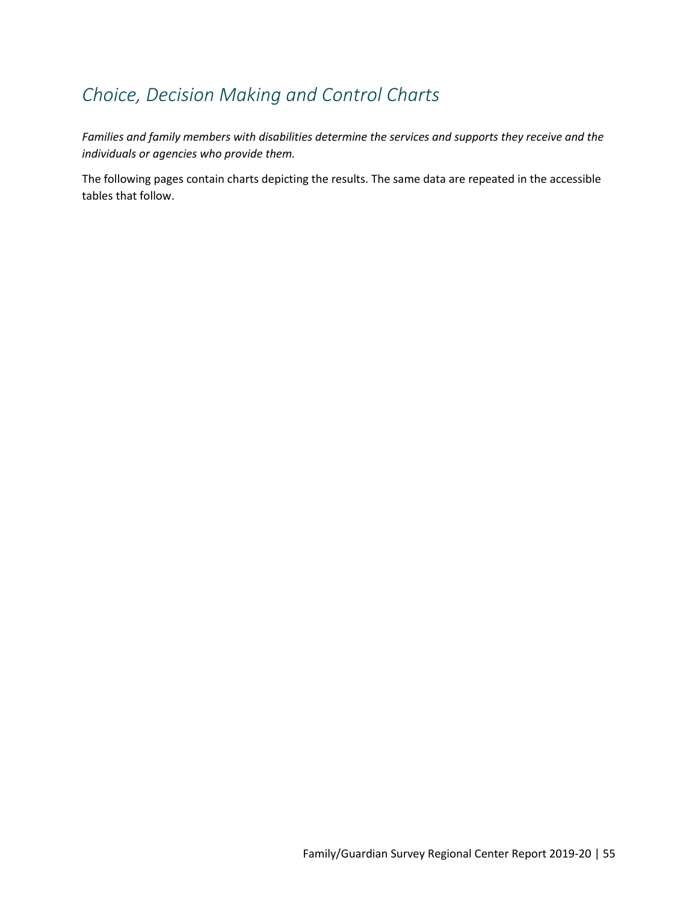## *Choice, Decision Making and Control Charts*

*Families and family members with disabilities determine the services and supports they receive and the individuals or agencies who provide them.*

The following pages contain charts depicting the results. The same data are repeated in the accessible tables that follow.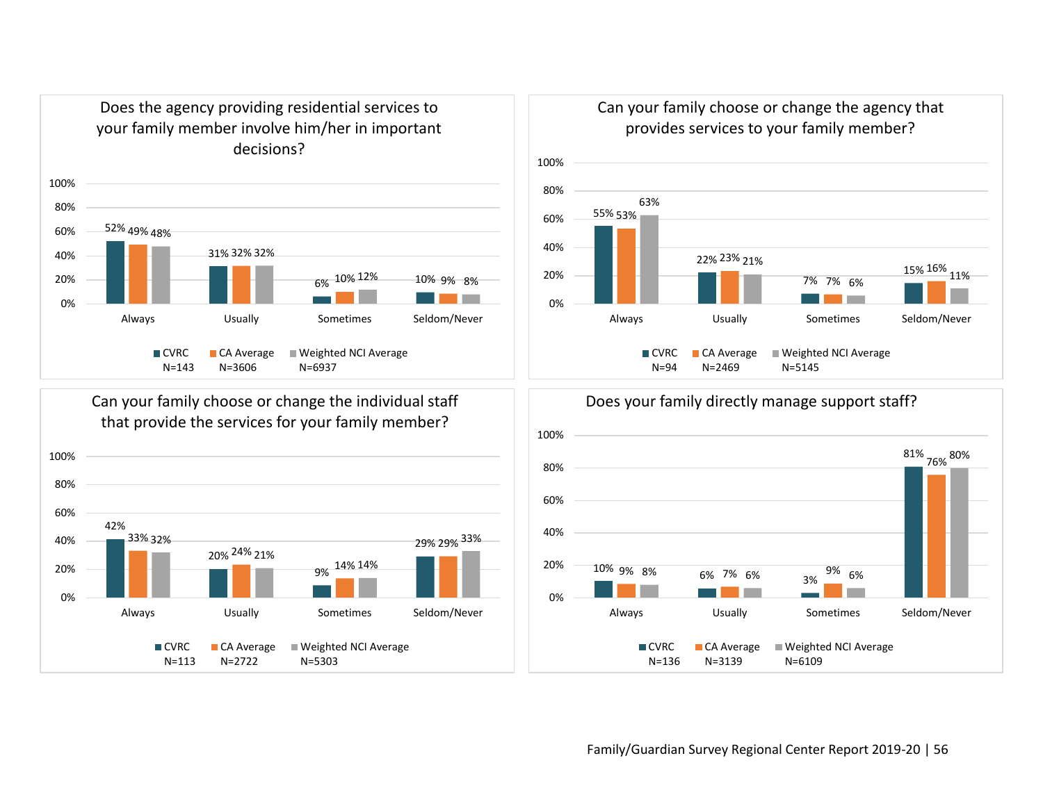### Does the agency providing residential services to your family member involve him/her in important decisions?

| | CVRC N=143 | CA Average N=3606 | Weighted NCI Average N=6937 |
|---|---|---|---|
| Always | 52% | 49% | 48% |
| Usually | 31% | 32% | 32% |
| Sometimes | 6% | 10% | 12% |
| Seldom/Never | 10% | 9% | 8% |

### Can your family choose or change the agency that provides services to your family member?

| | CVRC N=94 | CA Average N=2469 | Weighted NCI Average N=5145 |
|---|---|---|---|
| Always | 55% | 53% | 63% |
| Usually | 22% | 23% | 21% |
| Sometimes | 7% | 7% | 6% |
| Seldom/Never | 15% | 16% | 11% |

### Can your family choose or change the individual staff that provide the services for your family member?

| | CVRC N=113 | CA Average N=2722 | Weighted NCI Average N=5303 |
|---|---|---|---|
| Always | 42% | 33% | 32% |
| Usually | 20% | 24% | 21% |
| Sometimes | 9% | 14% | 14% |
| Seldom/Never | 29% | 29% | 33% |

### Does your family directly manage support staff?

| | CVRC N=136 | CA Average N=3139 | Weighted NCI Average N=6109 |
|---|---|---|---|
| Always | 10% | 9% | 8% |
| Usually | 6% | 7% | 6% |
| Sometimes | 3% | 9% | 6% |
| Seldom/Never | 81% | 76% | 80% |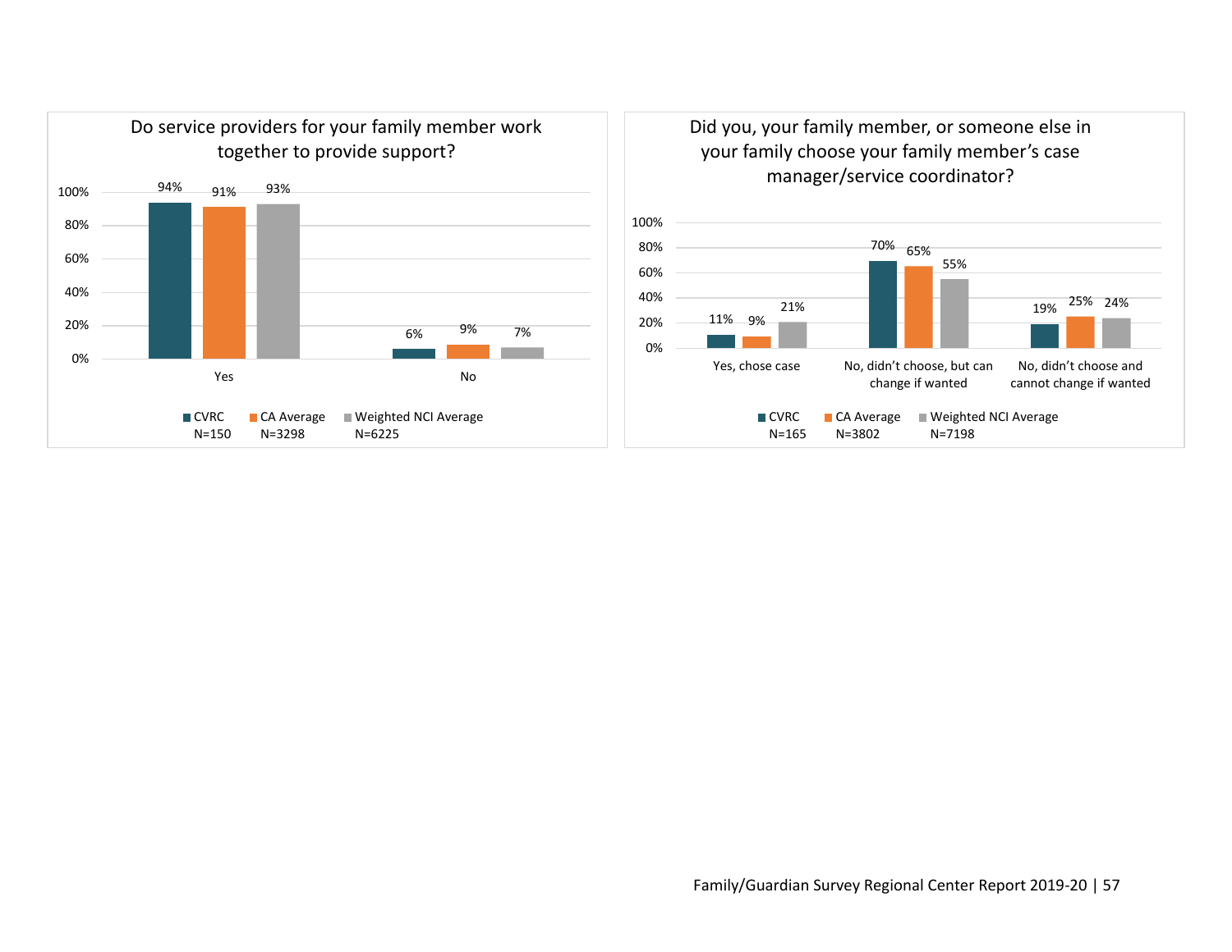### Do service providers for your family member work together to provide support?

| | CVRC N=150 | CA Average N=3298 | Weighted NCI Average N=6225 |
|---|---|---|---|
| Yes | 94% | 91% | 93% |
| No | 6% | 9% | 7% |

### Did you, your family member, or someone else in your family choose your family member's case manager/service coordinator?

| | CVRC N=165 | CA Average N=3802 | Weighted NCI Average N=7198 |
|---|---|---|---|
| Yes, chose case | 11% | 9% | 21% |
| No, didn't choose, but can change if wanted | 70% | 65% | 55% |
| No, didn't choose and cannot change if wanted | 19% | 25% | 24% |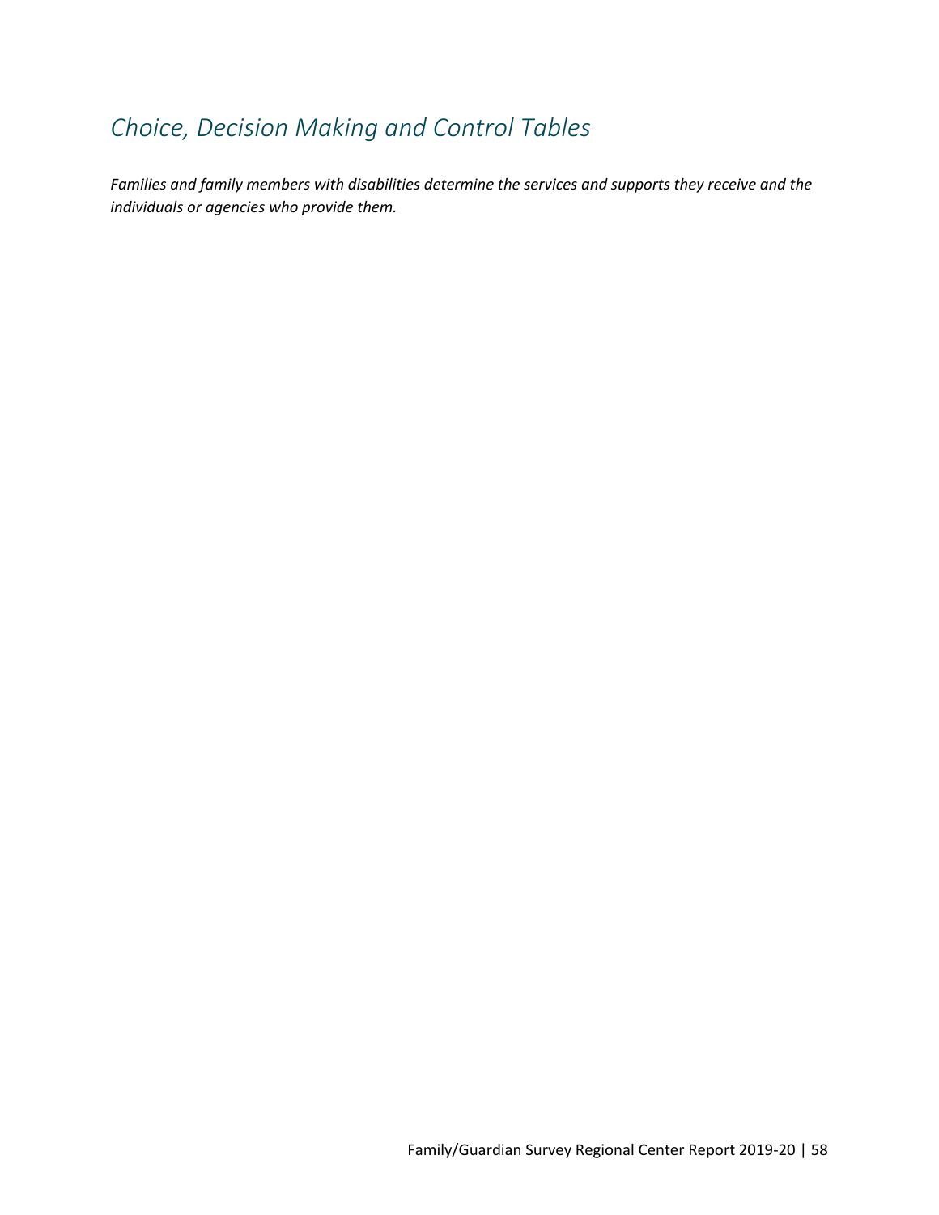# *Choice, Decision Making and Control Tables*

***Families and family members with disabilities determine the services and supports they receive and the individuals or agencies who provide them.***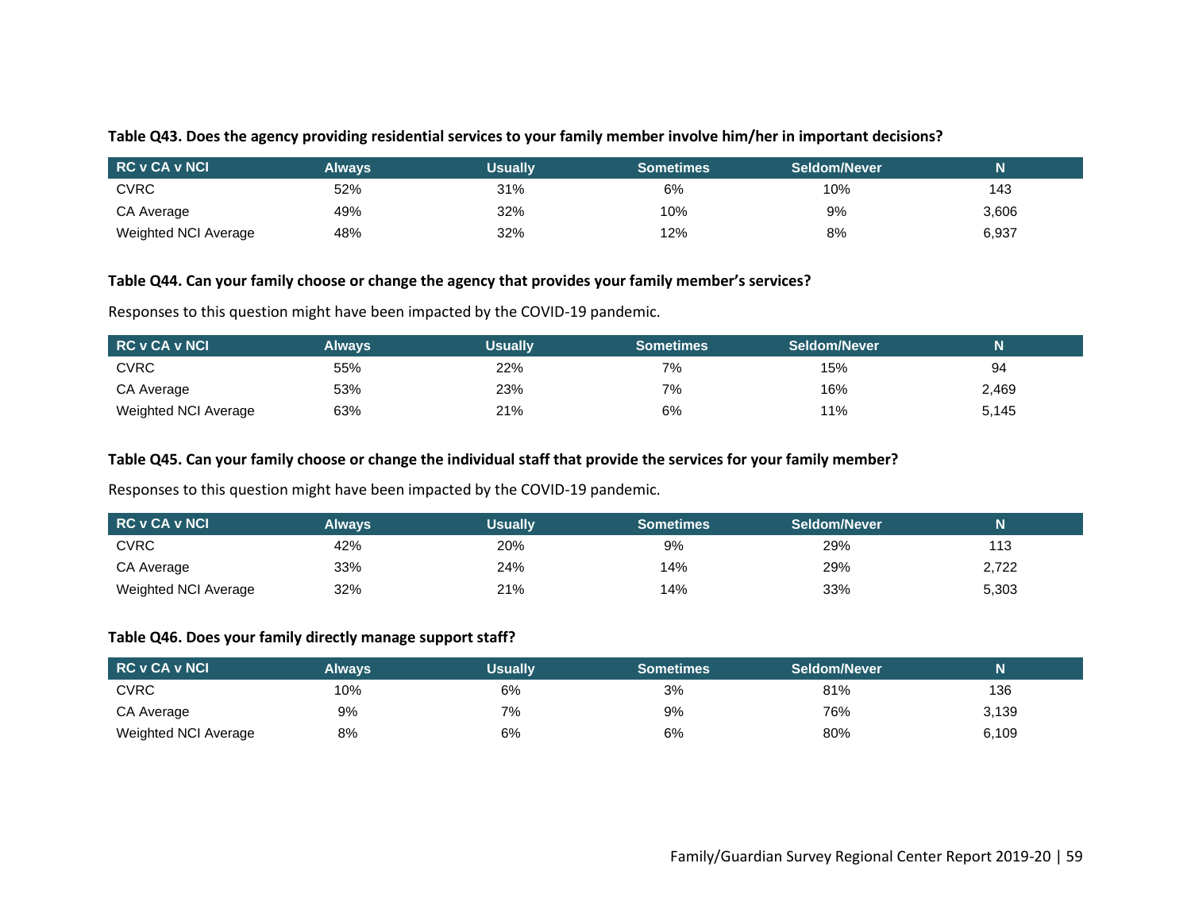**Table Q43. Does the agency providing residential services to your family member involve him/her in important decisions?**

| RC v CA v NCI | Always | Usually | Sometimes | Seldom/Never | N |
|---|---|---|---|---|---|
| CVRC | 52% | 31% | 6% | 10% | 143 |
| CA Average | 49% | 32% | 10% | 9% | 3,606 |
| Weighted NCI Average | 48% | 32% | 12% | 8% | 6,937 |

**Table Q44. Can your family choose or change the agency that provides your family member's services?**

Responses to this question might have been impacted by the COVID-19 pandemic.

| RC v CA v NCI | Always | Usually | Sometimes | Seldom/Never | N |
|---|---|---|---|---|---|
| CVRC | 55% | 22% | 7% | 15% | 94 |
| CA Average | 53% | 23% | 7% | 16% | 2,469 |
| Weighted NCI Average | 63% | 21% | 6% | 11% | 5,145 |

**Table Q45. Can your family choose or change the individual staff that provide the services for your family member?**

Responses to this question might have been impacted by the COVID-19 pandemic.

| RC v CA v NCI | Always | Usually | Sometimes | Seldom/Never | N |
|---|---|---|---|---|---|
| CVRC | 42% | 20% | 9% | 29% | 113 |
| CA Average | 33% | 24% | 14% | 29% | 2,722 |
| Weighted NCI Average | 32% | 21% | 14% | 33% | 5,303 |

**Table Q46. Does your family directly manage support staff?**

| RC v CA v NCI | Always | Usually | Sometimes | Seldom/Never | N |
|---|---|---|---|---|---|
| CVRC | 10% | 6% | 3% | 81% | 136 |
| CA Average | 9% | 7% | 9% | 76% | 3,139 |
| Weighted NCI Average | 8% | 6% | 6% | 80% | 6,109 |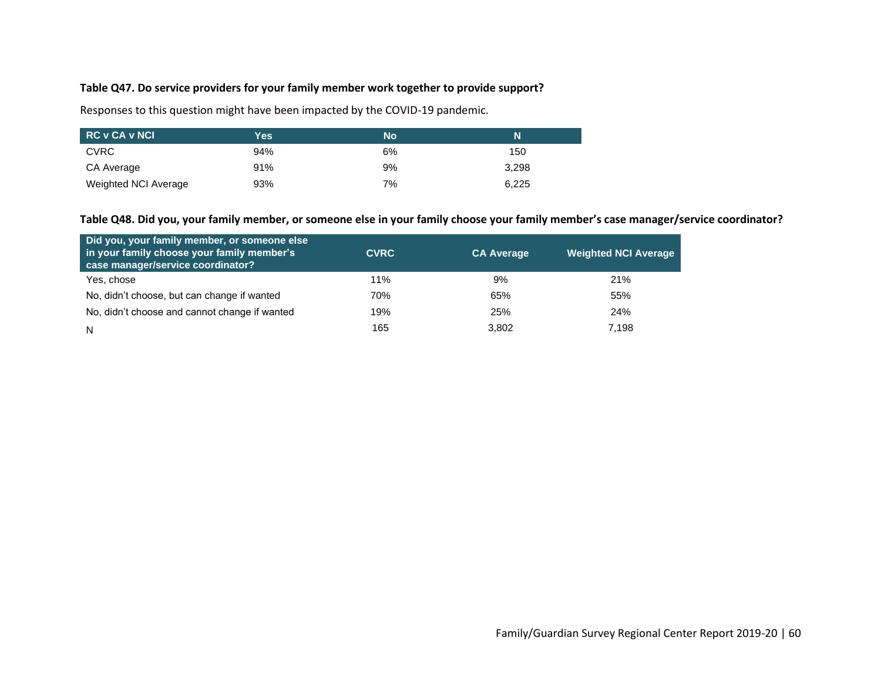**Table Q47. Do service providers for your family member work together to provide support?**

Responses to this question might have been impacted by the COVID-19 pandemic.

| RC v CA v NCI | Yes | No | N |
|---|---|---|---|
| CVRC | 94% | 6% | 150 |
| CA Average | 91% | 9% | 3,298 |
| Weighted NCI Average | 93% | 7% | 6,225 |

**Table Q48. Did you, your family member, or someone else in your family choose your family member's case manager/service coordinator?**

| Did you, your family member, or someone else in your family choose your family member's case manager/service coordinator? | CVRC | CA Average | Weighted NCI Average |
|---|---|---|---|
| Yes, chose | 11% | 9% | 21% |
| No, didn't choose, but can change if wanted | 70% | 65% | 55% |
| No, didn't choose and cannot change if wanted | 19% | 25% | 24% |
| N | 165 | 3,802 | 7,198 |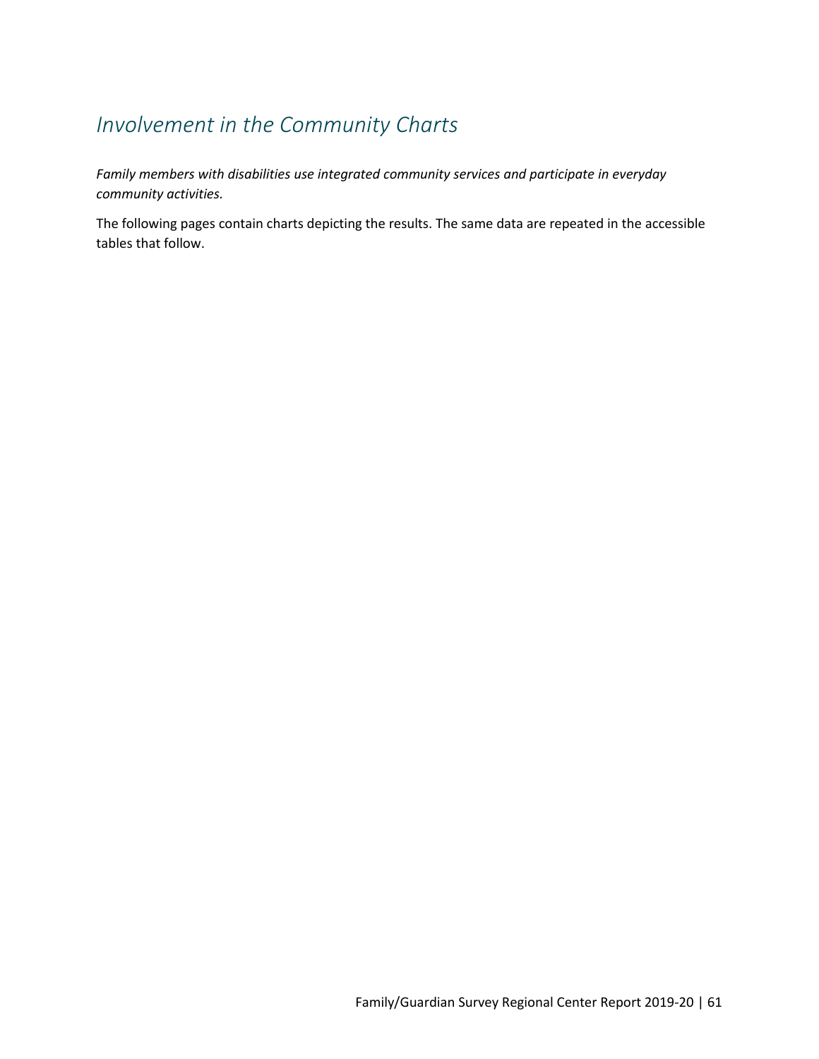## *Involvement in the Community Charts*

*Family members with disabilities use integrated community services and participate in everyday community activities.*

The following pages contain charts depicting the results. The same data are repeated in the accessible tables that follow.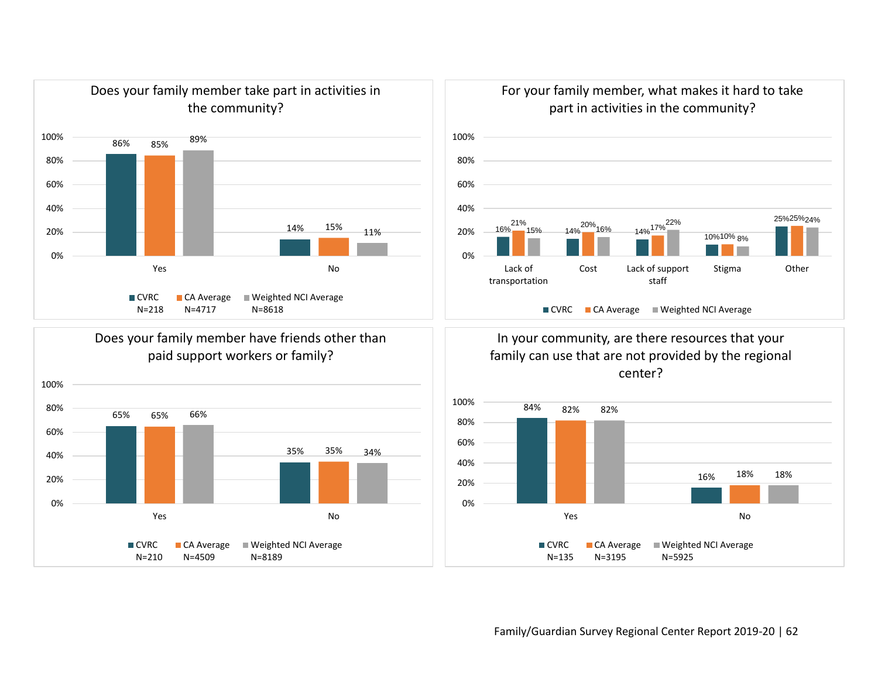## Does your family member take part in activities in the community?

| | CVRC N=218 | CA Average N=4717 | Weighted NCI Average N=8618 |
|---|---|---|---|
| Yes | 86% | 85% | 89% |
| No | 14% | 15% | 11% |

## For your family member, what makes it hard to take part in activities in the community?

| | CVRC | CA Average | Weighted NCI Average |
|---|---|---|---|
| Lack of transportation | 16% | 21% | 15% |
| Cost | 14% | 20% | 16% |
| Lack of support staff | 14% | 17% | 22% |
| Stigma | 10% | 10% | 8% |
| Other | 25% | 25% | 24% |

## Does your family member have friends other than paid support workers or family?

| | CVRC N=210 | CA Average N=4509 | Weighted NCI Average N=8189 |
|---|---|---|---|
| Yes | 65% | 65% | 66% |
| No | 35% | 35% | 34% |

## In your community, are there resources that your family can use that are not provided by the regional center?

| | CVRC N=135 | CA Average N=3195 | Weighted NCI Average N=5925 |
|---|---|---|---|
| Yes | 84% | 82% | 82% |
| No | 16% | 18% | 18% |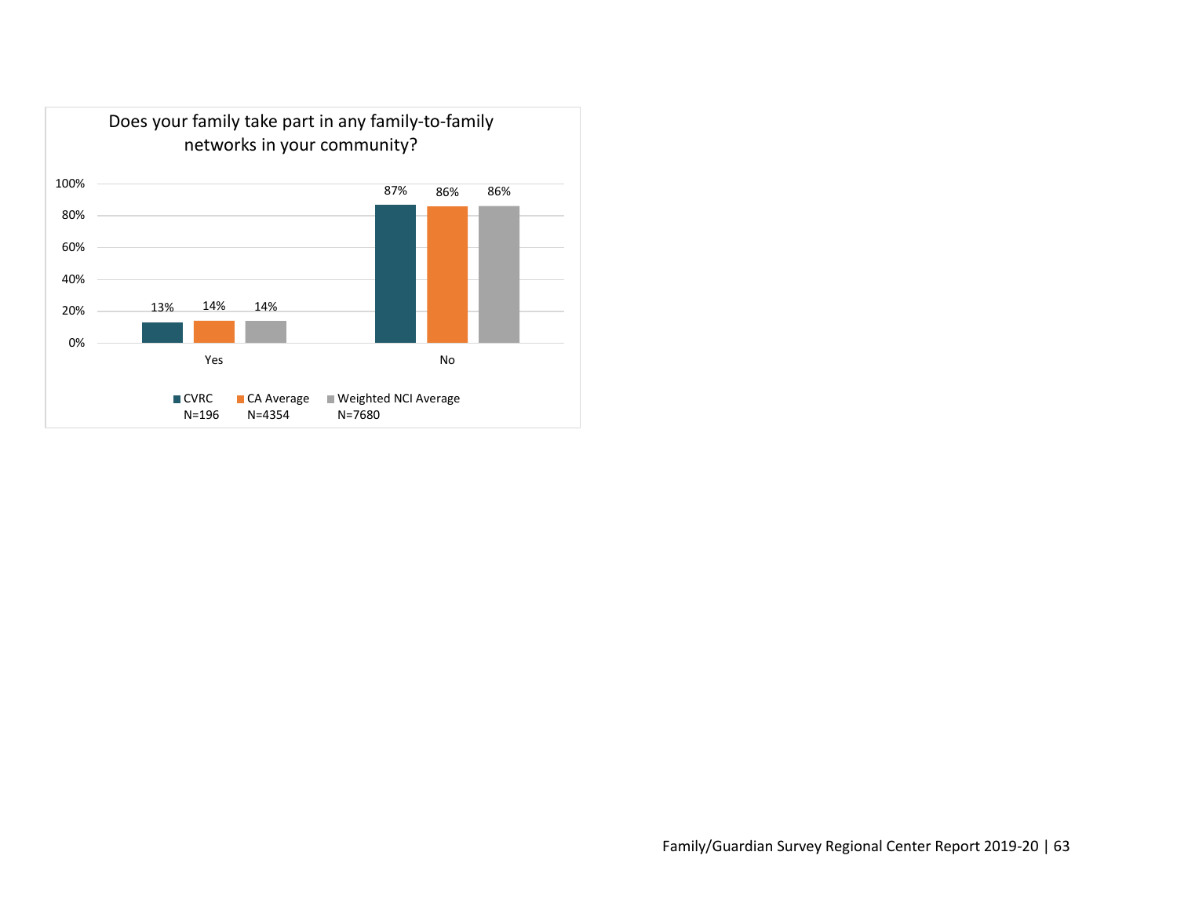Does your family take part in any family-to-family networks in your community?

| | CVRC N=196 | CA Average N=4354 | Weighted NCI Average N=7680 |
|---|---|---|---|
| Yes | 13% | 14% | 14% |
| No | 87% | 86% | 86% |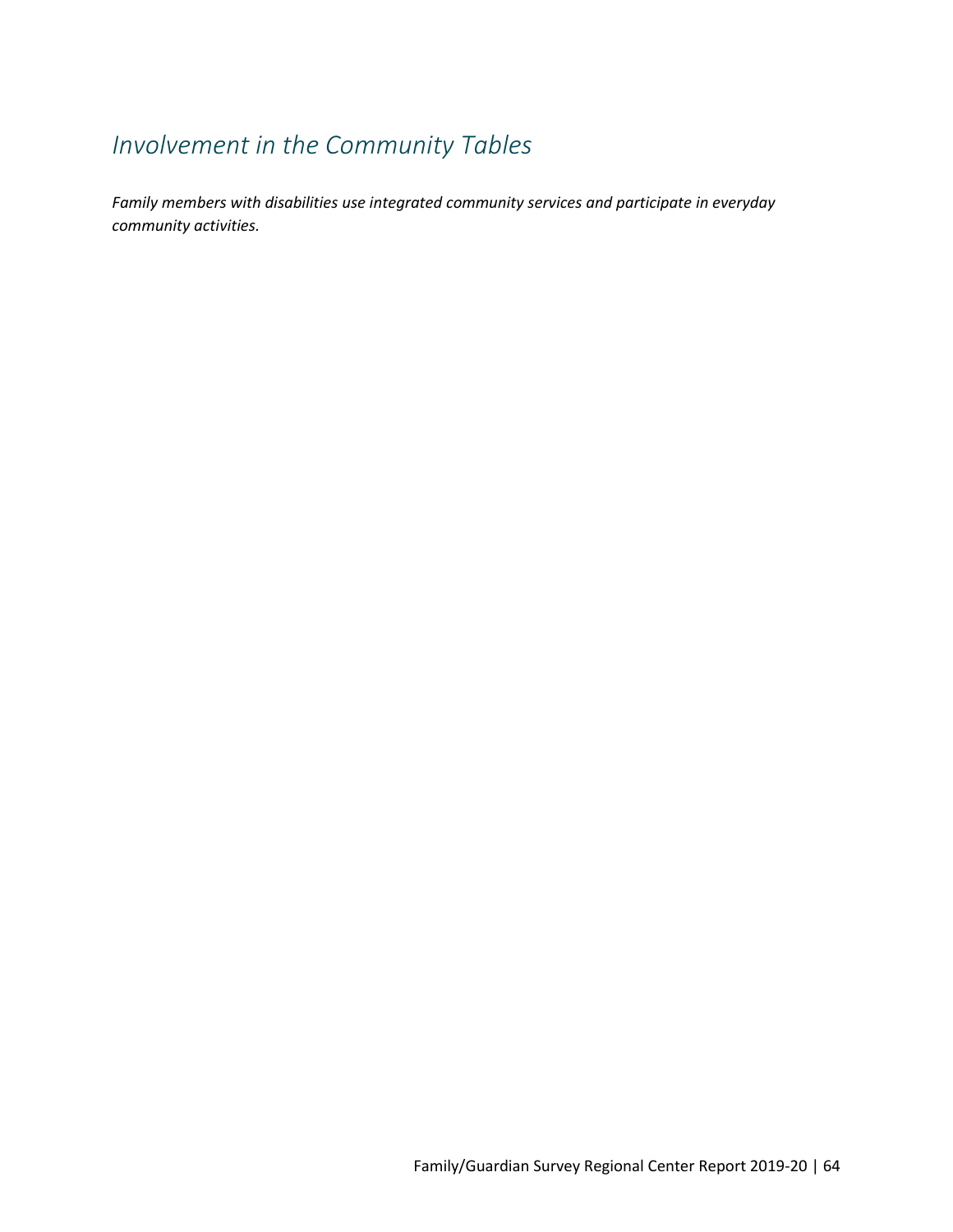## *Involvement in the Community Tables*

***Family members with disabilities use integrated community services and participate in everyday community activities.***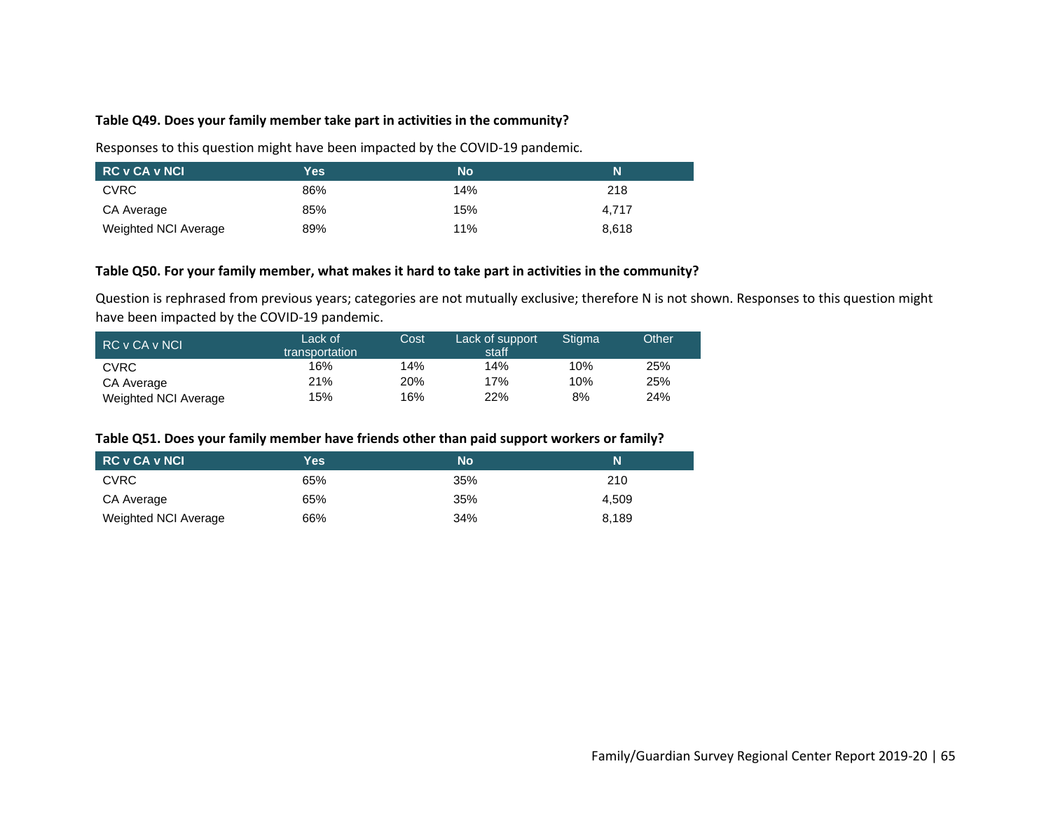**Table Q49. Does your family member take part in activities in the community?**

Responses to this question might have been impacted by the COVID-19 pandemic.

| RC v CA v NCI | Yes | No | N |
|---|---|---|---|
| CVRC | 86% | 14% | 218 |
| CA Average | 85% | 15% | 4,717 |
| Weighted NCI Average | 89% | 11% | 8,618 |

**Table Q50. For your family member, what makes it hard to take part in activities in the community?**

Question is rephrased from previous years; categories are not mutually exclusive; therefore N is not shown. Responses to this question might have been impacted by the COVID-19 pandemic.

| RC v CA v NCI | Lack of transportation | Cost | Lack of support staff | Stigma | Other |
|---|---|---|---|---|---|
| CVRC | 16% | 14% | 14% | 10% | 25% |
| CA Average | 21% | 20% | 17% | 10% | 25% |
| Weighted NCI Average | 15% | 16% | 22% | 8% | 24% |

**Table Q51. Does your family member have friends other than paid support workers or family?**

| RC v CA v NCI | Yes | No | N |
|---|---|---|---|
| CVRC | 65% | 35% | 210 |
| CA Average | 65% | 35% | 4,509 |
| Weighted NCI Average | 66% | 34% | 8,189 |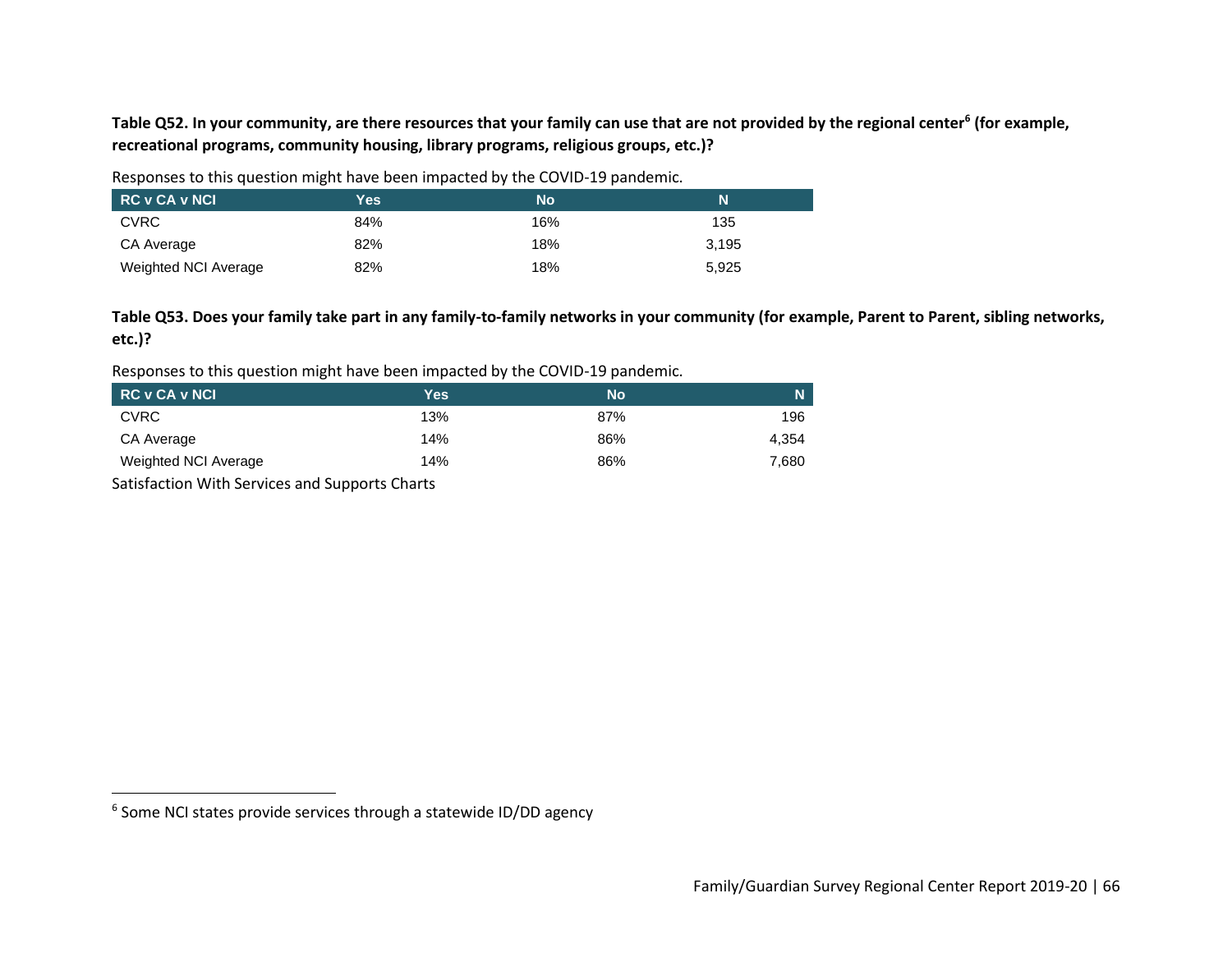**Table Q52. In your community, are there resources that your family can use that are not provided by the regional center[6] (for example, recreational programs, community housing, library programs, religious groups, etc.)?**

Responses to this question might have been impacted by the COVID-19 pandemic.

| RC v CA v NCI | Yes | No | N |
|---|---|---|---|
| CVRC | 84% | 16% | 135 |
| CA Average | 82% | 18% | 3,195 |
| Weighted NCI Average | 82% | 18% | 5,925 |

**Table Q53. Does your family take part in any family-to-family networks in your community (for example, Parent to Parent, sibling networks, etc.)?**

Responses to this question might have been impacted by the COVID-19 pandemic.

| RC v CA v NCI | Yes | No | N |
|---|---|---|---|
| CVRC | 13% | 87% | 196 |
| CA Average | 14% | 86% | 4,354 |
| Weighted NCI Average | 14% | 86% | 7,680 |

Satisfaction With Services and Supports Charts

[6] Some NCI states provide services through a statewide ID/DD agency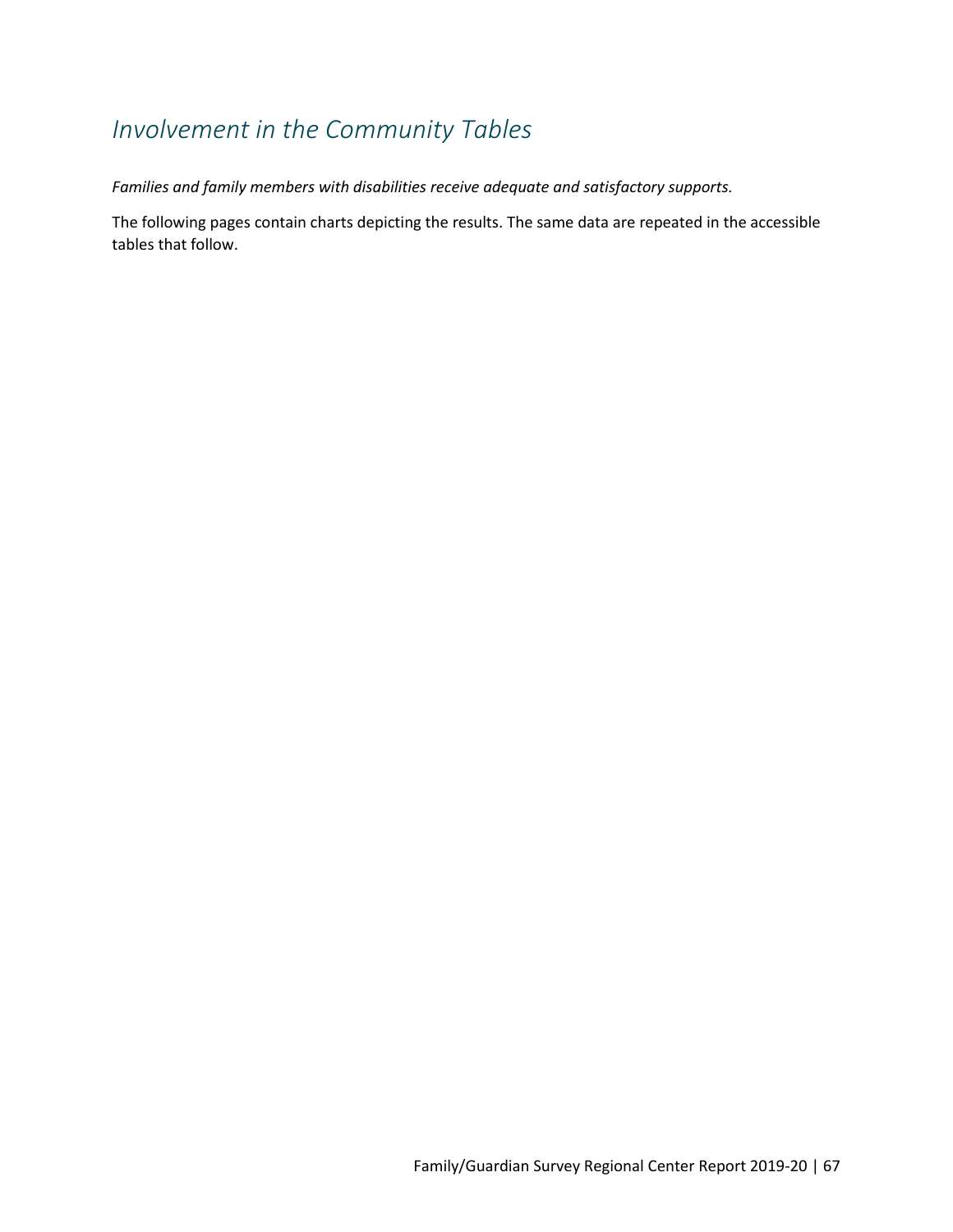## *Involvement in the Community Tables*

*Families and family members with disabilities receive adequate and satisfactory supports.*

The following pages contain charts depicting the results. The same data are repeated in the accessible tables that follow.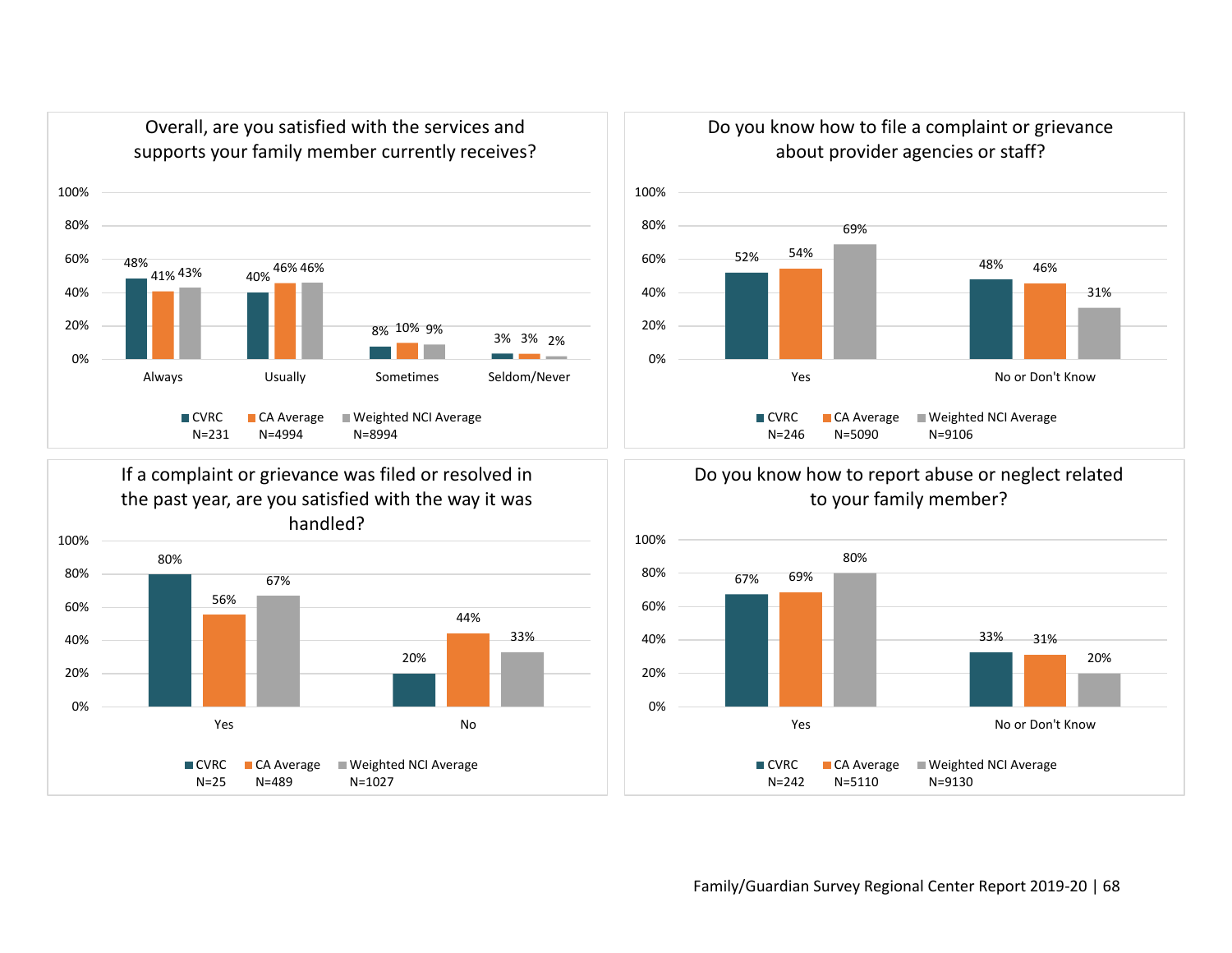## Overall, are you satisfied with the services and supports your family member currently receives?

| | CVRC N=231 | CA Average N=4994 | Weighted NCI Average N=8994 |
|---|---|---|---|
| Always | 48% | 41% | 43% |
| Usually | 40% | 46% | 46% |
| Sometimes | 8% | 10% | 9% |
| Seldom/Never | 3% | 3% | 2% |

## Do you know how to file a complaint or grievance about provider agencies or staff?

| | CVRC N=246 | CA Average N=5090 | Weighted NCI Average N=9106 |
|---|---|---|---|
| Yes | 52% | 54% | 69% |
| No or Don't Know | 48% | 46% | 31% |

## If a complaint or grievance was filed or resolved in the past year, are you satisfied with the way it was handled?

| | CVRC N=25 | CA Average N=489 | Weighted NCI Average N=1027 |
|---|---|---|---|
| Yes | 80% | 56% | 67% |
| No | 20% | 44% | 33% |

## Do you know how to report abuse or neglect related to your family member?

| | CVRC N=242 | CA Average N=5110 | Weighted NCI Average N=9130 |
|---|---|---|---|
| Yes | 67% | 69% | 80% |
| No or Don't Know | 33% | 31% | 20% |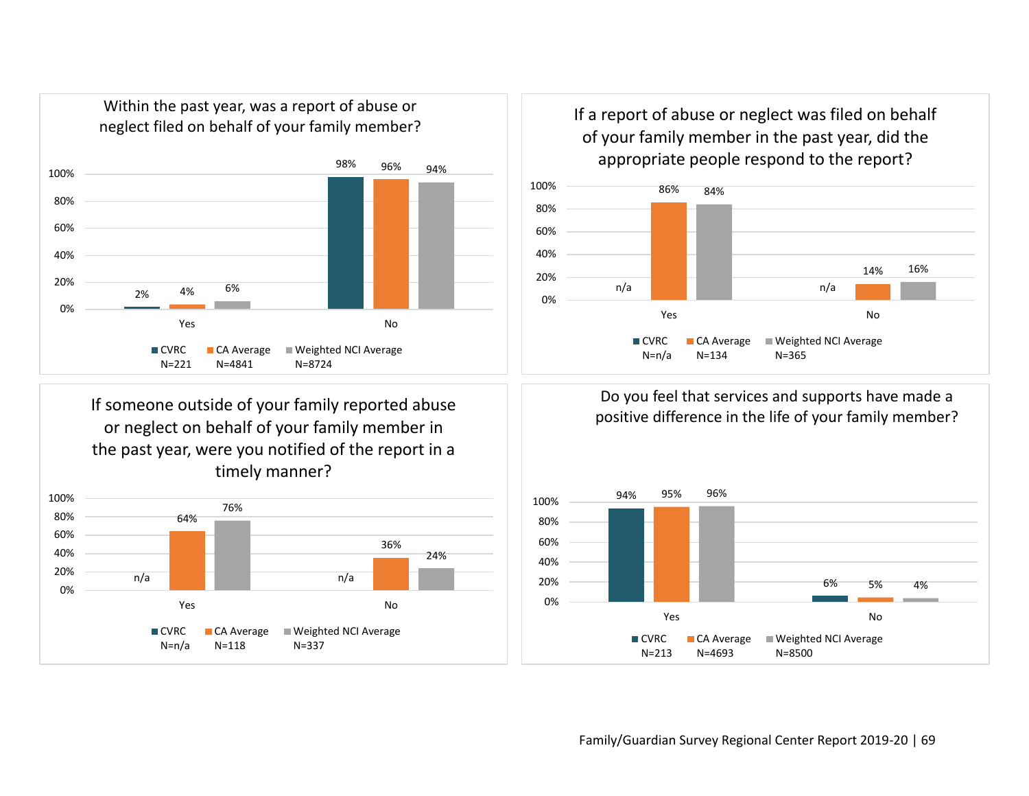### Within the past year, was a report of abuse or neglect filed on behalf of your family member?

| | CVRC N=221 | CA Average N=4841 | Weighted NCI Average N=8724 |
|---|---|---|---|
| Yes | 2% | 4% | 6% |
| No | 98% | 96% | 94% |

### If a report of abuse or neglect was filed on behalf of your family member in the past year, did the appropriate people respond to the report?

| | CVRC N=n/a | CA Average N=134 | Weighted NCI Average N=365 |
|---|---|---|---|
| Yes | n/a | 86% | 84% |
| No | n/a | 14% | 16% |

### If someone outside of your family reported abuse or neglect on behalf of your family member in the past year, were you notified of the report in a timely manner?

| | CVRC N=n/a | CA Average N=118 | Weighted NCI Average N=337 |
|---|---|---|---|
| Yes | n/a | 64% | 76% |
| No | n/a | 36% | 24% |

### Do you feel that services and supports have made a positive difference in the life of your family member?

| | CVRC N=213 | CA Average N=4693 | Weighted NCI Average N=8500 |
|---|---|---|---|
| Yes | 94% | 95% | 96% |
| No | 6% | 5% | 4% |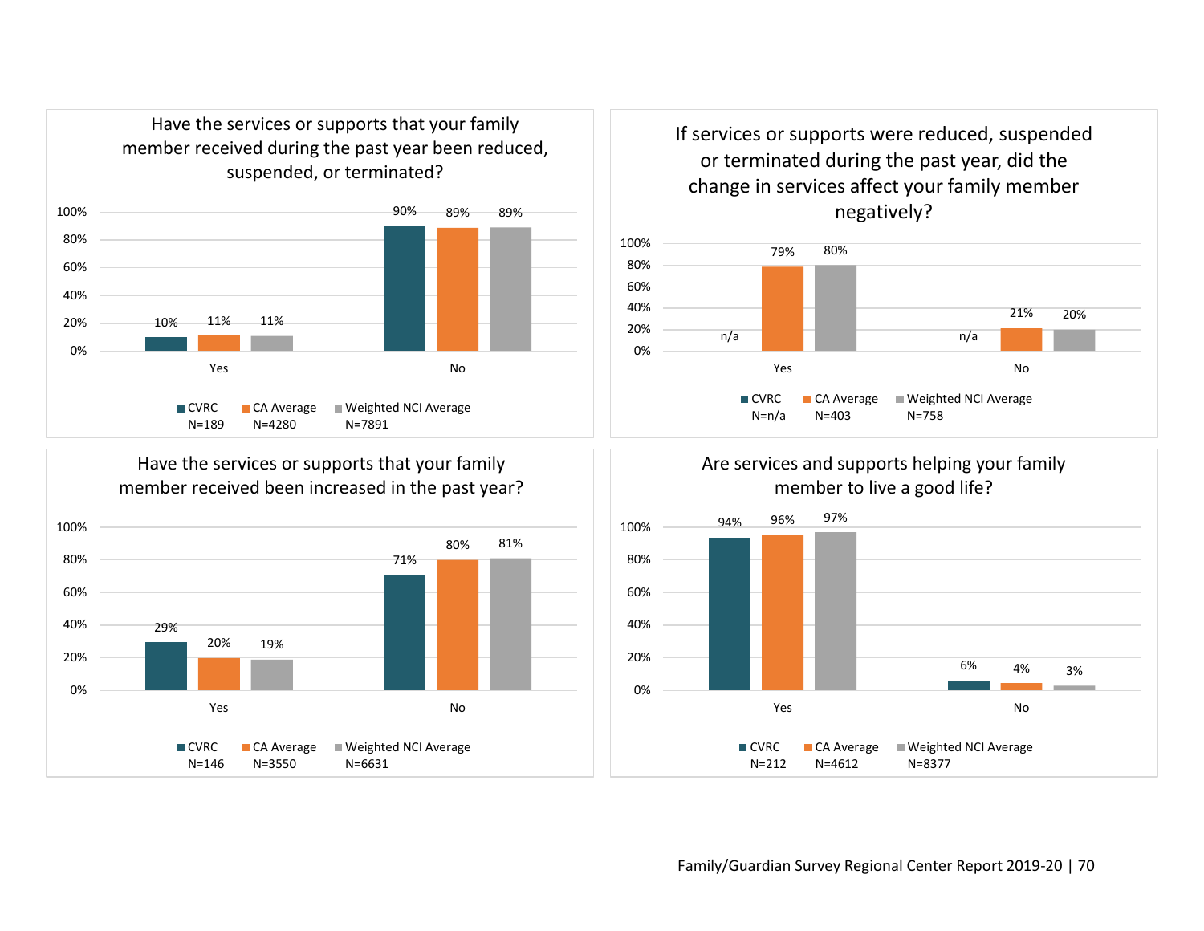### Have the services or supports that your family member received during the past year been reduced, suspended, or terminated?

| | CVRC (N=189) | CA Average (N=4280) | Weighted NCI Average (N=7891) |
|---|---|---|---|
| Yes | 10% | 11% | 11% |
| No | 90% | 89% | 89% |

### If services or supports were reduced, suspended or terminated during the past year, did the change in services affect your family member negatively?

| | CVRC (N=n/a) | CA Average (N=403) | Weighted NCI Average (N=758) |
|---|---|---|---|
| Yes | n/a | 79% | 80% |
| No | n/a | 21% | 20% |

### Have the services or supports that your family member received been increased in the past year?

| | CVRC (N=146) | CA Average (N=3550) | Weighted NCI Average (N=6631) |
|---|---|---|---|
| Yes | 29% | 20% | 19% |
| No | 71% | 80% | 81% |

### Are services and supports helping your family member to live a good life?

| | CVRC (N=212) | CA Average (N=4612) | Weighted NCI Average (N=8377) |
|---|---|---|---|
| Yes | 94% | 96% | 97% |
| No | 6% | 4% | 3% |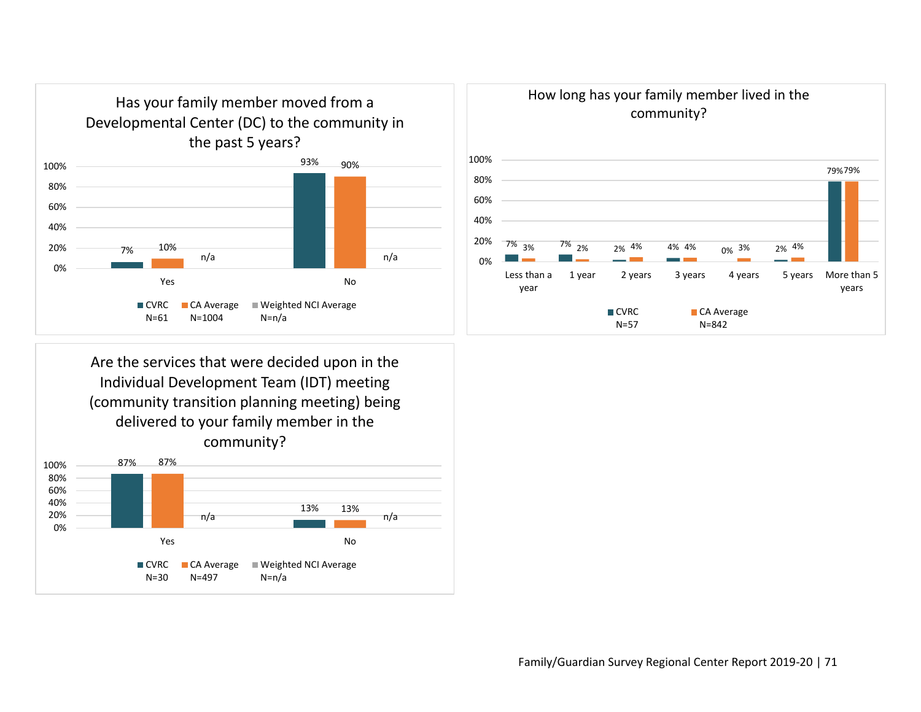## Has your family member moved from a Developmental Center (DC) to the community in the past 5 years?

| | CVRC N=61 | CA Average N=1004 | Weighted NCI Average N=n/a |
|---|---|---|---|
| Yes | 7% | 10% | n/a |
| No | 93% | 90% | n/a |

## How long has your family member lived in the community?

| | CVRC N=57 | CA Average N=842 |
|---|---|---|
| Less than a year | 7% | 3% |
| 1 year | 7% | 2% |
| 2 years | 2% | 4% |
| 3 years | 4% | 4% |
| 4 years | 0% | 3% |
| 5 years | 2% | 4% |
| More than 5 years | 79% | 79% |

## Are the services that were decided upon in the Individual Development Team (IDT) meeting (community transition planning meeting) being delivered to your family member in the community?

| | CVRC N=30 | CA Average N=497 | Weighted NCI Average N=n/a |
|---|---|---|---|
| Yes | 87% | 87% | n/a |
| No | 13% | 13% | n/a |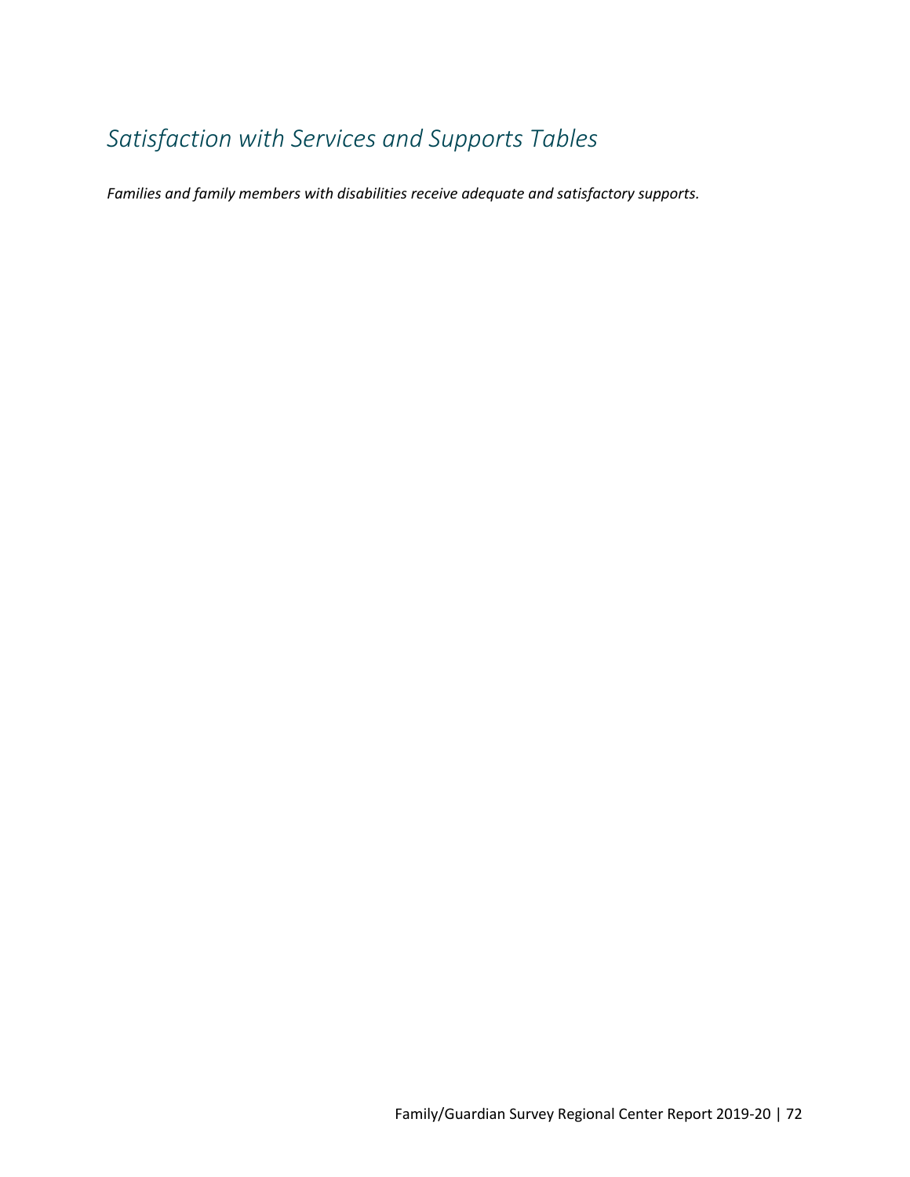# *Satisfaction with Services and Supports Tables*

***Families and family members with disabilities receive adequate and satisfactory supports.***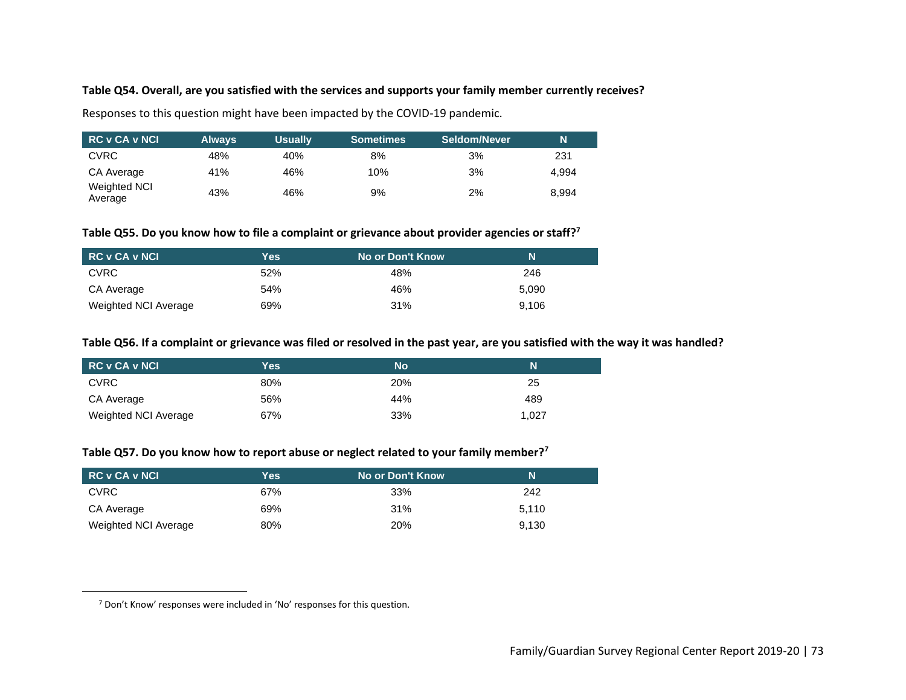**Table Q54. Overall, are you satisfied with the services and supports your family member currently receives?**

Responses to this question might have been impacted by the COVID-19 pandemic.

| RC v CA v NCI | Always | Usually | Sometimes | Seldom/Never | N |
|---|---|---|---|---|---|
| CVRC | 48% | 40% | 8% | 3% | 231 |
| CA Average | 41% | 46% | 10% | 3% | 4,994 |
| Weighted NCI Average | 43% | 46% | 9% | 2% | 8,994 |

**Table Q55. Do you know how to file a complaint or grievance about provider agencies or staff?[7]**

| RC v CA v NCI | Yes | No or Don't Know | N |
|---|---|---|---|
| CVRC | 52% | 48% | 246 |
| CA Average | 54% | 46% | 5,090 |
| Weighted NCI Average | 69% | 31% | 9,106 |

**Table Q56. If a complaint or grievance was filed or resolved in the past year, are you satisfied with the way it was handled?**

| RC v CA v NCI | Yes | No | N |
|---|---|---|---|
| CVRC | 80% | 20% | 25 |
| CA Average | 56% | 44% | 489 |
| Weighted NCI Average | 67% | 33% | 1,027 |

**Table Q57. Do you know how to report abuse or neglect related to your family member?[7]**

| RC v CA v NCI | Yes | No or Don't Know | N |
|---|---|---|---|
| CVRC | 67% | 33% | 242 |
| CA Average | 69% | 31% | 5,110 |
| Weighted NCI Average | 80% | 20% | 9,130 |

[7] Don't Know' responses were included in 'No' responses for this question.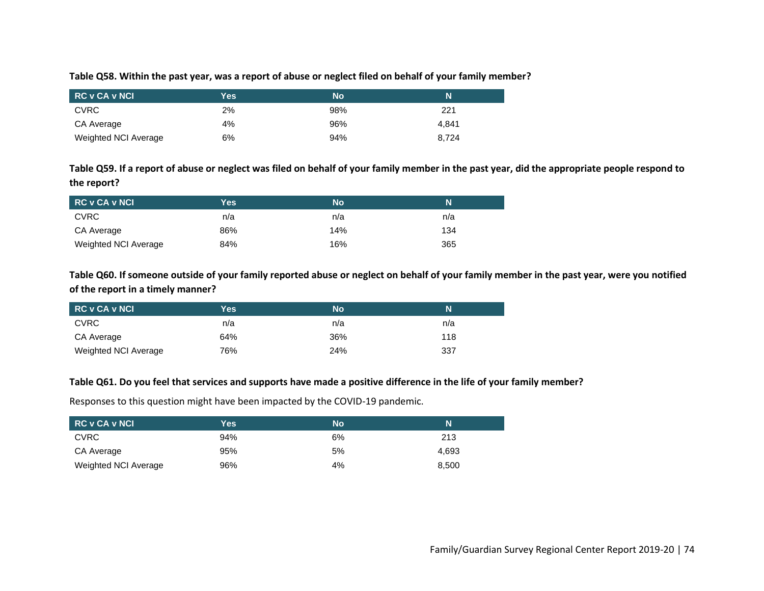**Table Q58. Within the past year, was a report of abuse or neglect filed on behalf of your family member?**

| RC v CA v NCI | Yes | No | N |
|---|---|---|---|
| CVRC | 2% | 98% | 221 |
| CA Average | 4% | 96% | 4,841 |
| Weighted NCI Average | 6% | 94% | 8,724 |

**Table Q59. If a report of abuse or neglect was filed on behalf of your family member in the past year, did the appropriate people respond to the report?**

| RC v CA v NCI | Yes | No | N |
|---|---|---|---|
| CVRC | n/a | n/a | n/a |
| CA Average | 86% | 14% | 134 |
| Weighted NCI Average | 84% | 16% | 365 |

**Table Q60. If someone outside of your family reported abuse or neglect on behalf of your family member in the past year, were you notified of the report in a timely manner?**

| RC v CA v NCI | Yes | No | N |
|---|---|---|---|
| CVRC | n/a | n/a | n/a |
| CA Average | 64% | 36% | 118 |
| Weighted NCI Average | 76% | 24% | 337 |

**Table Q61. Do you feel that services and supports have made a positive difference in the life of your family member?**

Responses to this question might have been impacted by the COVID-19 pandemic.

| RC v CA v NCI | Yes | No | N |
|---|---|---|---|
| CVRC | 94% | 6% | 213 |
| CA Average | 95% | 5% | 4,693 |
| Weighted NCI Average | 96% | 4% | 8,500 |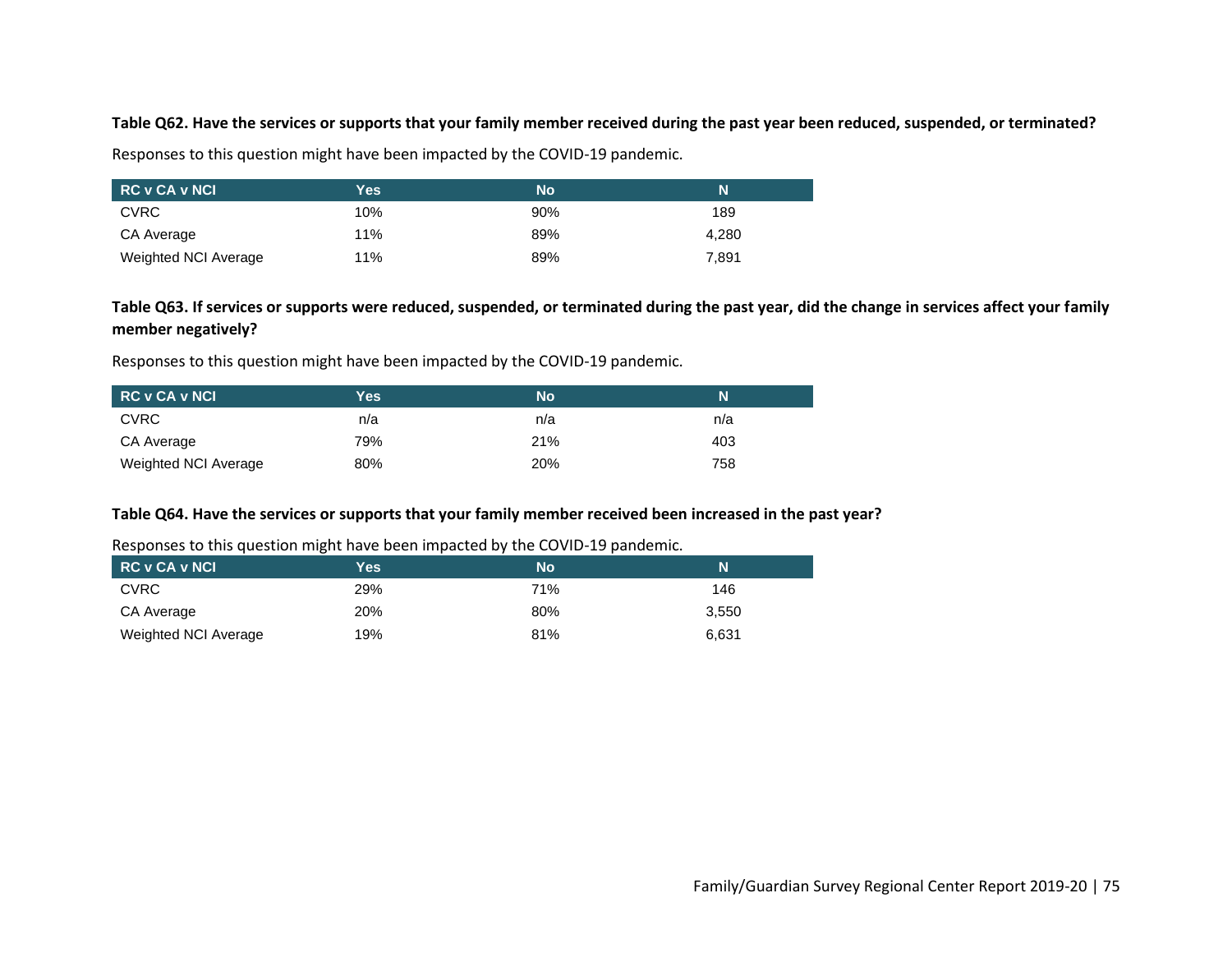**Table Q62. Have the services or supports that your family member received during the past year been reduced, suspended, or terminated?**

Responses to this question might have been impacted by the COVID-19 pandemic.

| RC v CA v NCI | Yes | No | N |
|---|---|---|---|
| CVRC | 10% | 90% | 189 |
| CA Average | 11% | 89% | 4,280 |
| Weighted NCI Average | 11% | 89% | 7,891 |

**Table Q63. If services or supports were reduced, suspended, or terminated during the past year, did the change in services affect your family member negatively?**

Responses to this question might have been impacted by the COVID-19 pandemic.

| RC v CA v NCI | Yes | No | N |
|---|---|---|---|
| CVRC | n/a | n/a | n/a |
| CA Average | 79% | 21% | 403 |
| Weighted NCI Average | 80% | 20% | 758 |

**Table Q64. Have the services or supports that your family member received been increased in the past year?**

Responses to this question might have been impacted by the COVID-19 pandemic.

| RC v CA v NCI | Yes | No | N |
|---|---|---|---|
| CVRC | 29% | 71% | 146 |
| CA Average | 20% | 80% | 3,550 |
| Weighted NCI Average | 19% | 81% | 6,631 |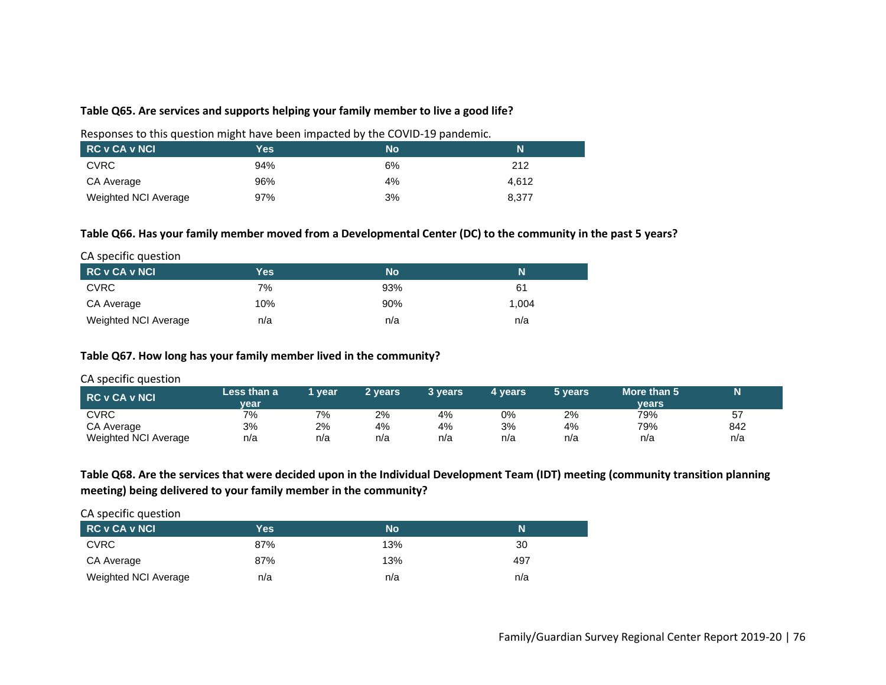**Table Q65. Are services and supports helping your family member to live a good life?**

Responses to this question might have been impacted by the COVID-19 pandemic.

| RC v CA v NCI | Yes | No | N |
|---|---|---|---|
| CVRC | 94% | 6% | 212 |
| CA Average | 96% | 4% | 4,612 |
| Weighted NCI Average | 97% | 3% | 8,377 |

**Table Q66. Has your family member moved from a Developmental Center (DC) to the community in the past 5 years?**

CA specific question

| RC v CA v NCI | Yes | No | N |
|---|---|---|---|
| CVRC | 7% | 93% | 61 |
| CA Average | 10% | 90% | 1,004 |
| Weighted NCI Average | n/a | n/a | n/a |

**Table Q67. How long has your family member lived in the community?**

CA specific question

| RC v CA v NCI | Less than a year | 1 year | 2 years | 3 years | 4 years | 5 years | More than 5 years | N |
|---|---|---|---|---|---|---|---|---|
| CVRC | 7% | 7% | 2% | 4% | 0% | 2% | 79% | 57 |
| CA Average | 3% | 2% | 4% | 4% | 3% | 4% | 79% | 842 |
| Weighted NCI Average | n/a | n/a | n/a | n/a | n/a | n/a | n/a | n/a |

**Table Q68. Are the services that were decided upon in the Individual Development Team (IDT) meeting (community transition planning meeting) being delivered to your family member in the community?**

CA specific question

| RC v CA v NCI | Yes | No | N |
|---|---|---|---|
| CVRC | 87% | 13% | 30 |
| CA Average | 87% | 13% | 497 |
| Weighted NCI Average | n/a | n/a | n/a |